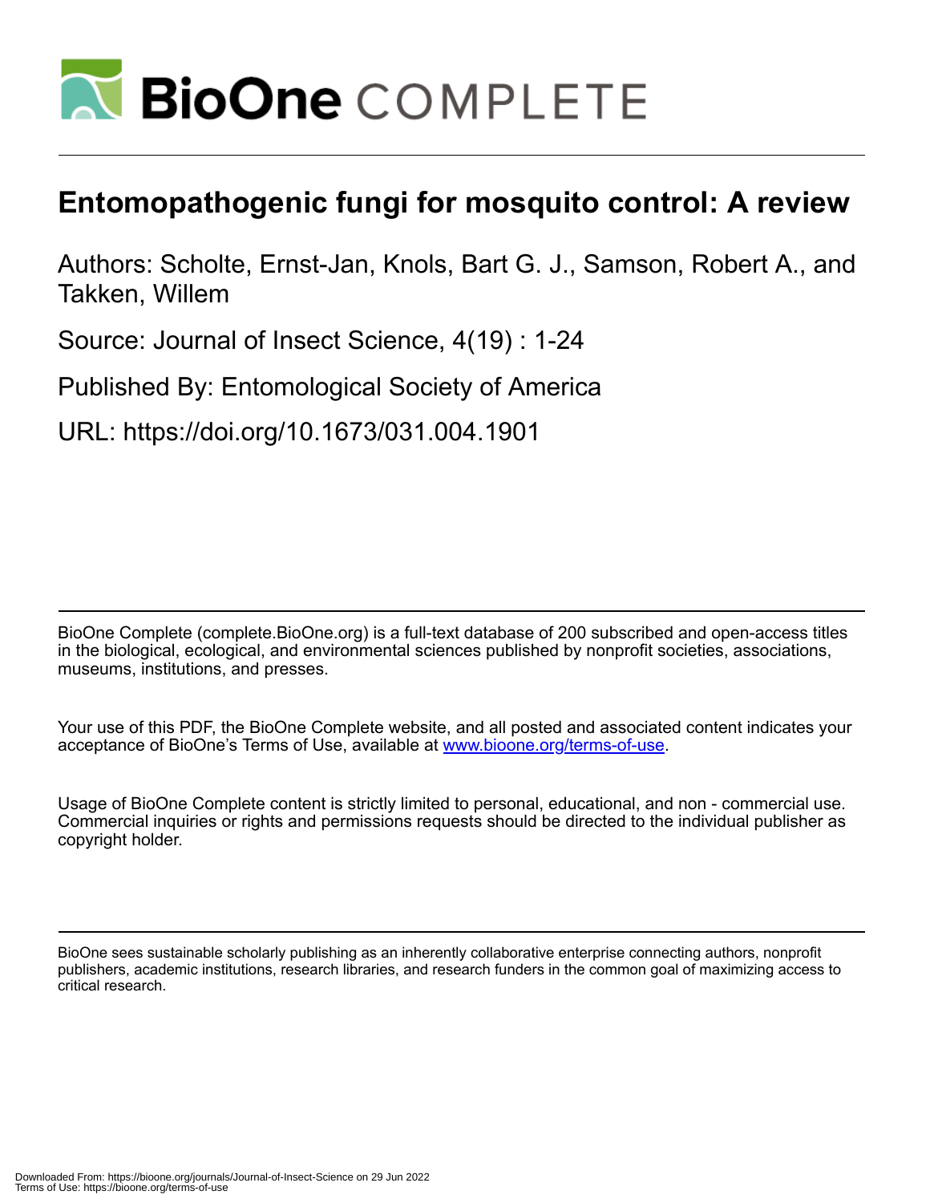# Entomopathogenic fungi for mosquito control: A review

Authors: Scholte, Ernst-Jan, Knols, Bart G. J., Samson, Robert A., and Takken, Willem

Source: Journal of Insect Science, 4(19) : 1-24

Published By: Entomological Society of America

URL: https://doi.org/10.1673/031.004.1901

BioOne Complete (complete.BioOne.org) is a full-text database of 200 subscribed and open-access titles in the biological, ecological, and environmental sciences published by nonprofit societies, associations, museums, institutions, and presses.

Your use of this PDF, the BioOne Complete website, and all posted and associated content indicates your acceptance of BioOne's Terms of Use, available at www.bioone.org/terms-of-use.

Usage of BioOne Complete content is strictly limited to personal, educational, and non - commercial use. Commercial inquiries or rights and permissions requests should be directed to the individual publisher as copyright holder.

BioOne sees sustainable scholarly publishing as an inherently collaborative enterprise connecting authors, nonprofit publishers, academic institutions, research libraries, and research funders in the common goal of maximizing access to critical research.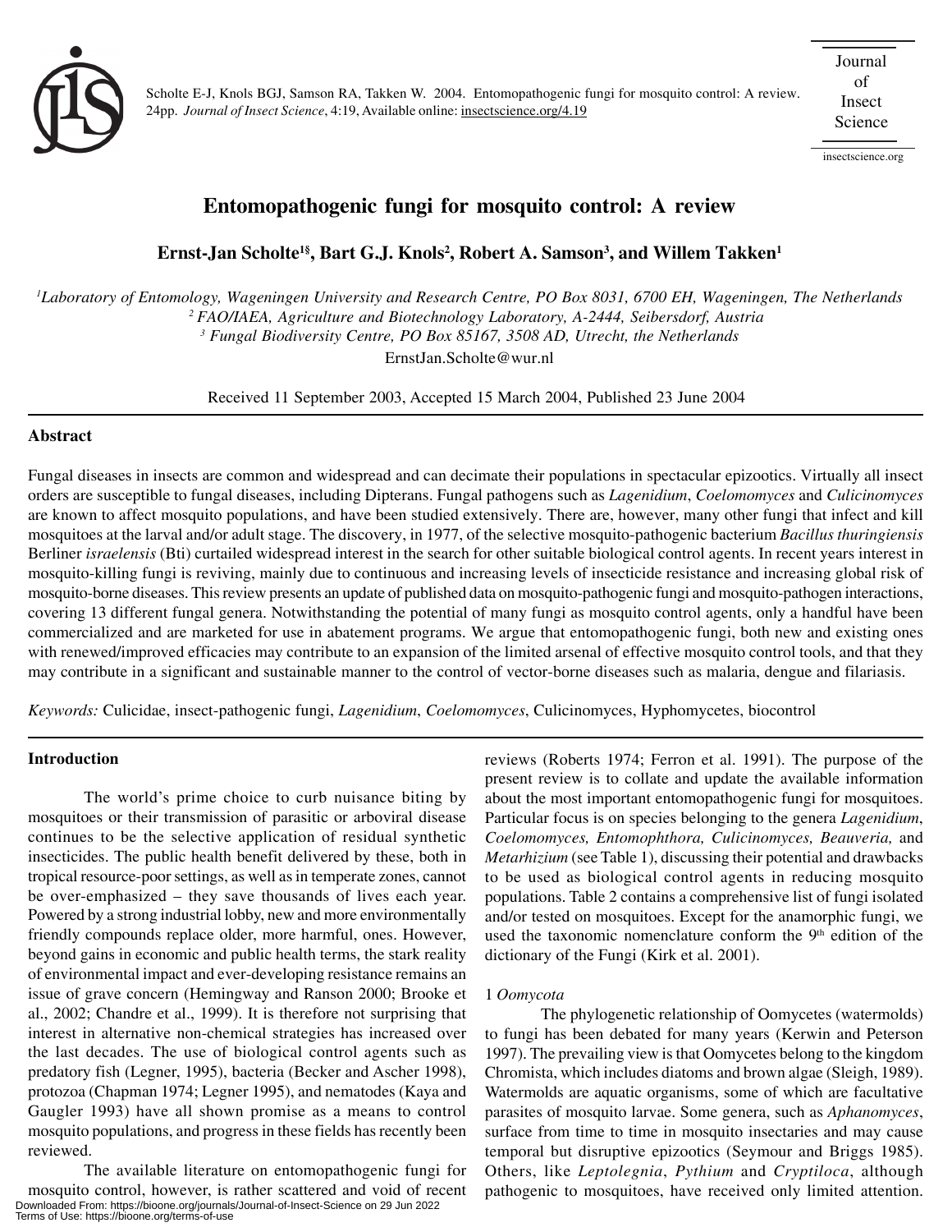Scholte E-J, Knols BGJ, Samson RA, Takken W. 2004. Entomopathogenic fungi for mosquito control: A review. 24pp. *Journal of Insect Science*, 4:19, Available online: insectscience.org/4.19

# Entomopathogenic fungi for mosquito control: A review

**Ernst-Jan Scholte[1§], Bart G.J. Knols[2], Robert A. Samson[3], and Willem Takken[1]**

[1]Laboratory of Entomology, Wageningen University and Research Centre, PO Box 8031, 6700 EH, Wageningen, The Netherlands
[2] FAO/IAEA, Agriculture and Biotechnology Laboratory, A-2444, Seibersdorf, Austria
[3] Fungal Biodiversity Centre, PO Box 85167, 3508 AD, Utrecht, the Netherlands
ErnstJan.Scholte@wur.nl

Received 11 September 2003, Accepted 15 March 2004, Published 23 June 2004

## Abstract

Fungal diseases in insects are common and widespread and can decimate their populations in spectacular epizootics. Virtually all insect orders are susceptible to fungal diseases, including Dipterans. Fungal pathogens such as *Lagenidium*, *Coelomomyces* and *Culicinomyces* are known to affect mosquito populations, and have been studied extensively. There are, however, many other fungi that infect and kill mosquitoes at the larval and/or adult stage. The discovery, in 1977, of the selective mosquito-pathogenic bacterium *Bacillus thuringiensis* Berliner *israelensis* (Bti) curtailed widespread interest in the search for other suitable biological control agents. In recent years interest in mosquito-killing fungi is reviving, mainly due to continuous and increasing levels of insecticide resistance and increasing global risk of mosquito-borne diseases. This review presents an update of published data on mosquito-pathogenic fungi and mosquito-pathogen interactions, covering 13 different fungal genera. Notwithstanding the potential of many fungi as mosquito control agents, only a handful have been commercialized and are marketed for use in abatement programs. We argue that entomopathogenic fungi, both new and existing ones with renewed/improved efficacies may contribute to an expansion of the limited arsenal of effective mosquito control tools, and that they may contribute in a significant and sustainable manner to the control of vector-borne diseases such as malaria, dengue and filariasis.

*Keywords:* Culicidae, insect-pathogenic fungi, *Lagenidium*, *Coelomomyces*, Culicinomyces, Hyphomycetes, biocontrol

## Introduction

The world's prime choice to curb nuisance biting by mosquitoes or their transmission of parasitic or arboviral disease continues to be the selective application of residual synthetic insecticides. The public health benefit delivered by these, both in tropical resource-poor settings, as well as in temperate zones, cannot be over-emphasized – they save thousands of lives each year. Powered by a strong industrial lobby, new and more environmentally friendly compounds replace older, more harmful, ones. However, beyond gains in economic and public health terms, the stark reality of environmental impact and ever-developing resistance remains an issue of grave concern (Hemingway and Ranson 2000; Brooke et al., 2002; Chandre et al., 1999). It is therefore not surprising that interest in alternative non-chemical strategies has increased over the last decades. The use of biological control agents such as predatory fish (Legner, 1995), bacteria (Becker and Ascher 1998), protozoa (Chapman 1974; Legner 1995), and nematodes (Kaya and Gaugler 1993) have all shown promise as a means to control mosquito populations, and progress in these fields has recently been reviewed.

The available literature on entomopathogenic fungi for mosquito control, however, is rather scattered and void of recent reviews (Roberts 1974; Ferron et al. 1991). The purpose of the present review is to collate and update the available information about the most important entomopathogenic fungi for mosquitoes. Particular focus is on species belonging to the genera *Lagenidium*, *Coelomomyces, Entomophthora, Culicinomyces, Beauveria,* and *Metarhizium* (see Table 1), discussing their potential and drawbacks to be used as biological control agents in reducing mosquito populations. Table 2 contains a comprehensive list of fungi isolated and/or tested on mosquitoes. Except for the anamorphic fungi, we used the taxonomic nomenclature conform the 9th edition of the dictionary of the Fungi (Kirk et al. 2001).

### 1 *Oomycota*

The phylogenetic relationship of Oomycetes (watermolds) to fungi has been debated for many years (Kerwin and Peterson 1997). The prevailing view is that Oomycetes belong to the kingdom Chromista, which includes diatoms and brown algae (Sleigh, 1989). Watermolds are aquatic organisms, some of which are facultative parasites of mosquito larvae. Some genera, such as *Aphanomyces*, surface from time to time in mosquito insectaries and may cause temporal but disruptive epizootics (Seymour and Briggs 1985). Others, like *Leptolegnia*, *Pythium* and *Cryptiloca*, although pathogenic to mosquitoes, have received only limited attention.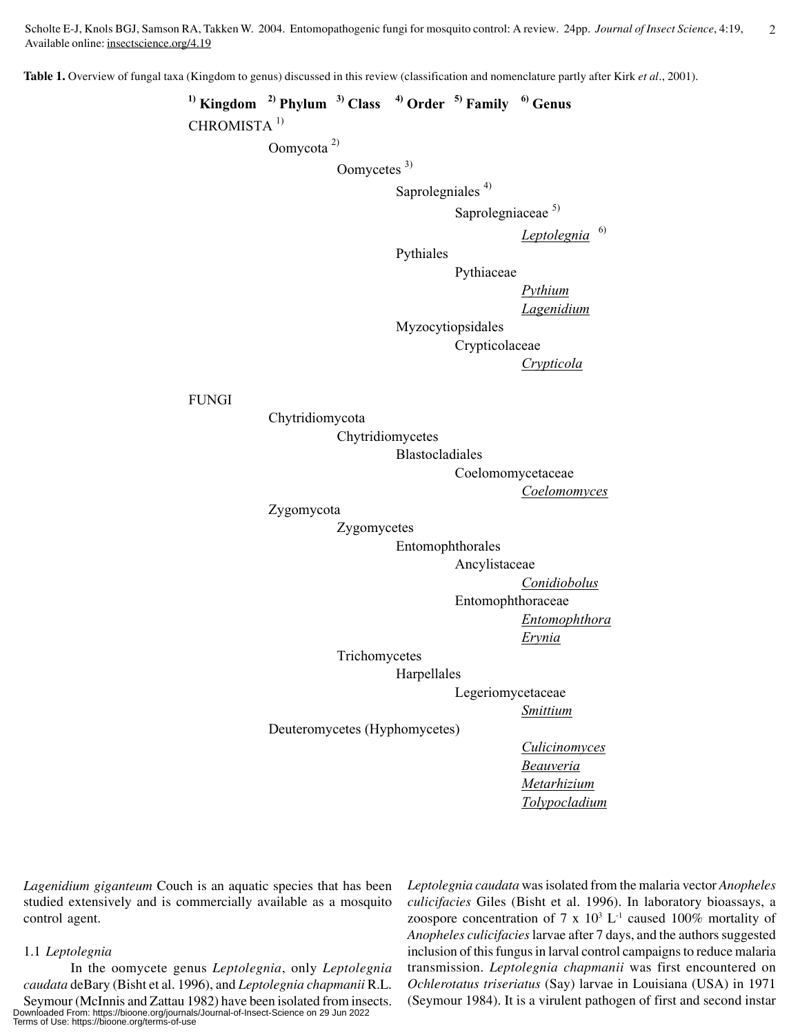**Table 1.** Overview of fungal taxa (Kingdom to genus) discussed in this review (classification and nomenclature partly after Kirk *et al*., 2001).

| 1) Kingdom | 2) Phylum | 3) Class | 4) Order | 5) Family | 6) Genus |
|---|---|---|---|---|---|
| CHROMISTA [1] | | | | | |
| | Oomycota [2] | | | | |
| | | Oomycetes [3] | | | |
| | | | Saprolegniales [4] | | |
| | | | | Saprolegniaceae [5] | |
| | | | | | *Leptolegnia* [6] |
| | | | Pythiales | | |
| | | | | Pythiaceae | |
| | | | | | *Pythium* |
| | | | | | *Lagenidium* |
| | | | Myzocytiopsidales | | |
| | | | | Crypticolaceae | |
| | | | | | *Crypticola* |
| FUNGI | | | | | |
| | Chytridiomycota | | | | |
| | | Chytridiomycetes | | | |
| | | | Blastocladiales | | |
| | | | | Coelomomycetaceae | |
| | | | | | *Coelomomyces* |
| | Zygomycota | | | | |
| | | Zygomycetes | | | |
| | | | Entomophthorales | | |
| | | | | Ancylistaceae | |
| | | | | | *Conidiobolus* |
| | | | | Entomophthoraceae | |
| | | | | | *Entomophthora* |
| | | | | | *Erynia* |
| | | Trichomycetes | | | |
| | | | Harpellales | | |
| | | | | Legeriomycetaceae | |
| | | | | | *Smittium* |
| | Deuteromycetes (Hyphomycetes) | | | | |
| | | | | | *Culicinomyces* |
| | | | | | *Beauveria* |
| | | | | | *Metarhizium* |
| | | | | | *Tolypocladium* |

*Lagenidium giganteum* Couch is an aquatic species that has been studied extensively and is commercially available as a mosquito control agent.

### 1.1 *Leptolegnia*

In the oomycete genus *Leptolegnia*, only *Leptolegnia caudata* deBary (Bisht et al. 1996), and *Leptolegnia chapmanii* R.L. Seymour (McInnis and Zattau 1982) have been isolated from insects. *Leptolegnia caudata* was isolated from the malaria vector *Anopheles culicifacies* Giles (Bisht et al. 1996). In laboratory bioassays, a zoospore concentration of $7 \times 10^3$ $L^{-1}$ caused 100% mortality of *Anopheles culicifacies* larvae after 7 days, and the authors suggested inclusion of this fungus in larval control campaigns to reduce malaria transmission. *Leptolegnia chapmanii* was first encountered on *Ochlerotatus triseriatus* (Say) larvae in Louisiana (USA) in 1971 (Seymour 1984). It is a virulent pathogen of first and second instar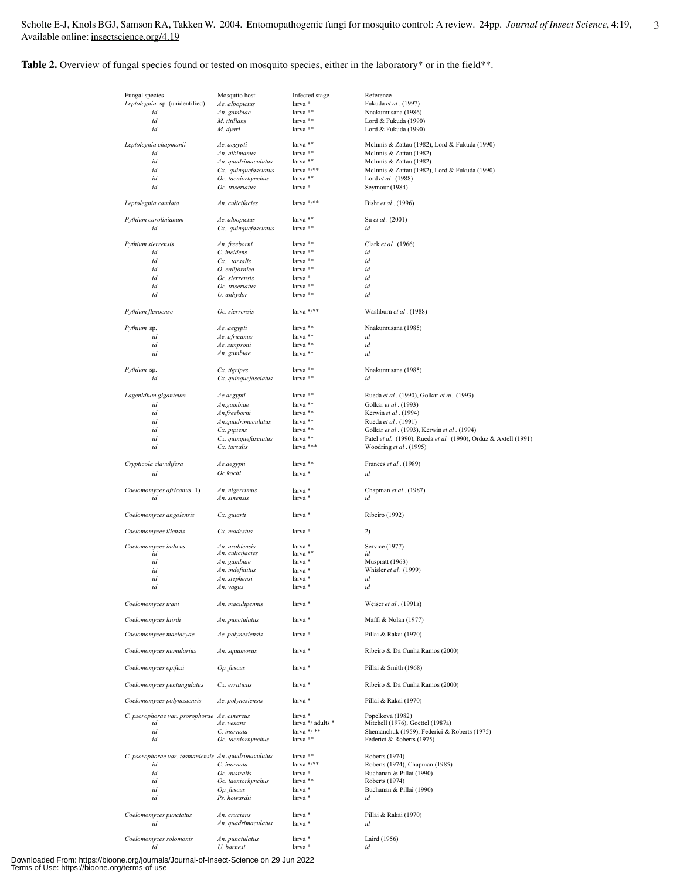**Table 2.** Overview of fungal species found or tested on mosquito species, either in the laboratory* or in the field**.

| Fungal species | Mosquito host | Infected stage | Reference |
|---|---|---|---|
| *Leptolegnia* sp. (unidentified) | *Ae. albopictus* | larva * | Fukuda *et al*. (1997) |
| *id* | *An. gambiae* | larva ** | Nnakumusana (1986) |
| *id* | *M. titillans* | larva ** | Lord & Fukuda (1990) |
| *id* | *M. dyari* | larva ** | Lord & Fukuda (1990) |
| *Leptolegnia chapmanii* | *Ae. aegypti* | larva ** | McInnis & Zattau (1982), Lord & Fukuda (1990) |
| *id* | *An. albimanus* | larva ** | McInnis & Zattau (1982) |
| *id* | *An. quadrimaculatus* | larva ** | McInnis & Zattau (1982) |
| *id* | *Cx.. quinquefasciatus* | larva */** | McInnis & Zattau (1982), Lord & Fukuda (1990) |
| *id* | *Oc. taeniorhynchus* | larva ** | Lord *et al*. (1988) |
| *id* | *Oc. triseriatus* | larva * | Seymour (1984) |
| *Leptolegnia caudata* | *An. culicifacies* | larva */** | Bisht *et al*. (1996) |
| *Pythium carolinianum* | *Ae. albopictus* | larva ** | Su *et al*. (2001) |
| *id* | *Cx.. quinquefasciatus* | larva ** | *id* |
| *Pythium sierrensis* | *An. freeborni* | larva ** | Clark *et al*. (1966) |
| *id* | *C. incidens* | larva ** | *id* |
| *id* | *Cx.. tarsalis* | larva ** | *id* |
| *id* | *O. californica* | larva ** | *id* |
| *id* | *Oc. sierrensis* | larva * | *id* |
| *id* | *Oc. triseriatus* | larva ** | *id* |
| *id* | *U. anhydor* | larva ** | *id* |
| *Pythium flevoense* | *Oc. sierrensis* | larva */** | Washburn *et al*. (1988) |
| *Pythium* sp. | *Ae. aegypti* | larva ** | Nnakumusana (1985) |
| *id* | *Ae. africanus* | larva ** | *id* |
| *id* | *Ae. simpsoni* | larva ** | *id* |
| *id* | *An. gambiae* | larva ** | *id* |
| *Pythium* sp. | *Cx. tigripes* | larva ** | Nnakumusana (1985) |
| *id* | *Cx. quinquefasciatus* | larva ** | *id* |
| *Lagenidium giganteum* | *Ae.aegypti* | larva ** | Rueda *et al*. (1990), Golkar *et al.* (1993) |
| *id* | *An.gambiae* | larva ** | Golkar *et al*. (1993) |
| *id* | *An.freeborni* | larva ** | Kerwin *et al*. (1994) |
| *id* | *An.quadrimaculatus* | larva ** | Rueda *et al*. (1991) |
| *id* | *Cx. pipiens* | larva ** | Golkar *et al*. (1993), Kerwin *et al*. (1994) |
| *id* | *Cx. quinquefasciatus* | larva ** | Patel *et al.* (1990), Rueda *et al.* (1990), Orduz & Axtell (1991) |
| *id* | *Cx. tarsalis* | larva *** | Woodring *et al*. (1995) |
| *Crypticola clavulifera* | *Ae.aegypti* | larva ** | Frances *et al*. (1989) |
| *id* | *Oc.kochi* | larva * | *id* |
| *Coelomomyces africanus* 1) | *An. nigerrimus* | larva * | Chapman *et al*. (1987) |
| *id* | *An. sinensis* | larva * | *id* |
| *Coelomomyces angolensis* | *Cx. guiarti* | larva * | Ribeiro (1992) |
| *Coelomomyces iliensis* | *Cx. modestus* | larva * | 2) |
| *Coelomomyces indicus* | *An. arabiensis* | larva * | Service (1977) |
| *id* | *An. culicifacies* | larva ** | *id* |
| *id* | *An. gambiae* | larva * | Muspratt (1963) |
| *id* | *An. indefinitus* | larva * | Whisler *et al.* (1999) |
| *id* | *An. stephensi* | larva * | *id* |
| *id* | *An. vagus* | larva * | *id* |
| *Coelomomyces irani* | *An. maculipennis* | larva * | Weiser *et al*. (1991a) |
| *Coelomomyces lairdi* | *An. punctulatus* | larva * | Maffi & Nolan (1977) |
| *Coelomomyces maclaeyae* | *Ae. polynesiensis* | larva * | Pillai & Rakai (1970) |
| *Coelomomyces numularius* | *An. squamosus* | larva * | Ribeiro & Da Cunha Ramos (2000) |
| *Coelomomyces opifexi* | *Op. fuscus* | larva * | Pillai & Smith (1968) |
| *Coelomomyces pentangulatus* | *Cx. erraticus* | larva * | Ribeiro & Da Cunha Ramos (2000) |
| *Coelomomyces polynesiensis* | *Ae. polynesiensis* | larva * | Pillai & Rakai (1970) |
| *C. psorophorae var. psorophorae* | *Ae. cinereus* | larva * | Popelkova (1982) |
| *id* | *Ae. vexans* | larva */ adults * | Mitchell (1976), Goettel (1987a) |
| *id* | *C. inornata* | larva */ ** | Shemanchuk (1959), Federici & Roberts (1975) |
| *id* | *Oc. taeniorhynchus* | larva ** | Federici & Roberts (1975) |
| *C. psorophorae var. tasmaniensis* | *An .quadrimaculatus* | larva ** | Roberts (1974) |
| *id* | *C. inornata* | larva */** | Roberts (1974), Chapman (1985) |
| *id* | *Oc. australis* | larva * | Buchanan & Pillai (1990) |
| *id* | *Oc. taeniorhynchus* | larva ** | Roberts (1974) |
| *id* | *Op. fuscus* | larva * | Buchanan & Pillai (1990) |
| *id* | *Ps. howardii* | larva * | *id* |
| *Coelomomyces punctatus* | *An. crucians* | larva * | Pillai & Rakai (1970) |
| *id* | *An. quadrimaculatus* | larva * | *id* |
| *Coelomomyces solomonis* | *An. punctulatus* | larva * | Laird (1956) |
| *id* | *U. barnesi* | larva * | *id* |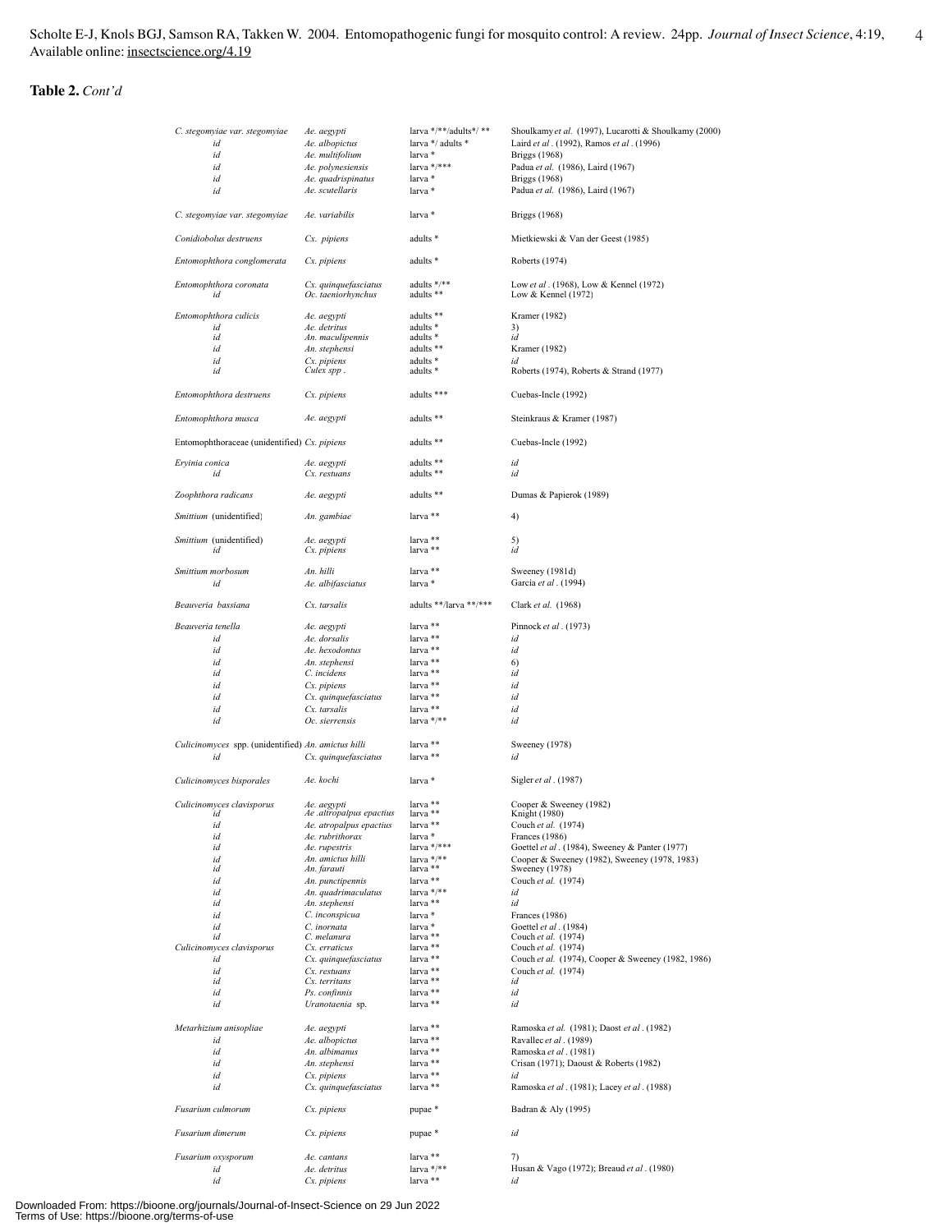**Table 2.** *Cont'd*

| | | | |
|---|---|---|---|
| *C. stegomyiae var. stegomyiae* | *Ae. aegypti* | larva */**/adults*/ ** | Shoulkamy *et al.* (1997), Lucarotti & Shoulkamy (2000) |
| *id* | *Ae. albopictus* | larva */ adults * | Laird *et al.* (1992), Ramos *et al.* (1996) |
| *id* | *Ae. multifolium* | larva * | Briggs (1968) |
| *id* | *Ae. polynesiensis* | larva */*** | Padua *et al.* (1986), Laird (1967) |
| *id* | *Ae. quadrispinatus* | larva * | Briggs (1968) |
| *id* | *Ae. scutellaris* | larva * | Padua *et al.* (1986), Laird (1967) |
| *C. stegomyiae var. stegomyiae* | *Ae. variabilis* | larva * | Briggs (1968) |
| *Conidiobolus destruens* | *Cx. pipiens* | adults * | Mietkiewski & Van der Geest (1985) |
| *Entomophthora conglomerata* | *Cx. pipiens* | adults * | Roberts (1974) |
| *Entomophthora coronata* | *Cx. quinquefasciatus* | adults */** | Low *et al.* (1968), Low & Kennel (1972) |
| *id* | *Oc. taeniorhynchus* | adults ** | Low & Kennel (1972) |
| *Entomophthora culicis* | *Ae. aegypti* | adults ** | Kramer (1982) |
| *id* | *Ae. detritus* | adults * | 3) |
| *id* | *An. maculipennis* | adults * | *id* |
| *id* | *An. stephensi* | adults ** | Kramer (1982) |
| *id* | *Cx. pipiens* | adults * | *id* |
| *id* | *Culex spp.* | adults * | Roberts (1974), Roberts & Strand (1977) |
| *Entomophthora destruens* | *Cx. pipiens* | adults *** | Cuebas-Incle (1992) |
| *Entomophthora musca* | *Ae. aegypti* | adults ** | Steinkraus & Kramer (1987) |
| Entomophthoraceae (unidentified) | *Cx. pipiens* | adults ** | Cuebas-Incle (1992) |
| *Eryinia conica* | *Ae. aegypti* | adults ** | *id* |
| *id* | *Cx. restuans* | adults ** | *id* |
| *Zoophthora radicans* | *Ae. aegypti* | adults ** | Dumas & Papierok (1989) |
| *Smittium* (unidentified) | *An. gambiae* | larva ** | 4) |
| *Smittium* (unidentified) | *Ae. aegypti* | larva ** | 5) |
| *id* | *Cx. pipiens* | larva ** | *id* |
| *Smittium morbosum* | *An. hilli* | larva ** | Sweeney (1981d) |
| *id* | *Ae. albifasciatus* | larva * | Garcia *et al.* (1994) |
| *Beauveria bassiana* | *Cx. tarsalis* | adults **/larva **/*** | Clark *et al.* (1968) |
| *Beauveria tenella* | *Ae. aegypti* | larva ** | Pinnock *et al.* (1973) |
| *id* | *Ae. dorsalis* | larva ** | *id* |
| *id* | *Ae. hexodontus* | larva ** | *id* |
| *id* | *An. stephensi* | larva ** | 6) |
| *id* | *C. incidens* | larva ** | *id* |
| *id* | *Cx. pipiens* | larva ** | *id* |
| *id* | *Cx. quinquefasciatus* | larva ** | *id* |
| *id* | *Cx. tarsalis* | larva ** | *id* |
| *id* | *Oc. sierrensis* | larva */** | *id* |
| *Culicinomyces* spp. (unidentified) | *An. amictus hilli* | larva ** | Sweeney (1978) |
| *id* | *Cx. quinquefasciatus* | larva ** | *id* |
| *Culicinomyces bisporales* | *Ae. kochi* | larva * | Sigler *et al.* (1987) |
| *Culicinomyces clavisporus* | *Ae. aegypti* | larva ** | Cooper & Sweeney (1982) |
| *id* | *Ae .attropalpus epactius* | larva ** | Knight (1980) |
| *id* | *Ae. atropalpus epactius* | larva ** | Couch *et al.* (1974) |
| *id* | *Ae. rubrithorax* | larva * | Frances (1986) |
| *id* | *Ae. rupestris* | larva */*** | Goettel *et al.* (1984), Sweeney & Panter (1977) |
| *id* | *An. amictus hilli* | larva */** | Cooper & Sweeney (1982), Sweeney (1978, 1983) |
| *id* | *An. farauti* | larva ** | Sweeney (1978) |
| *id* | *An. punctipennis* | larva ** | Couch *et al.* (1974) |
| *id* | *An. quadrimaculatus* | larva */** | *id* |
| *id* | *An. stephensi* | larva ** | *id* |
| *id* | *C. inconspicua* | larva * | Frances (1986) |
| *id* | *C. inornata* | larva * | Goettel *et al.* (1984) |
| *id* | *C. melanura* | larva ** | Couch *et al.* (1974) |
| *Culicinomyces clavisporus* | *Cx. erraticus* | larva ** | Couch *et al.* (1974) |
| *id* | *Cx. quinquefasciatus* | larva ** | Couch *et al.* (1974), Cooper & Sweeney (1982, 1986) |
| *id* | *Cx. restuans* | larva ** | Couch *et al.* (1974) |
| *id* | *Cx. territans* | larva ** | *id* |
| *id* | *Ps. confinnis* | larva ** | *id* |
| *id* | *Uranotaenia* sp. | larva ** | *id* |
| *Metarhizium anisopliae* | *Ae. aegypti* | larva ** | Ramoska *et al.* (1981); Daost *et al.* (1982) |
| *id* | *Ae. albopictus* | larva ** | Ravallec *et al.* (1989) |
| *id* | *An. albimanus* | larva ** | Ramoska *et al.* (1981) |
| *id* | *An. stephensi* | larva ** | Crisan (1971); Daoust & Roberts (1982) |
| *id* | *Cx. pipiens* | larva ** | *id* |
| *id* | *Cx. quinquefasciatus* | larva ** | Ramoska *et al.* (1981); Lacey *et al.* (1988) |
| *Fusarium culmorum* | *Cx. pipiens* | pupae * | Badran & Aly (1995) |
| *Fusarium dimerum* | *Cx. pipiens* | pupae * | *id* |
| *Fusarium oxysporum* | *Ae. cantans* | larva ** | 7) |
| *id* | *Ae. detritus* | larva */** | Husan & Vago (1972); Breaud *et al.* (1980) |
| *id* | *Cx. pipiens* | larva ** | *id* |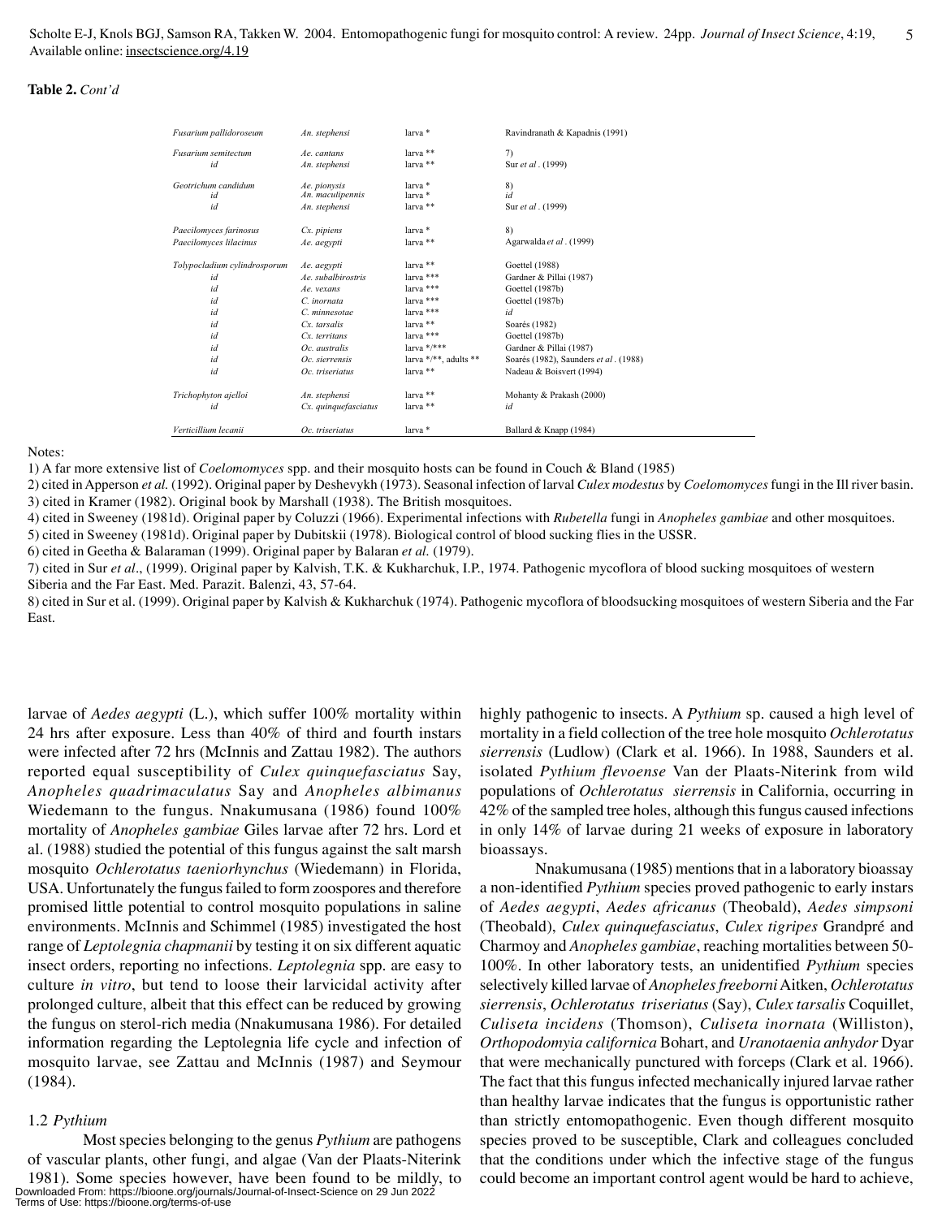**Table 2.** *Cont'd*

| | | | |
|---|---|---|---|
| *Fusarium pallidoroseum* | *An. stephensi* | larva * | Ravindranath & Kapadnis (1991) |
| *Fusarium semitectum* | *Ae. cantans* | larva ** | 7) |
| *id* | *An. stephensi* | larva ** | Sur *et al*. (1999) |
| *Geotrichum candidum* | *Ae. pionysis* | larva * | 8) |
| *id* | *An. maculipennis* | larva * | *id* |
| *id* | *An. stephensi* | larva ** | Sur *et al*. (1999) |
| *Paecilomyces farinosus* | *Cx. pipiens* | larva * | 8) |
| *Paecilomyces lilacinus* | *Ae. aegypti* | larva ** | Agarwalda *et al*. (1999) |
| *Tolypocladium cylindrosporum* | *Ae. aegypti* | larva ** | Goettel (1988) |
| *id* | *Ae. subalbirostris* | larva *** | Gardner & Pillai (1987) |
| *id* | *Ae. vexans* | larva *** | Goettel (1987b) |
| *id* | *C. inornata* | larva *** | Goettel (1987b) |
| *id* | *C. minnesotae* | larva *** | *id* |
| *id* | *Cx. tarsalis* | larva ** | Soarés (1982) |
| *id* | *Cx. territans* | larva *** | Goettel (1987b) |
| *id* | *Oc. australis* | larva */*** | Gardner & Pillai (1987) |
| *id* | *Oc. sierrensis* | larva */**, adults ** | Soarés (1982), Saunders *et al*. (1988) |
| *id* | *Oc. triseriatus* | larva ** | Nadeau & Boisvert (1994) |
| *Trichophyton ajelloi* | *An. stephensi* | larva ** | Mohanty & Prakash (2000) |
| *id* | *Cx. quinquefasciatus* | larva ** | *id* |
| *Verticillium lecanii* | *Oc. triseriatus* | larva * | Ballard & Knapp (1984) |

Notes:

1) A far more extensive list of *Coelomomyces* spp. and their mosquito hosts can be found in Couch & Bland (1985)
2) cited in Apperson *et al.* (1992). Original paper by Deshevykh (1973). Seasonal infection of larval *Culex modestus* by *Coelomomyces* fungi in the Ill river basin.
3) cited in Kramer (1982). Original book by Marshall (1938). The British mosquitoes.
4) cited in Sweeney (1981d). Original paper by Coluzzi (1966). Experimental infections with *Rubetella* fungi in *Anopheles gambiae* and other mosquitoes.
5) cited in Sweeney (1981d). Original paper by Dubitskii (1978). Biological control of blood sucking flies in the USSR.
6) cited in Geetha & Balaraman (1999). Original paper by Balaran *et al.* (1979).
7) cited in Sur *et al*., (1999). Original paper by Kalvish, T.K. & Kukharchuk, I.P., 1974. Pathogenic mycoflora of blood sucking mosquitoes of western Siberia and the Far East. Med. Parazit. Balenzi, 43, 57-64.
8) cited in Sur et al. (1999). Original paper by Kalvish & Kukharchuk (1974). Pathogenic mycoflora of bloodsucking mosquitoes of western Siberia and the Far East.

larvae of *Aedes aegypti* (L.), which suffer 100% mortality within 24 hrs after exposure. Less than 40% of third and fourth instars were infected after 72 hrs (McInnis and Zattau 1982). The authors reported equal susceptibility of *Culex quinquefasciatus* Say, *Anopheles quadrimaculatus* Say and *Anopheles albimanus* Wiedemann to the fungus. Nnakumusana (1986) found 100% mortality of *Anopheles gambiae* Giles larvae after 72 hrs. Lord et al. (1988) studied the potential of this fungus against the salt marsh mosquito *Ochlerotatus taeniorhynchus* (Wiedemann) in Florida, USA. Unfortunately the fungus failed to form zoospores and therefore promised little potential to control mosquito populations in saline environments. McInnis and Schimmel (1985) investigated the host range of *Leptolegnia chapmanii* by testing it on six different aquatic insect orders, reporting no infections. *Leptolegnia* spp. are easy to culture *in vitro*, but tend to loose their larvicidal activity after prolonged culture, albeit that this effect can be reduced by growing the fungus on sterol-rich media (Nnakumusana 1986). For detailed information regarding the Leptolegnia life cycle and infection of mosquito larvae, see Zattau and McInnis (1987) and Seymour (1984).

### 1.2 *Pythium*

Most species belonging to the genus *Pythium* are pathogens of vascular plants, other fungi, and algae (Van der Plaats-Niterink 1981). Some species however, have been found to be mildly, to highly pathogenic to insects. A *Pythium* sp. caused a high level of mortality in a field collection of the tree hole mosquito *Ochlerotatus sierrensis* (Ludlow) (Clark et al. 1966). In 1988, Saunders et al. isolated *Pythium flevoense* Van der Plaats-Niterink from wild populations of *Ochlerotatus sierrensis* in California, occurring in 42% of the sampled tree holes, although this fungus caused infections in only 14% of larvae during 21 weeks of exposure in laboratory bioassays.

Nnakumusana (1985) mentions that in a laboratory bioassay a non-identified *Pythium* species proved pathogenic to early instars of *Aedes aegypti*, *Aedes africanus* (Theobald), *Aedes simpsoni* (Theobald), *Culex quinquefasciatus*, *Culex tigripes* Grandpré and Charmoy and *Anopheles gambiae*, reaching mortalities between 50-100%. In other laboratory tests, an unidentified *Pythium* species selectively killed larvae of *Anopheles freeborni* Aitken, *Ochlerotatus sierrensis*, *Ochlerotatus triseriatus* (Say), *Culex tarsalis* Coquillet, *Culiseta incidens* (Thomson), *Culiseta inornata* (Williston), *Orthopodomyia californica* Bohart, and *Uranotaenia anhydor* Dyar that were mechanically punctured with forceps (Clark et al. 1966). The fact that this fungus infected mechanically injured larvae rather than healthy larvae indicates that the fungus is opportunistic rather than strictly entomopathogenic. Even though different mosquito species proved to be susceptible, Clark and colleagues concluded that the conditions under which the infective stage of the fungus could become an important control agent would be hard to achieve,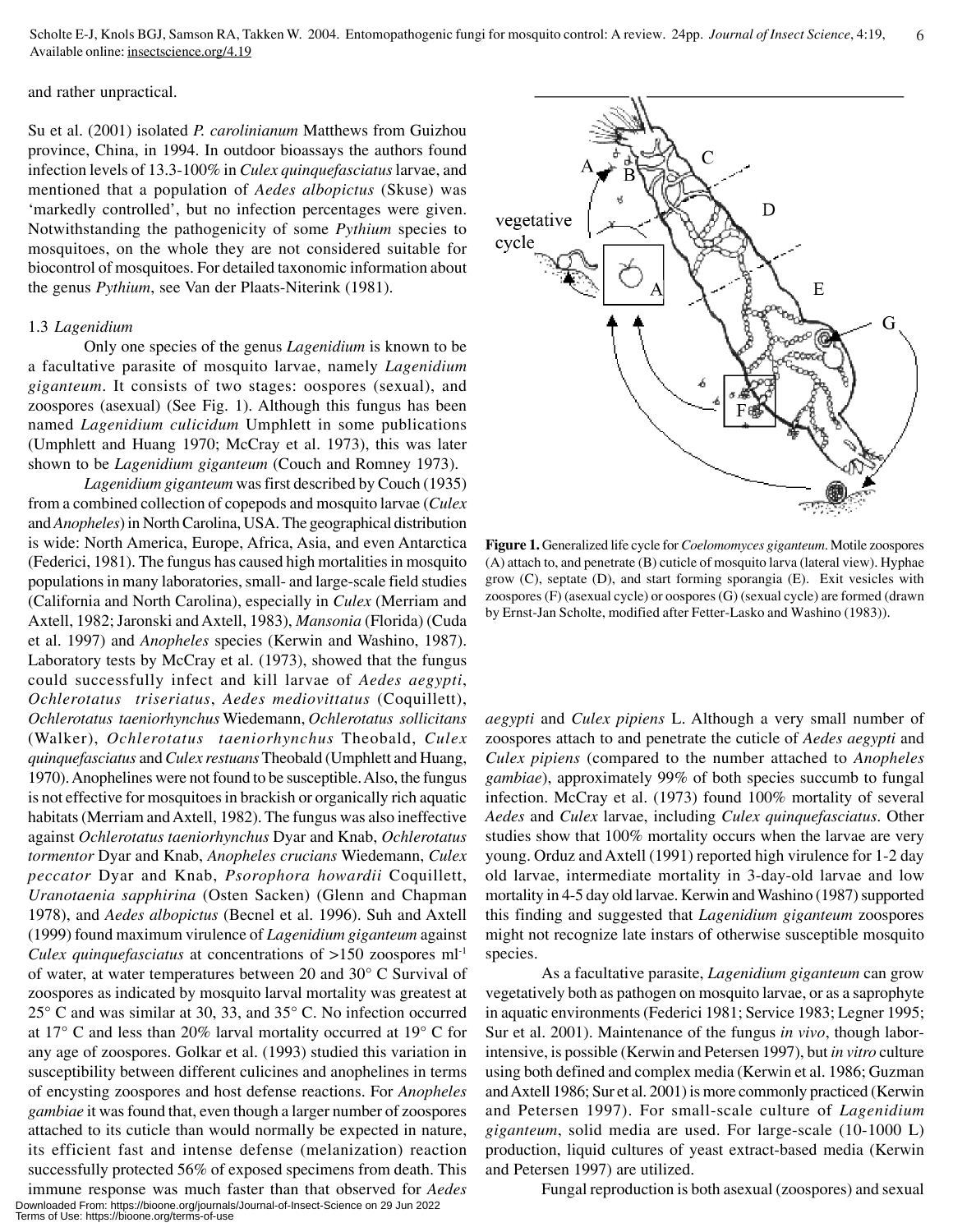and rather unpractical.

Su et al. (2001) isolated *P. carolinianum* Matthews from Guizhou province, China, in 1994. In outdoor bioassays the authors found infection levels of 13.3-100% in *Culex quinquefasciatus* larvae, and mentioned that a population of *Aedes albopictus* (Skuse) was 'markedly controlled', but no infection percentages were given. Notwithstanding the pathogenicity of some *Pythium* species to mosquitoes, on the whole they are not considered suitable for biocontrol of mosquitoes. For detailed taxonomic information about the genus *Pythium*, see Van der Plaats-Niterink (1981).

### 1.3 *Lagenidium*

Only one species of the genus *Lagenidium* is known to be a facultative parasite of mosquito larvae, namely *Lagenidium giganteum*. It consists of two stages: oospores (sexual), and zoospores (asexual) (See Fig. 1). Although this fungus has been named *Lagenidium culicidum* Umphlett in some publications (Umphlett and Huang 1970; McCray et al. 1973), this was later shown to be *Lagenidium giganteum* (Couch and Romney 1973).

*Lagenidium giganteum* was first described by Couch (1935) from a combined collection of copepods and mosquito larvae (*Culex* and *Anopheles*) in North Carolina, USA. The geographical distribution is wide: North America, Europe, Africa, Asia, and even Antarctica (Federici, 1981). The fungus has caused high mortalities in mosquito populations in many laboratories, small- and large-scale field studies (California and North Carolina), especially in *Culex* (Merriam and Axtell, 1982; Jaronski and Axtell, 1983), *Mansonia* (Florida) (Cuda et al. 1997) and *Anopheles* species (Kerwin and Washino, 1987). Laboratory tests by McCray et al. (1973), showed that the fungus could successfully infect and kill larvae of *Aedes aegypti*, *Ochlerotatus triseriatus*, *Aedes mediovittatus* (Coquillett), *Ochlerotatus taeniorhynchus* Wiedemann, *Ochlerotatus sollicitans* (Walker), *Ochlerotatus taeniorhynchus* Theobald, *Culex quinquefasciatus* and *Culex restuans* Theobald (Umphlett and Huang, 1970). Anophelines were not found to be susceptible. Also, the fungus is not effective for mosquitoes in brackish or organically rich aquatic habitats (Merriam and Axtell, 1982). The fungus was also ineffective against *Ochlerotatus taeniorhynchus* Dyar and Knab, *Ochlerotatus tormentor* Dyar and Knab, *Anopheles crucians* Wiedemann, *Culex peccator* Dyar and Knab, *Psorophora howardii* Coquillett, *Uranotaenia sapphirina* (Osten Sacken) (Glenn and Chapman 1978), and *Aedes albopictus* (Becnel et al. 1996). Suh and Axtell (1999) found maximum virulence of *Lagenidium giganteum* against *Culex quinquefasciatus* at concentrations of >150 zoospores $ml^{-1}$ of water, at water temperatures between 20 and 30° C Survival of zoospores as indicated by mosquito larval mortality was greatest at 25° C and was similar at 30, 33, and 35° C. No infection occurred at 17° C and less than 20% larval mortality occurred at 19° C for any age of zoospores. Golkar et al. (1993) studied this variation in susceptibility between different culicines and anophelines in terms of encysting zoospores and host defense reactions. For *Anopheles gambiae* it was found that, even though a larger number of zoospores attached to its cuticle than would normally be expected in nature, its efficient fast and intense defense (melanization) reaction successfully protected 56% of exposed specimens from death. This immune response was much faster than that observed for *Aedes aegypti* and *Culex pipiens* L. Although a very small number of zoospores attach to and penetrate the cuticle of *Aedes aegypti* and *Culex pipiens* (compared to the number attached to *Anopheles gambiae*), approximately 99% of both species succumb to fungal infection. McCray et al. (1973) found 100% mortality of several *Aedes* and *Culex* larvae, including *Culex quinquefasciatus*. Other studies show that 100% mortality occurs when the larvae are very young. Orduz and Axtell (1991) reported high virulence for 1-2 day old larvae, intermediate mortality in 3-day-old larvae and low mortality in 4-5 day old larvae. Kerwin and Washino (1987) supported this finding and suggested that *Lagenidium giganteum* zoospores might not recognize late instars of otherwise susceptible mosquito species.

**Figure 1.** Generalized life cycle for *Coelomomyces giganteum*. Motile zoospores (A) attach to, and penetrate (B) cuticle of mosquito larva (lateral view). Hyphae grow (C), septate (D), and start forming sporangia (E). Exit vesicles with zoospores (F) (asexual cycle) or oospores (G) (sexual cycle) are formed (drawn by Ernst-Jan Scholte, modified after Fetter-Lasko and Washino (1983)).

As a facultative parasite, *Lagenidium giganteum* can grow vegetatively both as pathogen on mosquito larvae, or as a saprophyte in aquatic environments (Federici 1981; Service 1983; Legner 1995; Sur et al. 2001). Maintenance of the fungus *in vivo*, though labor-intensive, is possible (Kerwin and Petersen 1997), but *in vitro* culture using both defined and complex media (Kerwin et al. 1986; Guzman and Axtell 1986; Sur et al. 2001) is more commonly practiced (Kerwin and Petersen 1997). For small-scale culture of *Lagenidium giganteum*, solid media are used. For large-scale (10-1000 L) production, liquid cultures of yeast extract-based media (Kerwin and Petersen 1997) are utilized.

Fungal reproduction is both asexual (zoospores) and sexual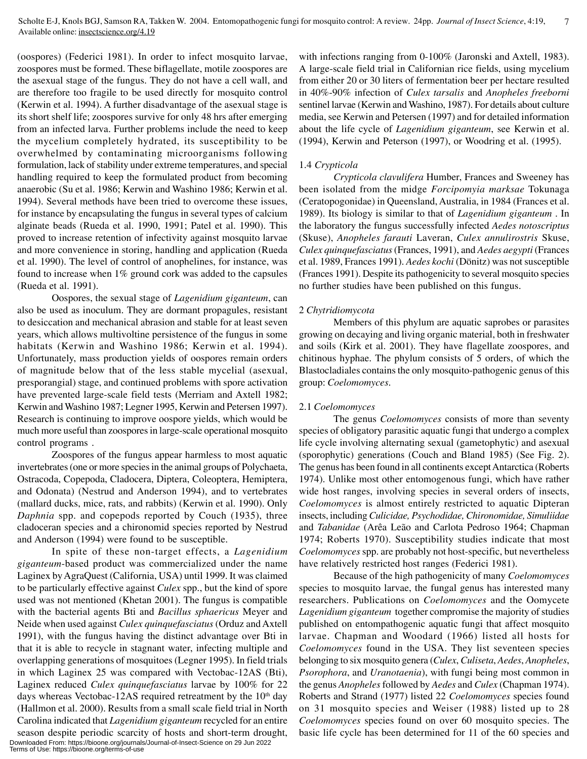(oospores) (Federici 1981). In order to infect mosquito larvae, zoospores must be formed. These biflagellate, motile zoospores are the asexual stage of the fungus. They do not have a cell wall, and are therefore too fragile to be used directly for mosquito control (Kerwin et al. 1994). A further disadvantage of the asexual stage is its short shelf life; zoospores survive for only 48 hrs after emerging from an infected larva. Further problems include the need to keep the mycelium completely hydrated, its susceptibility to be overwhelmed by contaminating microorganisms following formulation, lack of stability under extreme temperatures, and special handling required to keep the formulated product from becoming anaerobic (Su et al. 1986; Kerwin and Washino 1986; Kerwin et al. 1994). Several methods have been tried to overcome these issues, for instance by encapsulating the fungus in several types of calcium alginate beads (Rueda et al. 1990, 1991; Patel et al. 1990). This proved to increase retention of infectivity against mosquito larvae and more convenience in storing, handling and application (Rueda et al. 1990). The level of control of anophelines, for instance, was found to increase when 1% ground cork was added to the capsules (Rueda et al. 1991).

Oospores, the sexual stage of *Lagenidium giganteum*, can also be used as inoculum. They are dormant propagules, resistant to desiccation and mechanical abrasion and stable for at least seven years, which allows multivoltine persistence of the fungus in some habitats (Kerwin and Washino 1986; Kerwin et al. 1994). Unfortunately, mass production yields of oospores remain orders of magnitude below that of the less stable mycelial (asexual, presporangial) stage, and continued problems with spore activation have prevented large-scale field tests (Merriam and Axtell 1982; Kerwin and Washino 1987; Legner 1995, Kerwin and Petersen 1997). Research is continuing to improve oospore yields, which would be much more useful than zoospores in large-scale operational mosquito control programs .

Zoospores of the fungus appear harmless to most aquatic invertebrates (one or more species in the animal groups of Polychaeta, Ostracoda, Copepoda, Cladocera, Diptera, Coleoptera, Hemiptera, and Odonata) (Nestrud and Anderson 1994), and to vertebrates (mallard ducks, mice, rats, and rabbits) (Kerwin et al. 1990). Only *Daphnia* spp. and copepods reported by Couch (1935), three cladoceran species and a chironomid species reported by Nestrud and Anderson (1994) were found to be susceptible.

In spite of these non-target effects, a *Lagenidium giganteum*-based product was commercialized under the name Laginex by AgraQuest (California, USA) until 1999. It was claimed to be particularly effective against *Culex* spp., but the kind of spore used was not mentioned (Khetan 2001). The fungus is compatible with the bacterial agents Bti and *Bacillus sphaericus* Meyer and Neide when used against *Culex quinquefasciatus* (Orduz and Axtell 1991), with the fungus having the distinct advantage over Bti in that it is able to recycle in stagnant water, infecting multiple and overlapping generations of mosquitoes (Legner 1995). In field trials in which Laginex 25 was compared with Vectobac-12AS (Bti), Laginex reduced *Culex quinquefasciatus* larvae by 100% for 22 days whereas Vectobac-12AS required retreatment by the 10th day (Hallmon et al. 2000). Results from a small scale field trial in North Carolina indicated that *Lagenidium giganteum* recycled for an entire season despite periodic scarcity of hosts and short-term drought, with infections ranging from 0-100% (Jaronski and Axtell, 1983). A large-scale field trial in Californian rice fields, using mycelium from either 20 or 30 liters of fermentation beer per hectare resulted in 40%-90% infection of *Culex tarsalis* and *Anopheles freeborni* sentinel larvae (Kerwin and Washino, 1987). For details about culture media, see Kerwin and Petersen (1997) and for detailed information about the life cycle of *Lagenidium giganteum*, see Kerwin et al. (1994), Kerwin and Peterson (1997), or Woodring et al. (1995).

### 1.4 *Crypticola*

*Crypticola clavulifera* Humber, Frances and Sweeney has been isolated from the midge *Forcipomyia marksae* Tokunaga (Ceratopogonidae) in Queensland, Australia, in 1984 (Frances et al. 1989). Its biology is similar to that of *Lagenidium giganteum* . In the laboratory the fungus successfully infected *Aedes notoscriptus* (Skuse), *Anopheles farauti* Laveran, *Culex annulirostris* Skuse, *Culex quinquefasciatus* (Frances, 1991), and *Aedes aegypti* (Frances et al. 1989, Frances 1991). *Aedes kochi* (Dönitz) was not susceptible (Frances 1991). Despite its pathogenicity to several mosquito species no further studies have been published on this fungus.

## 2 *Chytridiomycota*

Members of this phylum are aquatic saprobes or parasites growing on decaying and living organic material, both in freshwater and soils (Kirk et al. 2001). They have flagellate zoospores, and chitinous hyphae. The phylum consists of 5 orders, of which the Blastocladiales contains the only mosquito-pathogenic genus of this group: *Coelomomyces*.

### 2.1 *Coelomomyces*

The genus *Coelomomyces* consists of more than seventy species of obligatory parasitic aquatic fungi that undergo a complex life cycle involving alternating sexual (gametophytic) and asexual (sporophytic) generations (Couch and Bland 1985) (See Fig. 2). The genus has been found in all continents except Antarctica (Roberts 1974). Unlike most other entomogenous fungi, which have rather wide host ranges, involving species in several orders of insects, *Coelomomyces* is almost entirely restricted to aquatic Dipteran insects, including *Culicidae, Psychodidae, Chironomidae, Simuliidae* and *Tabanidae* (Arêa Leão and Carlota Pedroso 1964; Chapman 1974; Roberts 1970). Susceptibility studies indicate that most *Coelomomyces* spp. are probably not host-specific, but nevertheless have relatively restricted host ranges (Federici 1981).

Because of the high pathogenicity of many *Coelomomyces* species to mosquito larvae, the fungal genus has interested many researchers. Publications on *Coelomomyces* and the Oomycete *Lagenidium giganteum* together compromise the majority of studies published on entompathogenic aquatic fungi that affect mosquito larvae. Chapman and Woodard (1966) listed all hosts for *Coelomomyces* found in the USA. They list seventeen species belonging to six mosquito genera (*Culex*, *Culiseta*, *Aedes*, *Anopheles*, *Psorophora*, and *Uranotaenia*), with fungi being most common in the genus *Anopheles* followed by *Aedes* and *Culex* (Chapman 1974). Roberts and Strand (1977) listed 22 *Coelomomyces* species found on 31 mosquito species and Weiser (1988) listed up to 28 *Coelomomyces* species found on over 60 mosquito species. The basic life cycle has been determined for 11 of the 60 species and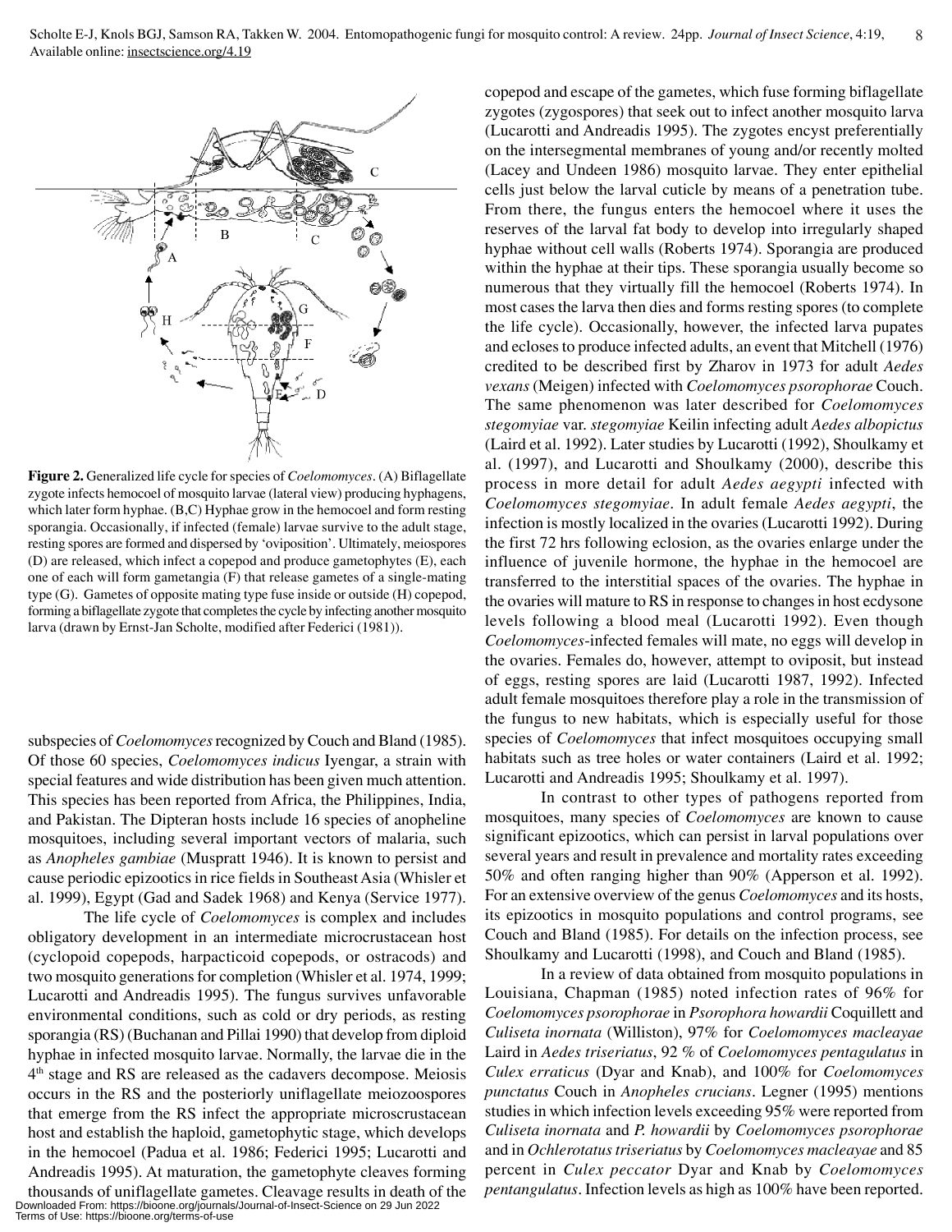**Figure 2.** Generalized life cycle for species of *Coelomomyces*. (A) Biflagellate zygote infects hemocoel of mosquito larvae (lateral view) producing hyphagens, which later form hyphae. (B,C) Hyphae grow in the hemocoel and form resting sporangia. Occasionally, if infected (female) larvae survive to the adult stage, resting spores are formed and dispersed by 'oviposition'. Ultimately, meiospores (D) are released, which infect a copepod and produce gametophytes (E), each one of each will form gametangia (F) that release gametes of a single-mating type (G). Gametes of opposite mating type fuse inside or outside (H) copepod, forming a biflagellate zygote that completes the cycle by infecting another mosquito larva (drawn by Ernst-Jan Scholte, modified after Federici (1981)).

subspecies of *Coelomomyces* recognized by Couch and Bland (1985). Of those 60 species, *Coelomomyces indicus* Iyengar, a strain with special features and wide distribution has been given much attention. This species has been reported from Africa, the Philippines, India, and Pakistan. The Dipteran hosts include 16 species of anopheline mosquitoes, including several important vectors of malaria, such as *Anopheles gambiae* (Muspratt 1946). It is known to persist and cause periodic epizootics in rice fields in Southeast Asia (Whisler et al. 1999), Egypt (Gad and Sadek 1968) and Kenya (Service 1977).

The life cycle of *Coelomomyces* is complex and includes obligatory development in an intermediate microcrustacean host (cyclopoid copepods, harpacticoid copepods, or ostracods) and two mosquito generations for completion (Whisler et al. 1974, 1999; Lucarotti and Andreadis 1995). The fungus survives unfavorable environmental conditions, such as cold or dry periods, as resting sporangia (RS) (Buchanan and Pillai 1990) that develop from diploid hyphae in infected mosquito larvae. Normally, the larvae die in the 4th stage and RS are released as the cadavers decompose. Meiosis occurs in the RS and the posteriorly uniflagellate meiozoospores that emerge from the RS infect the appropriate microscrustacean host and establish the haploid, gametophytic stage, which develops in the hemocoel (Padua et al. 1986; Federici 1995; Lucarotti and Andreadis 1995). At maturation, the gametophyte cleaves forming thousands of uniflagellate gametes. Cleavage results in death of the copepod and escape of the gametes, which fuse forming biflagellate zygotes (zygospores) that seek out to infect another mosquito larva (Lucarotti and Andreadis 1995). The zygotes encyst preferentially on the intersegmental membranes of young and/or recently molted (Lacey and Undeen 1986) mosquito larvae. They enter epithelial cells just below the larval cuticle by means of a penetration tube. From there, the fungus enters the hemocoel where it uses the reserves of the larval fat body to develop into irregularly shaped hyphae without cell walls (Roberts 1974). Sporangia are produced within the hyphae at their tips. These sporangia usually become so numerous that they virtually fill the hemocoel (Roberts 1974). In most cases the larva then dies and forms resting spores (to complete the life cycle). Occasionally, however, the infected larva pupates and ecloses to produce infected adults, an event that Mitchell (1976) credited to be described first by Zharov in 1973 for adult *Aedes vexans* (Meigen) infected with *Coelomomyces psorophorae* Couch. The same phenomenon was later described for *Coelomomyces stegomyiae* var. *stegomyiae* Keilin infecting adult *Aedes albopictus* (Laird et al. 1992). Later studies by Lucarotti (1992), Shoulkamy et al. (1997), and Lucarotti and Shoulkamy (2000), describe this process in more detail for adult *Aedes aegypti* infected with *Coelomomyces stegomyiae*. In adult female *Aedes aegypti*, the infection is mostly localized in the ovaries (Lucarotti 1992). During the first 72 hrs following eclosion, as the ovaries enlarge under the influence of juvenile hormone, the hyphae in the hemocoel are transferred to the interstitial spaces of the ovaries. The hyphae in the ovaries will mature to RS in response to changes in host ecdysone levels following a blood meal (Lucarotti 1992). Even though *Coelomomyces*-infected females will mate, no eggs will develop in the ovaries. Females do, however, attempt to oviposit, but instead of eggs, resting spores are laid (Lucarotti 1987, 1992). Infected adult female mosquitoes therefore play a role in the transmission of the fungus to new habitats, which is especially useful for those species of *Coelomomyces* that infect mosquitoes occupying small habitats such as tree holes or water containers (Laird et al. 1992; Lucarotti and Andreadis 1995; Shoulkamy et al. 1997).

In contrast to other types of pathogens reported from mosquitoes, many species of *Coelomomyces* are known to cause significant epizootics, which can persist in larval populations over several years and result in prevalence and mortality rates exceeding 50% and often ranging higher than 90% (Apperson et al. 1992). For an extensive overview of the genus *Coelomomyces* and its hosts, its epizootics in mosquito populations and control programs, see Couch and Bland (1985). For details on the infection process, see Shoulkamy and Lucarotti (1998), and Couch and Bland (1985).

In a review of data obtained from mosquito populations in Louisiana, Chapman (1985) noted infection rates of 96% for *Coelomomyces psorophorae* in *Psorophora howardii* Coquillett and *Culiseta inornata* (Williston), 97% for *Coelomomyces macleayae* Laird in *Aedes triseriatus*, 92 % of *Coelomomyces pentagulatus* in *Culex erraticus* (Dyar and Knab), and 100% for *Coelomomyces punctatus* Couch in *Anopheles crucians*. Legner (1995) mentions studies in which infection levels exceeding 95% were reported from *Culiseta inornata* and *P. howardii* by *Coelomomyces psorophorae* and in *Ochlerotatus triseriatus* by *Coelomomyces macleayae* and 85 percent in *Culex peccator* Dyar and Knab by *Coelomomyces pentangulatus*. Infection levels as high as 100% have been reported.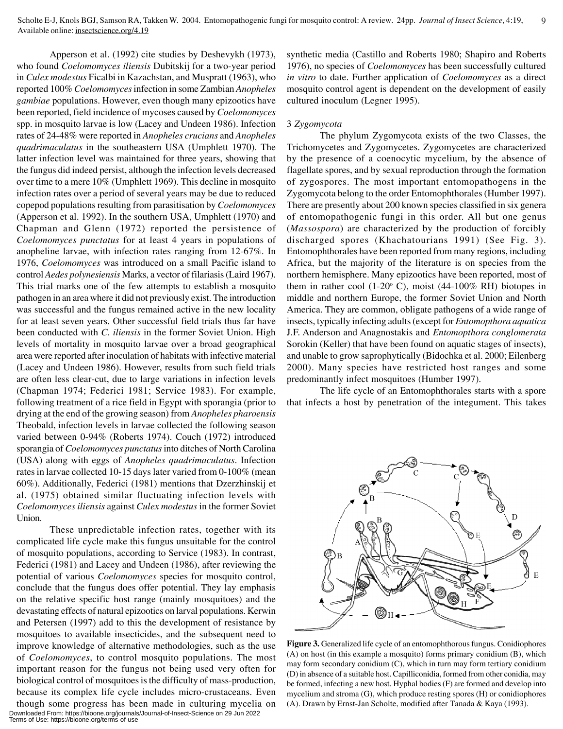Apperson et al. (1992) cite studies by Deshevykh (1973), who found *Coelomomyces iliensis* Dubitskij for a two-year period in *Culex modestus* Ficalbi in Kazachstan, and Muspratt (1963), who reported 100% *Coelomomyces* infection in some Zambian *Anopheles gambiae* populations. However, even though many epizootics have been reported, field incidence of mycoses caused by *Coelomomyces* spp. in mosquito larvae is low (Lacey and Undeen 1986). Infection rates of 24-48% were reported in *Anopheles crucians* and *Anopheles quadrimaculatus* in the southeastern USA (Umphlett 1970). The latter infection level was maintained for three years, showing that the fungus did indeed persist, although the infection levels decreased over time to a mere 10% (Umphlett 1969). This decline in mosquito infection rates over a period of several years may be due to reduced copepod populations resulting from parasitisation by *Coelomomyces* (Apperson et al. 1992). In the southern USA, Umphlett (1970) and Chapman and Glenn (1972) reported the persistence of *Coelomomyces punctatus* for at least 4 years in populations of anopheline larvae, with infection rates ranging from 12-67%. In 1976, *Coelomomyces* was introduced on a small Pacific island to control *Aedes polynesiensis* Marks, a vector of filariasis (Laird 1967). This trial marks one of the few attempts to establish a mosquito pathogen in an area where it did not previously exist. The introduction was successful and the fungus remained active in the new locality for at least seven years. Other successful field trials thus far have been conducted with *C. iliensis* in the former Soviet Union. High levels of mortality in mosquito larvae over a broad geographical area were reported after inoculation of habitats with infective material (Lacey and Undeen 1986). However, results from such field trials are often less clear-cut, due to large variations in infection levels (Chapman 1974; Federici 1981; Service 1983). For example, following treatment of a rice field in Egypt with sporangia (prior to drying at the end of the growing season) from *Anopheles pharoensis* Theobald, infection levels in larvae collected the following season varied between 0-94% (Roberts 1974). Couch (1972) introduced sporangia of *Coelomomyces punctatus* into ditches of North Carolina (USA) along with eggs of *Anopheles quadrimaculatus*. Infection rates in larvae collected 10-15 days later varied from 0-100% (mean 60%). Additionally, Federici (1981) mentions that Dzerzhinskij et al. (1975) obtained similar fluctuating infection levels with *Coelomomyces iliensis* against *Culex modestus* in the former Soviet Union.

These unpredictable infection rates, together with its complicated life cycle make this fungus unsuitable for the control of mosquito populations, according to Service (1983). In contrast, Federici (1981) and Lacey and Undeen (1986), after reviewing the potential of various *Coelomomyces* species for mosquito control, conclude that the fungus does offer potential. They lay emphasis on the relative specific host range (mainly mosquitoes) and the devastating effects of natural epizootics on larval populations. Kerwin and Petersen (1997) add to this the development of resistance by mosquitoes to available insecticides, and the subsequent need to improve knowledge of alternative methodologies, such as the use of *Coelomomyces*, to control mosquito populations. The most important reason for the fungus not being used very often for biological control of mosquitoes is the difficulty of mass-production, because its complex life cycle includes micro-crustaceans. Even though some progress has been made in culturing mycelia on synthetic media (Castillo and Roberts 1980; Shapiro and Roberts 1976), no species of *Coelomomyces* has been successfully cultured *in vitro* to date. Further application of *Coelomomyces* as a direct mosquito control agent is dependent on the development of easily cultured inoculum (Legner 1995).

### 3 *Zygomycota*

The phylum Zygomycota exists of the two Classes, the Trichomycetes and Zygomycetes. Zygomycetes are characterized by the presence of a coenocytic mycelium, by the absence of flagellate spores, and by sexual reproduction through the formation of zygospores. The most important entomopathogens in the Zygomycota belong to the order Entomophthorales (Humber 1997). There are presently about 200 known species classified in six genera of entomopathogenic fungi in this order. All but one genus (*Massospora*) are characterized by the production of forcibly discharged spores (Khachatourians 1991) (See Fig. 3). Entomophthorales have been reported from many regions, including Africa, but the majority of the literature is on species from the northern hemisphere. Many epizootics have been reported, most of them in rather cool (1-20° C), moist (44-100% RH) biotopes in middle and northern Europe, the former Soviet Union and North America. They are common, obligate pathogens of a wide range of insects, typically infecting adults (except for *Entomopthora aquatica* J.F. Anderson and Anagnostakis and *Entomopthora conglomerata* Sorokin (Keller) that have been found on aquatic stages of insects), and unable to grow saprophytically (Bidochka et al. 2000; Eilenberg 2000). Many species have restricted host ranges and some predominantly infect mosquitoes (Humber 1997).

The life cycle of an Entomophthorales starts with a spore that infects a host by penetration of the integument. This takes

**Figure 3.** Generalized life cycle of an entomophthorous fungus. Conidiophores (A) on host (in this example a mosquito) forms primary conidium (B), which may form secondary conidium (C), which in turn may form tertiary conidium (D) in absence of a suitable host. Capilliconidia, formed from other conidia, may be formed, infecting a new host. Hyphal bodies (F) are formed and develop into mycelium and stroma (G), which produce resting spores (H) or conidiophores (A). Drawn by Ernst-Jan Scholte, modified after Tanada & Kaya (1993).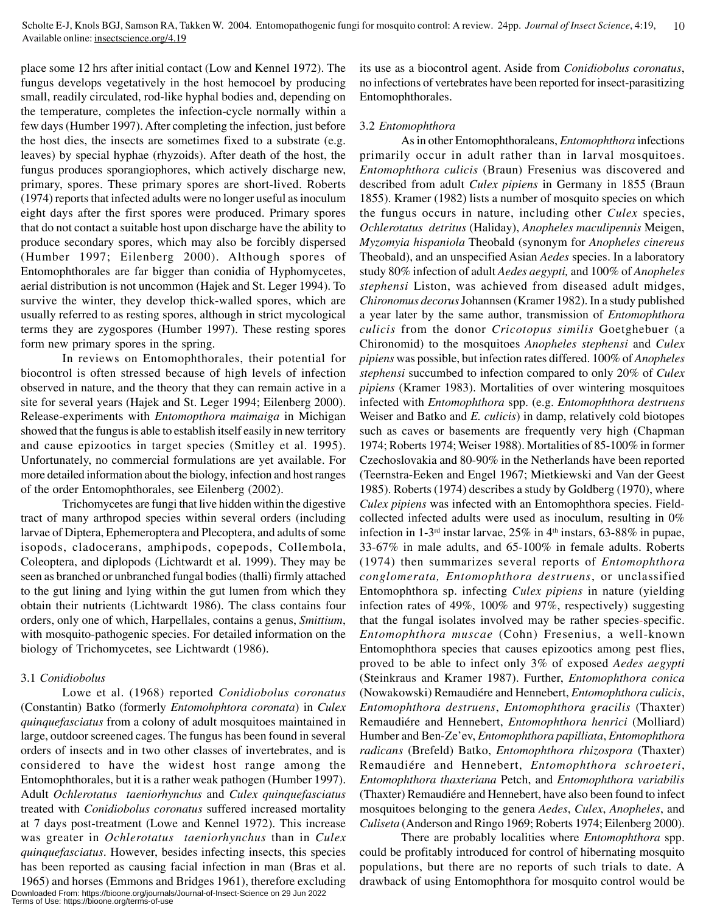place some 12 hrs after initial contact (Low and Kennel 1972). The fungus develops vegetatively in the host hemocoel by producing small, readily circulated, rod-like hyphal bodies and, depending on the temperature, completes the infection-cycle normally within a few days (Humber 1997). After completing the infection, just before the host dies, the insects are sometimes fixed to a substrate (e.g. leaves) by special hyphae (rhyzoids). After death of the host, the fungus produces sporangiophores, which actively discharge new, primary, spores. These primary spores are short-lived. Roberts (1974) reports that infected adults were no longer useful as inoculum eight days after the first spores were produced. Primary spores that do not contact a suitable host upon discharge have the ability to produce secondary spores, which may also be forcibly dispersed (Humber 1997; Eilenberg 2000). Although spores of Entomophthorales are far bigger than conidia of Hyphomycetes, aerial distribution is not uncommon (Hajek and St. Leger 1994). To survive the winter, they develop thick-walled spores, which are usually referred to as resting spores, although in strict mycological terms they are zygospores (Humber 1997). These resting spores form new primary spores in the spring.

In reviews on Entomophthorales, their potential for biocontrol is often stressed because of high levels of infection observed in nature, and the theory that they can remain active in a site for several years (Hajek and St. Leger 1994; Eilenberg 2000). Release-experiments with *Entomopthora maimaiga* in Michigan showed that the fungus is able to establish itself easily in new territory and cause epizootics in target species (Smitley et al. 1995). Unfortunately, no commercial formulations are yet available. For more detailed information about the biology, infection and host ranges of the order Entomophthorales, see Eilenberg (2002).

Trichomycetes are fungi that live hidden within the digestive tract of many arthropod species within several orders (including larvae of Diptera, Ephemeroptera and Plecoptera, and adults of some isopods, cladocerans, amphipods, copepods, Collembola, Coleoptera, and diplopods (Lichtwardt et al. 1999). They may be seen as branched or unbranched fungal bodies (thalli) firmly attached to the gut lining and lying within the gut lumen from which they obtain their nutrients (Lichtwardt 1986). The class contains four orders, only one of which, Harpellales, contains a genus, *Smittium*, with mosquito-pathogenic species. For detailed information on the biology of Trichomycetes, see Lichtwardt (1986).

### 3.1 *Conidiobolus*

Lowe et al. (1968) reported *Conidiobolus coronatus* (Constantin) Batko (formerly *Entomohphtora coronata*) in *Culex quinquefasciatus* from a colony of adult mosquitoes maintained in large, outdoor screened cages. The fungus has been found in several orders of insects and in two other classes of invertebrates, and is considered to have the widest host range among the Entomophthorales, but it is a rather weak pathogen (Humber 1997). Adult *Ochlerotatus taeniorhynchus* and *Culex quinquefasciatus* treated with *Conidiobolus coronatus* suffered increased mortality at 7 days post-treatment (Lowe and Kennel 1972). This increase was greater in *Ochlerotatus taeniorhynchus* than in *Culex quinquefasciatus*. However, besides infecting insects, this species has been reported as causing facial infection in man (Bras et al. 1965) and horses (Emmons and Bridges 1961), therefore excluding its use as a biocontrol agent. Aside from *Conidiobolus coronatus*, no infections of vertebrates have been reported for insect-parasitizing Entomophthorales.

### 3.2 *Entomophthora*

As in other Entomophthoraleans, *Entomophthora* infections primarily occur in adult rather than in larval mosquitoes. *Entomophthora culicis* (Braun) Fresenius was discovered and described from adult *Culex pipiens* in Germany in 1855 (Braun 1855). Kramer (1982) lists a number of mosquito species on which the fungus occurs in nature, including other *Culex* species, *Ochlerotatus detritus* (Haliday), *Anopheles maculipennis* Meigen, *Myzomyia hispaniola* Theobald (synonym for *Anopheles cinereus* Theobald), and an unspecified Asian *Aedes* species. In a laboratory study 80% infection of adult *Aedes aegypti,* and 100% of *Anopheles stephensi* Liston, was achieved from diseased adult midges, *Chironomus decorus* Johannsen (Kramer 1982). In a study published a year later by the same author, transmission of *Entomophthora culicis* from the donor *Cricotopus similis* Goetghebuer (a Chironomid) to the mosquitoes *Anopheles stephensi* and *Culex pipiens* was possible, but infection rates differed. 100% of *Anopheles stephensi* succumbed to infection compared to only 20% of *Culex pipiens* (Kramer 1983). Mortalities of over wintering mosquitoes infected with *Entomophthora* spp. (e.g. *Entomophthora destruens* Weiser and Batko and *E. culicis*) in damp, relatively cold biotopes such as caves or basements are frequently very high (Chapman 1974; Roberts 1974; Weiser 1988). Mortalities of 85-100% in former Czechoslovakia and 80-90% in the Netherlands have been reported (Teernstra-Eeken and Engel 1967; Mietkiewski and Van der Geest 1985). Roberts (1974) describes a study by Goldberg (1970), where *Culex pipiens* was infected with an Entomophthora species. Field-collected infected adults were used as inoculum, resulting in 0% infection in 1-3rd instar larvae, 25% in 4th instars, 63-88% in pupae, 33-67% in male adults, and 65-100% in female adults. Roberts (1974) then summarizes several reports of *Entomophthora conglomerata, Entomophthora destruens*, or unclassified Entomophthora sp. infecting *Culex pipiens* in nature (yielding infection rates of 49%, 100% and 97%, respectively) suggesting that the fungal isolates involved may be rather species-specific. *Entomophthora muscae* (Cohn) Fresenius, a well-known Entomophthora species that causes epizootics among pest flies, proved to be able to infect only 3% of exposed *Aedes aegypti* (Steinkraus and Kramer 1987). Further, *Entomophthora conica* (Nowakowski) Remaudiére and Hennebert, *Entomophthora culicis*, *Entomophthora destruens*, *Entomophthora gracilis* (Thaxter) Remaudiére and Hennebert, *Entomophthora henrici* (Molliard) Humber and Ben-Ze'ev, *Entomophthora papilliata*, *Entomophthora radicans* (Brefeld) Batko, *Entomophthora rhizospora* (Thaxter) Remaudiére and Hennebert, *Entomophthora schroeteri*, *Entomophthora thaxteriana* Petch, and *Entomophthora variabilis* (Thaxter) Remaudiére and Hennebert, have also been found to infect mosquitoes belonging to the genera *Aedes*, *Culex*, *Anopheles*, and *Culiseta* (Anderson and Ringo 1969; Roberts 1974; Eilenberg 2000).

There are probably localities where *Entomophthora* spp. could be profitably introduced for control of hibernating mosquito populations, but there are no reports of such trials to date. A drawback of using Entomophthora for mosquito control would be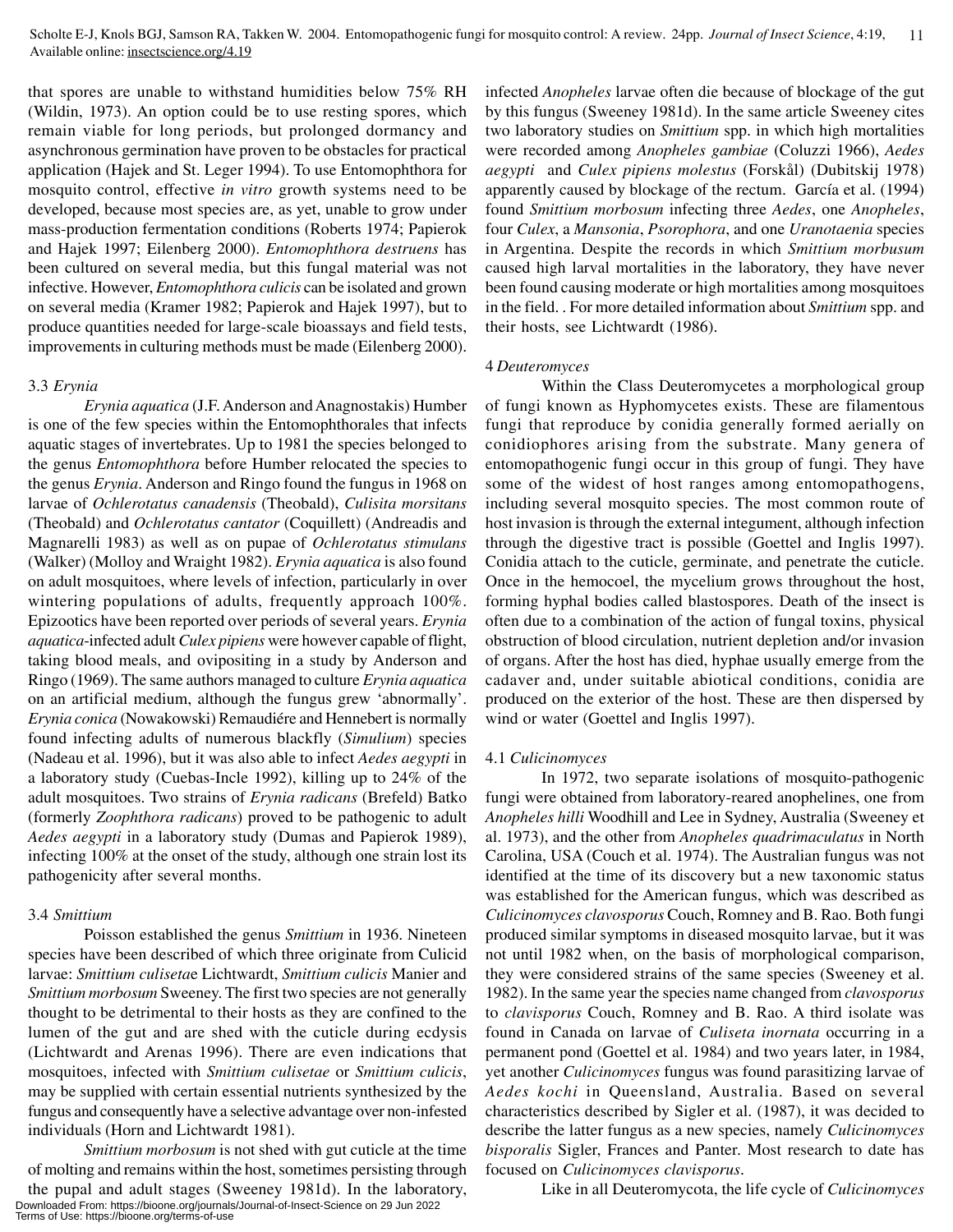that spores are unable to withstand humidities below 75% RH (Wildin, 1973). An option could be to use resting spores, which remain viable for long periods, but prolonged dormancy and asynchronous germination have proven to be obstacles for practical application (Hajek and St. Leger 1994). To use Entomophthora for mosquito control, effective *in vitro* growth systems need to be developed, because most species are, as yet, unable to grow under mass-production fermentation conditions (Roberts 1974; Papierok and Hajek 1997; Eilenberg 2000). *Entomophthora destruens* has been cultured on several media, but this fungal material was not infective. However, *Entomophthora culicis* can be isolated and grown on several media (Kramer 1982; Papierok and Hajek 1997), but to produce quantities needed for large-scale bioassays and field tests, improvements in culturing methods must be made (Eilenberg 2000).

### 3.3 *Erynia*

*Erynia aquatica* (J.F. Anderson and Anagnostakis) Humber is one of the few species within the Entomophthorales that infects aquatic stages of invertebrates. Up to 1981 the species belonged to the genus *Entomophthora* before Humber relocated the species to the genus *Erynia*. Anderson and Ringo found the fungus in 1968 on larvae of *Ochlerotatus canadensis* (Theobald), *Culisita morsitans* (Theobald) and *Ochlerotatus cantator* (Coquillett) (Andreadis and Magnarelli 1983) as well as on pupae of *Ochlerotatus stimulans* (Walker) (Molloy and Wraight 1982). *Erynia aquatica* is also found on adult mosquitoes, where levels of infection, particularly in over wintering populations of adults, frequently approach 100%. Epizootics have been reported over periods of several years. *Erynia aquatica*-infected adult *Culex pipiens* were however capable of flight, taking blood meals, and ovipositing in a study by Anderson and Ringo (1969). The same authors managed to culture *Erynia aquatica* on an artificial medium, although the fungus grew 'abnormally'. *Erynia conica* (Nowakowski) Remaudiére and Hennebert is normally found infecting adults of numerous blackfly (*Simulium*) species (Nadeau et al. 1996), but it was also able to infect *Aedes aegypti* in a laboratory study (Cuebas-Incle 1992), killing up to 24% of the adult mosquitoes. Two strains of *Erynia radicans* (Brefeld) Batko (formerly *Zoophthora radicans*) proved to be pathogenic to adult *Aedes aegypti* in a laboratory study (Dumas and Papierok 1989), infecting 100% at the onset of the study, although one strain lost its pathogenicity after several months.

### 3.4 *Smittium*

Poisson established the genus *Smittium* in 1936. Nineteen species have been described of which three originate from Culicid larvae: *Smittium culisetae* Lichtwardt, *Smittium culicis* Manier and *Smittium morbosum* Sweeney. The first two species are not generally thought to be detrimental to their hosts as they are confined to the lumen of the gut and are shed with the cuticle during ecdysis (Lichtwardt and Arenas 1996). There are even indications that mosquitoes, infected with *Smittium culisetae* or *Smittium culicis*, may be supplied with certain essential nutrients synthesized by the fungus and consequently have a selective advantage over non-infested individuals (Horn and Lichtwardt 1981).

*Smittium morbosum* is not shed with gut cuticle at the time of molting and remains within the host, sometimes persisting through the pupal and adult stages (Sweeney 1981d). In the laboratory, infected *Anopheles* larvae often die because of blockage of the gut by this fungus (Sweeney 1981d). In the same article Sweeney cites two laboratory studies on *Smittium* spp. in which high mortalities were recorded among *Anopheles gambiae* (Coluzzi 1966), *Aedes aegypti* and *Culex pipiens molestus* (Forskål) (Dubitskij 1978) apparently caused by blockage of the rectum. García et al. (1994) found *Smittium morbosum* infecting three *Aedes*, one *Anopheles*, four *Culex*, a *Mansonia*, *Psorophora*, and one *Uranotaenia* species in Argentina. Despite the records in which *Smittium morbusum* caused high larval mortalities in the laboratory, they have never been found causing moderate or high mortalities among mosquitoes in the field. . For more detailed information about *Smittium* spp. and their hosts, see Lichtwardt (1986).

## 4 *Deuteromyces*

Within the Class Deuteromycetes a morphological group of fungi known as Hyphomycetes exists. These are filamentous fungi that reproduce by conidia generally formed aerially on conidiophores arising from the substrate. Many genera of entomopathogenic fungi occur in this group of fungi. They have some of the widest of host ranges among entomopathogens, including several mosquito species. The most common route of host invasion is through the external integument, although infection through the digestive tract is possible (Goettel and Inglis 1997). Conidia attach to the cuticle, germinate, and penetrate the cuticle. Once in the hemocoel, the mycelium grows throughout the host, forming hyphal bodies called blastospores. Death of the insect is often due to a combination of the action of fungal toxins, physical obstruction of blood circulation, nutrient depletion and/or invasion of organs. After the host has died, hyphae usually emerge from the cadaver and, under suitable abiotical conditions, conidia are produced on the exterior of the host. These are then dispersed by wind or water (Goettel and Inglis 1997).

### 4.1 *Culicinomyces*

In 1972, two separate isolations of mosquito-pathogenic fungi were obtained from laboratory-reared anophelines, one from *Anopheles hilli* Woodhill and Lee in Sydney, Australia (Sweeney et al. 1973), and the other from *Anopheles quadrimaculatus* in North Carolina, USA (Couch et al. 1974). The Australian fungus was not identified at the time of its discovery but a new taxonomic status was established for the American fungus, which was described as *Culicinomyces clavosporus* Couch, Romney and B. Rao. Both fungi produced similar symptoms in diseased mosquito larvae, but it was not until 1982 when, on the basis of morphological comparison, they were considered strains of the same species (Sweeney et al. 1982). In the same year the species name changed from *clavosporus* to *clavisporus* Couch, Romney and B. Rao. A third isolate was found in Canada on larvae of *Culiseta inornata* occurring in a permanent pond (Goettel et al. 1984) and two years later, in 1984, yet another *Culicinomyces* fungus was found parasitizing larvae of *Aedes kochi* in Queensland, Australia. Based on several characteristics described by Sigler et al. (1987), it was decided to describe the latter fungus as a new species, namely *Culicinomyces bisporalis* Sigler, Frances and Panter. Most research to date has focused on *Culicinomyces clavisporus*.

Like in all Deuteromycota, the life cycle of *Culicinomyces*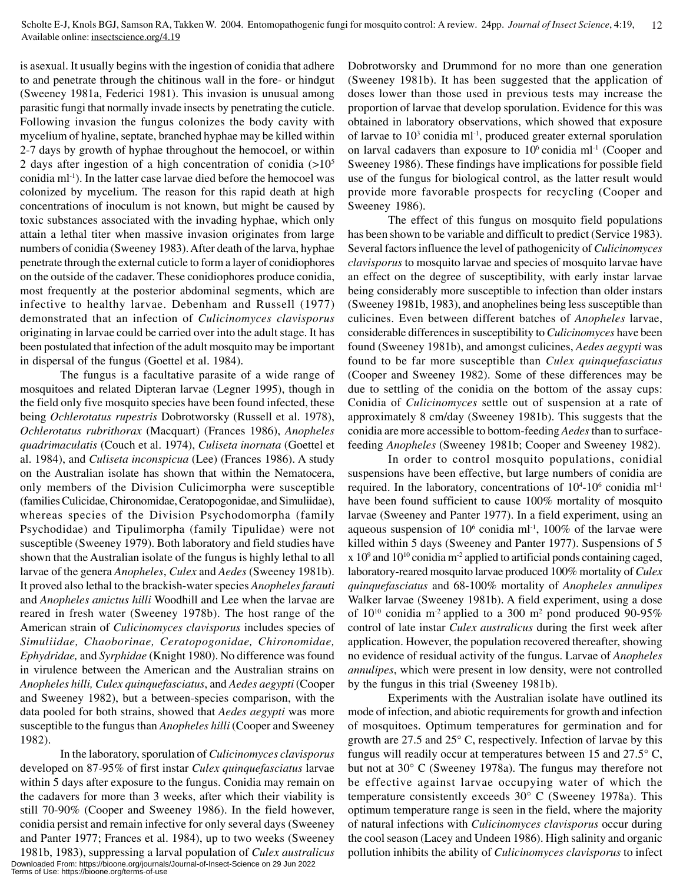is asexual. It usually begins with the ingestion of conidia that adhere to and penetrate through the chitinous wall in the fore- or hindgut (Sweeney 1981a, Federici 1981). This invasion is unusual among parasitic fungi that normally invade insects by penetrating the cuticle. Following invasion the fungus colonizes the body cavity with mycelium of hyaline, septate, branched hyphae may be killed within 2-7 days by growth of hyphae throughout the hemocoel, or within 2 days after ingestion of a high concentration of conidia (>$10^5$ conidia ml$^{-1}$). In the latter case larvae died before the hemocoel was colonized by mycelium. The reason for this rapid death at high concentrations of inoculum is not known, but might be caused by toxic substances associated with the invading hyphae, which only attain a lethal titer when massive invasion originates from large numbers of conidia (Sweeney 1983). After death of the larva, hyphae penetrate through the external cuticle to form a layer of conidiophores on the outside of the cadaver. These conidiophores produce conidia, most frequently at the posterior abdominal segments, which are infective to healthy larvae. Debenham and Russell (1977) demonstrated that an infection of *Culicinomyces clavisporus* originating in larvae could be carried over into the adult stage. It has been postulated that infection of the adult mosquito may be important in dispersal of the fungus (Goettel et al. 1984).

The fungus is a facultative parasite of a wide range of mosquitoes and related Dipteran larvae (Legner 1995), though in the field only five mosquito species have been found infected, these being *Ochlerotatus rupestris* Dobrotworsky (Russell et al. 1978), *Ochlerotatus rubrithorax* (Macquart) (Frances 1986), *Anopheles quadrimaculatis* (Couch et al. 1974), *Culiseta inornata* (Goettel et al. 1984), and *Culiseta inconspicua* (Lee) (Frances 1986). A study on the Australian isolate has shown that within the Nematocera, only members of the Division Culicimorpha were susceptible (families Culicidae, Chironomidae, Ceratopogonidae, and Simuliidae), whereas species of the Division Psychodomorpha (family Psychodidae) and Tipulimorpha (family Tipulidae) were not susceptible (Sweeney 1979). Both laboratory and field studies have shown that the Australian isolate of the fungus is highly lethal to all larvae of the genera *Anopheles*, *Culex* and *Aedes* (Sweeney 1981b). It proved also lethal to the brackish-water species *Anopheles farauti* and *Anopheles amictus hilli* Woodhill and Lee when the larvae are reared in fresh water (Sweeney 1978b). The host range of the American strain of *Culicinomyces clavisporus* includes species of *Simuliidae, Chaoborinae, Ceratopogonidae, Chironomidae, Ephydridae,* and *Syrphidae* (Knight 1980). No difference was found in virulence between the American and the Australian strains on *Anopheles hilli, Culex quinquefasciatus*, and *Aedes aegypti* (Cooper and Sweeney 1982), but a between-species comparison, with the data pooled for both strains, showed that *Aedes aegypti* was more susceptible to the fungus than *Anopheles hilli* (Cooper and Sweeney 1982).

In the laboratory, sporulation of *Culicinomyces clavisporus* developed on 87-95% of first instar *Culex quinquefasciatus* larvae within 5 days after exposure to the fungus. Conidia may remain on the cadavers for more than 3 weeks, after which their viability is still 70-90% (Cooper and Sweeney 1986). In the field however, conidia persist and remain infective for only several days (Sweeney and Panter 1977; Frances et al. 1984), up to two weeks (Sweeney 1981b, 1983), suppressing a larval population of *Culex australicus* Dobrotworsky and Drummond for no more than one generation (Sweeney 1981b). It has been suggested that the application of doses lower than those used in previous tests may increase the proportion of larvae that develop sporulation. Evidence for this was obtained in laboratory observations, which showed that exposure of larvae to $10^3$ conidia ml$^{-1}$, produced greater external sporulation on larval cadavers than exposure to $10^6$ conidia ml$^{-1}$ (Cooper and Sweeney 1986). These findings have implications for possible field use of the fungus for biological control, as the latter result would provide more favorable prospects for recycling (Cooper and Sweeney 1986).

The effect of this fungus on mosquito field populations has been shown to be variable and difficult to predict (Service 1983). Several factors influence the level of pathogenicity of *Culicinomyces clavisporus* to mosquito larvae and species of mosquito larvae have an effect on the degree of susceptibility, with early instar larvae being considerably more susceptible to infection than older instars (Sweeney 1981b, 1983), and anophelines being less susceptible than culicines. Even between different batches of *Anopheles* larvae, considerable differences in susceptibility to *Culicinomyces* have been found (Sweeney 1981b), and amongst culicines, *Aedes aegypti* was found to be far more susceptible than *Culex quinquefasciatus* (Cooper and Sweeney 1982). Some of these differences may be due to settling of the conidia on the bottom of the assay cups: Conidia of *Culicinomyces* settle out of suspension at a rate of approximately 8 cm/day (Sweeney 1981b). This suggests that the conidia are more accessible to bottom-feeding *Aedes* than to surface-feeding *Anopheles* (Sweeney 1981b; Cooper and Sweeney 1982).

In order to control mosquito populations, conidial suspensions have been effective, but large numbers of conidia are required. In the laboratory, concentrations of $10^4$-$10^6$ conidia ml$^{-1}$ have been found sufficient to cause 100% mortality of mosquito larvae (Sweeney and Panter 1977). In a field experiment, using an aqueous suspension of $10^6$ conidia ml$^{-1}$, 100% of the larvae were killed within 5 days (Sweeney and Panter 1977). Suspensions of 5 x $10^9$ and $10^{10}$ conidia m$^{-2}$ applied to artificial ponds containing caged, laboratory-reared mosquito larvae produced 100% mortality of *Culex quinquefasciatus* and 68-100% mortality of *Anopheles annulipes* Walker larvae (Sweeney 1981b). A field experiment, using a dose of $10^{10}$ conidia m$^{-2}$ applied to a 300 m$^2$ pond produced 90-95% control of late instar *Culex australicus* during the first week after application. However, the population recovered thereafter, showing no evidence of residual activity of the fungus. Larvae of *Anopheles annulipes*, which were present in low density, were not controlled by the fungus in this trial (Sweeney 1981b).

Experiments with the Australian isolate have outlined its mode of infection, and abiotic requirements for growth and infection of mosquitoes. Optimum temperatures for germination and for growth are 27.5 and 25° C, respectively. Infection of larvae by this fungus will readily occur at temperatures between 15 and 27.5° C, but not at 30° C (Sweeney 1978a). The fungus may therefore not be effective against larvae occupying water of which the temperature consistently exceeds 30° C (Sweeney 1978a). This optimum temperature range is seen in the field, where the majority of natural infections with *Culicinomyces clavisporus* occur during the cool season (Lacey and Undeen 1986). High salinity and organic pollution inhibits the ability of *Culicinomyces clavisporus* to infect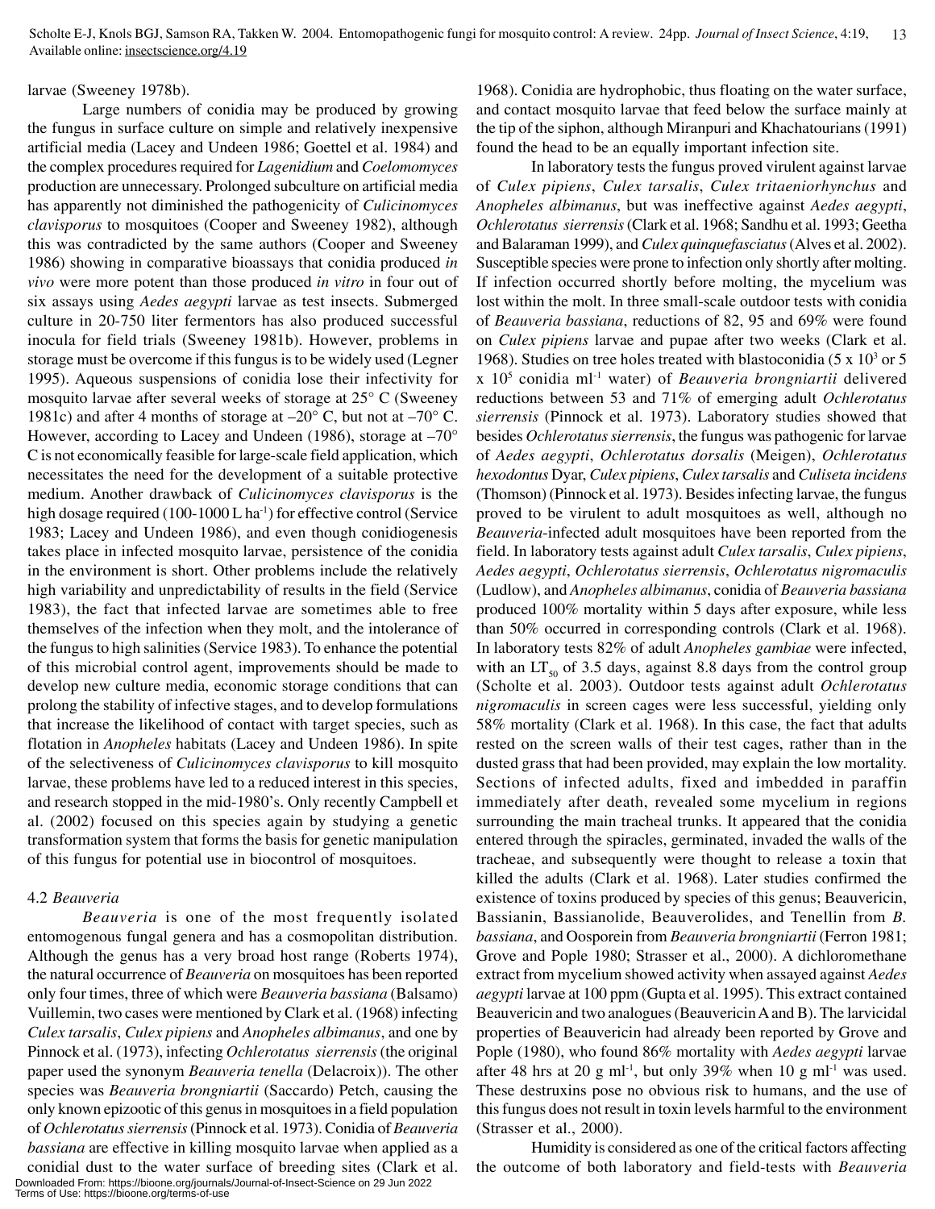larvae (Sweeney 1978b).

Large numbers of conidia may be produced by growing the fungus in surface culture on simple and relatively inexpensive artificial media (Lacey and Undeen 1986; Goettel et al. 1984) and the complex procedures required for *Lagenidium* and *Coelomomyces* production are unnecessary. Prolonged subculture on artificial media has apparently not diminished the pathogenicity of *Culicinomyces clavisporus* to mosquitoes (Cooper and Sweeney 1982), although this was contradicted by the same authors (Cooper and Sweeney 1986) showing in comparative bioassays that conidia produced *in vivo* were more potent than those produced *in vitro* in four out of six assays using *Aedes aegypti* larvae as test insects. Submerged culture in 20-750 liter fermentors has also produced successful inocula for field trials (Sweeney 1981b). However, problems in storage must be overcome if this fungus is to be widely used (Legner 1995). Aqueous suspensions of conidia lose their infectivity for mosquito larvae after several weeks of storage at 25° C (Sweeney 1981c) and after 4 months of storage at –20° C, but not at –70° C. However, according to Lacey and Undeen (1986), storage at –70° C is not economically feasible for large-scale field application, which necessitates the need for the development of a suitable protective medium. Another drawback of *Culicinomyces clavisporus* is the high dosage required (100-1000 L ha$^{-1}$) for effective control (Service 1983; Lacey and Undeen 1986), and even though conidiogenesis takes place in infected mosquito larvae, persistence of the conidia in the environment is short. Other problems include the relatively high variability and unpredictability of results in the field (Service 1983), the fact that infected larvae are sometimes able to free themselves of the infection when they molt, and the intolerance of the fungus to high salinities (Service 1983). To enhance the potential of this microbial control agent, improvements should be made to develop new culture media, economic storage conditions that can prolong the stability of infective stages, and to develop formulations that increase the likelihood of contact with target species, such as flotation in *Anopheles* habitats (Lacey and Undeen 1986). In spite of the selectiveness of *Culicinomyces clavisporus* to kill mosquito larvae, these problems have led to a reduced interest in this species, and research stopped in the mid-1980's. Only recently Campbell et al. (2002) focused on this species again by studying a genetic transformation system that forms the basis for genetic manipulation of this fungus for potential use in biocontrol of mosquitoes.

### 4.2 *Beauveria*

*Beauveria* is one of the most frequently isolated entomogenous fungal genera and has a cosmopolitan distribution. Although the genus has a very broad host range (Roberts 1974), the natural occurrence of *Beauveria* on mosquitoes has been reported only four times, three of which were *Beauveria bassiana* (Balsamo) Vuillemin, two cases were mentioned by Clark et al. (1968) infecting *Culex tarsalis*, *Culex pipiens* and *Anopheles albimanus*, and one by Pinnock et al. (1973), infecting *Ochlerotatus sierrensis* (the original paper used the synonym *Beauveria tenella* (Delacroix)). The other species was *Beauveria brongniartii* (Saccardo) Petch, causing the only known epizootic of this genus in mosquitoes in a field population of *Ochlerotatus sierrensis* (Pinnock et al. 1973). Conidia of *Beauveria bassiana* are effective in killing mosquito larvae when applied as a conidial dust to the water surface of breeding sites (Clark et al. 1968). Conidia are hydrophobic, thus floating on the water surface, and contact mosquito larvae that feed below the surface mainly at the tip of the siphon, although Miranpuri and Khachatourians (1991) found the head to be an equally important infection site.

In laboratory tests the fungus proved virulent against larvae of *Culex pipiens*, *Culex tarsalis*, *Culex tritaeniorhynchus* and *Anopheles albimanus*, but was ineffective against *Aedes aegypti*, *Ochlerotatus sierrensis* (Clark et al. 1968; Sandhu et al. 1993; Geetha and Balaraman 1999), and *Culex quinquefasciatus* (Alves et al. 2002). Susceptible species were prone to infection only shortly after molting. If infection occurred shortly before molting, the mycelium was lost within the molt. In three small-scale outdoor tests with conidia of *Beauveria bassiana*, reductions of 82, 95 and 69% were found on *Culex pipiens* larvae and pupae after two weeks (Clark et al. 1968). Studies on tree holes treated with blastoconidia ($5 \times 10^3$ or $5 \times 10^5$ conidia ml$^{-1}$ water) of *Beauveria brongniartii* delivered reductions between 53 and 71% of emerging adult *Ochlerotatus sierrensis* (Pinnock et al. 1973). Laboratory studies showed that besides *Ochlerotatus sierrensis*, the fungus was pathogenic for larvae of *Aedes aegypti*, *Ochlerotatus dorsalis* (Meigen), *Ochlerotatus hexodontus* Dyar, *Culex pipiens*, *Culex tarsalis* and *Culiseta incidens* (Thomson) (Pinnock et al. 1973). Besides infecting larvae, the fungus proved to be virulent to adult mosquitoes as well, although no *Beauveria*-infected adult mosquitoes have been reported from the field. In laboratory tests against adult *Culex tarsalis*, *Culex pipiens*, *Aedes aegypti*, *Ochlerotatus sierrensis*, *Ochlerotatus nigromaculis* (Ludlow), and *Anopheles albimanus*, conidia of *Beauveria bassiana* produced 100% mortality within 5 days after exposure, while less than 50% occurred in corresponding controls (Clark et al. 1968). In laboratory tests 82% of adult *Anopheles gambiae* were infected, with an $LT_{50}$ of 3.5 days, against 8.8 days from the control group (Scholte et al. 2003). Outdoor tests against adult *Ochlerotatus nigromaculis* in screen cages were less successful, yielding only 58% mortality (Clark et al. 1968). In this case, the fact that adults rested on the screen walls of their test cages, rather than in the dusted grass that had been provided, may explain the low mortality. Sections of infected adults, fixed and imbedded in paraffin immediately after death, revealed some mycelium in regions surrounding the main tracheal trunks. It appeared that the conidia entered through the spiracles, germinated, invaded the walls of the tracheae, and subsequently were thought to release a toxin that killed the adults (Clark et al. 1968). Later studies confirmed the existence of toxins produced by species of this genus; Beauvericin, Bassianin, Bassianolide, Beauverolides, and Tenellin from *B. bassiana*, and Oosporein from *Beauveria brongniartii* (Ferron 1981; Grove and Pople 1980; Strasser et al., 2000). A dichloromethane extract from mycelium showed activity when assayed against *Aedes aegypti* larvae at 100 ppm (Gupta et al. 1995). This extract contained Beauvericin and two analogues (Beauvericin A and B). The larvicidal properties of Beauvericin had already been reported by Grove and Pople (1980), who found 86% mortality with *Aedes aegypti* larvae after 48 hrs at 20 g ml$^{-1}$, but only 39% when 10 g ml$^{-1}$ was used. These destruxins pose no obvious risk to humans, and the use of this fungus does not result in toxin levels harmful to the environment (Strasser et al., 2000).

Humidity is considered as one of the critical factors affecting the outcome of both laboratory and field-tests with *Beauveria*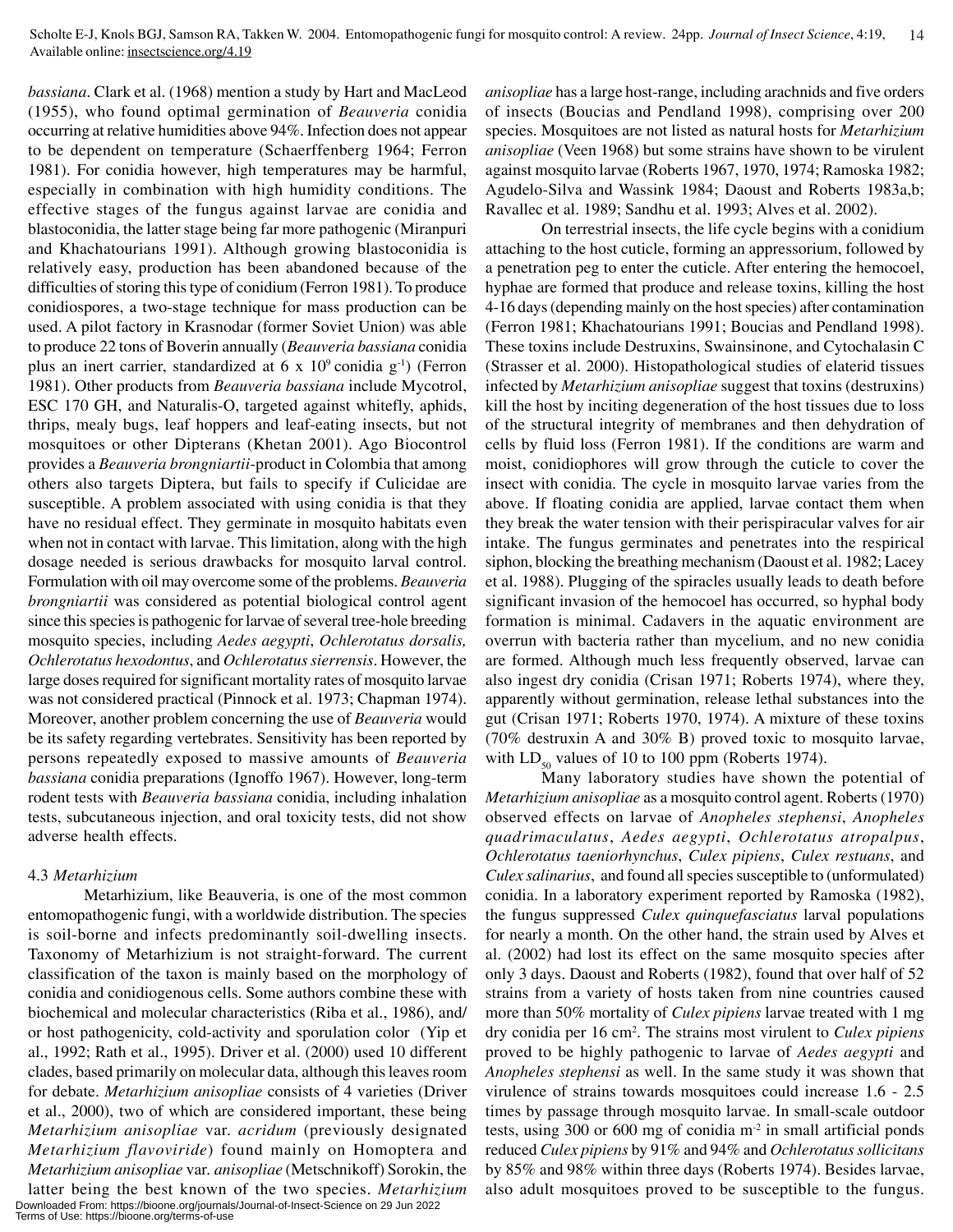*bassiana*. Clark et al. (1968) mention a study by Hart and MacLeod (1955), who found optimal germination of *Beauveria* conidia occurring at relative humidities above 94%. Infection does not appear to be dependent on temperature (Schaerffenberg 1964; Ferron 1981). For conidia however, high temperatures may be harmful, especially in combination with high humidity conditions. The effective stages of the fungus against larvae are conidia and blastoconidia, the latter stage being far more pathogenic (Miranpuri and Khachatourians 1991). Although growing blastoconidia is relatively easy, production has been abandoned because of the difficulties of storing this type of conidium (Ferron 1981). To produce conidiospores, a two-stage technique for mass production can be used. A pilot factory in Krasnodar (former Soviet Union) was able to produce 22 tons of Boverin annually (*Beauveria bassiana* conidia plus an inert carrier, standardized at $6 \times 10^9$ conidia $g^{-1}$) (Ferron 1981). Other products from *Beauveria bassiana* include Mycotrol, ESC 170 GH, and Naturalis-O, targeted against whitefly, aphids, thrips, mealy bugs, leaf hoppers and leaf-eating insects, but not mosquitoes or other Dipterans (Khetan 2001). Ago Biocontrol provides a *Beauveria brongniartii*-product in Colombia that among others also targets Diptera, but fails to specify if Culicidae are susceptible. A problem associated with using conidia is that they have no residual effect. They germinate in mosquito habitats even when not in contact with larvae. This limitation, along with the high dosage needed is serious drawbacks for mosquito larval control. Formulation with oil may overcome some of the problems. *Beauveria brongniartii* was considered as potential biological control agent since this species is pathogenic for larvae of several tree-hole breeding mosquito species, including *Aedes aegypti*, *Ochlerotatus dorsalis, Ochlerotatus hexodontus*, and *Ochlerotatus sierrensis*. However, the large doses required for significant mortality rates of mosquito larvae was not considered practical (Pinnock et al. 1973; Chapman 1974). Moreover, another problem concerning the use of *Beauveria* would be its safety regarding vertebrates. Sensitivity has been reported by persons repeatedly exposed to massive amounts of *Beauveria bassiana* conidia preparations (Ignoffo 1967). However, long-term rodent tests with *Beauveria bassiana* conidia, including inhalation tests, subcutaneous injection, and oral toxicity tests, did not show adverse health effects.

4.3 *Metarhizium*

Metarhizium, like Beauveria, is one of the most common entomopathogenic fungi, with a worldwide distribution. The species is soil-borne and infects predominantly soil-dwelling insects. Taxonomy of Metarhizium is not straight-forward. The current classification of the taxon is mainly based on the morphology of conidia and conidiogenous cells. Some authors combine these with biochemical and molecular characteristics (Riba et al., 1986), and/or host pathogenicity, cold-activity and sporulation color (Yip et al., 1992; Rath et al., 1995). Driver et al. (2000) used 10 different clades, based primarily on molecular data, although this leaves room for debate. *Metarhizium anisopliae* consists of 4 varieties (Driver et al., 2000), two of which are considered important, these being *Metarhizium anisopliae* var. *acridum* (previously designated *Metarhizium flavoviride*) found mainly on Homoptera and *Metarhizium anisopliae* var. *anisopliae* (Metschnikoff) Sorokin, the latter being the best known of the two species. *Metarhizium anisopliae* has a large host-range, including arachnids and five orders of insects (Boucias and Pendland 1998), comprising over 200 species. Mosquitoes are not listed as natural hosts for *Metarhizium anisopliae* (Veen 1968) but some strains have shown to be virulent against mosquito larvae (Roberts 1967, 1970, 1974; Ramoska 1982; Agudelo-Silva and Wassink 1984; Daoust and Roberts 1983a,b; Ravallec et al. 1989; Sandhu et al. 1993; Alves et al. 2002).

On terrestrial insects, the life cycle begins with a conidium attaching to the host cuticle, forming an appressorium, followed by a penetration peg to enter the cuticle. After entering the hemocoel, hyphae are formed that produce and release toxins, killing the host 4-16 days (depending mainly on the host species) after contamination (Ferron 1981; Khachatourians 1991; Boucias and Pendland 1998). These toxins include Destruxins, Swainsonine, and Cytochalasin C (Strasser et al. 2000). Histopathological studies of elaterid tissues infected by *Metarhizium anisopliae* suggest that toxins (destruxins) kill the host by inciting degeneration of the host tissues due to loss of the structural integrity of membranes and then dehydration of cells by fluid loss (Ferron 1981). If the conditions are warm and moist, conidiophores will grow through the cuticle to cover the insect with conidia. The cycle in mosquito larvae varies from the above. If floating conidia are applied, larvae contact them when they break the water tension with their perispiracular valves for air intake. The fungus germinates and penetrates into the respirical siphon, blocking the breathing mechanism (Daoust et al. 1982; Lacey et al. 1988). Plugging of the spiracles usually leads to death before significant invasion of the hemocoel has occurred, so hyphal body formation is minimal. Cadavers in the aquatic environment are overrun with bacteria rather than mycelium, and no new conidia are formed. Although much less frequently observed, larvae can also ingest dry conidia (Crisan 1971; Roberts 1974), where they, apparently without germination, release lethal substances into the gut (Crisan 1971; Roberts 1970, 1974). A mixture of these toxins (70% destruxin A and 30% B) proved toxic to mosquito larvae, with $LD_{50}$ values of 10 to 100 ppm (Roberts 1974).

Many laboratory studies have shown the potential of *Metarhizium anisopliae* as a mosquito control agent. Roberts (1970) observed effects on larvae of *Anopheles stephensi*, *Anopheles quadrimaculatus*, *Aedes aegypti*, *Ochlerotatus atropalpus*, *Ochlerotatus taeniorhynchus*, *Culex pipiens*, *Culex restuans*, and *Culex salinarius*, and found all species susceptible to (unformulated) conidia. In a laboratory experiment reported by Ramoska (1982), the fungus suppressed *Culex quinquefasciatus* larval populations for nearly a month. On the other hand, the strain used by Alves et al. (2002) had lost its effect on the same mosquito species after only 3 days. Daoust and Roberts (1982), found that over half of 52 strains from a variety of hosts taken from nine countries caused more than 50% mortality of *Culex pipiens* larvae treated with 1 mg dry conidia per 16 $cm^2$. The strains most virulent to *Culex pipiens* proved to be highly pathogenic to larvae of *Aedes aegypti* and *Anopheles stephensi* as well. In the same study it was shown that virulence of strains towards mosquitoes could increase 1.6 - 2.5 times by passage through mosquito larvae. In small-scale outdoor tests, using 300 or 600 mg of conidia $m^{-2}$ in small artificial ponds reduced *Culex pipiens* by 91% and 94% and *Ochlerotatus sollicitans* by 85% and 98% within three days (Roberts 1974). Besides larvae, also adult mosquitoes proved to be susceptible to the fungus.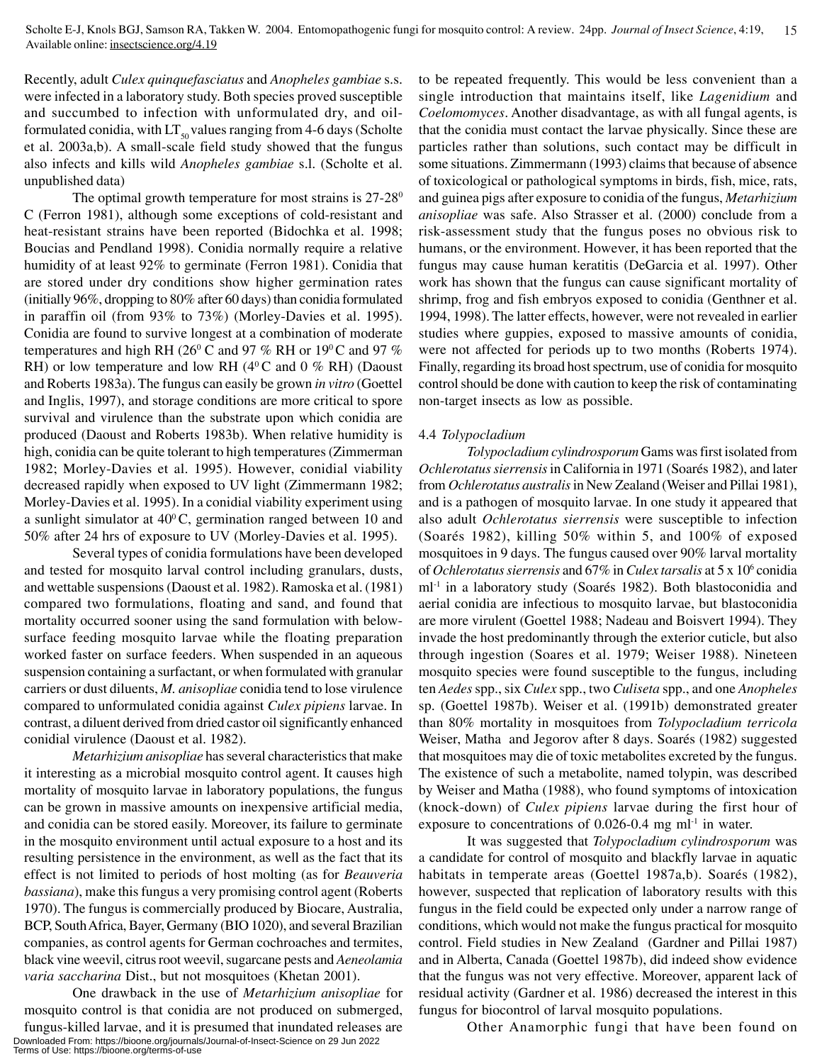Recently, adult *Culex quinquefasciatus* and *Anopheles gambiae* s.s. were infected in a laboratory study. Both species proved susceptible and succumbed to infection with unformulated dry, and oil-formulated conidia, with $LT_{50}$ values ranging from 4-6 days (Scholte et al. 2003a,b). A small-scale field study showed that the fungus also infects and kills wild *Anopheles gambiae* s.l. (Scholte et al. unpublished data)

The optimal growth temperature for most strains is 27-28$^0$ C (Ferron 1981), although some exceptions of cold-resistant and heat-resistant strains have been reported (Bidochka et al. 1998; Boucias and Pendland 1998). Conidia normally require a relative humidity of at least 92% to germinate (Ferron 1981). Conidia that are stored under dry conditions show higher germination rates (initially 96%, dropping to 80% after 60 days) than conidia formulated in paraffin oil (from 93% to 73%) (Morley-Davies et al. 1995). Conidia are found to survive longest at a combination of moderate temperatures and high RH (26$^0$ C and 97 % RH or 19$^0$ C and 97 % RH) or low temperature and low RH (4$^0$ C and 0 % RH) (Daoust and Roberts 1983a). The fungus can easily be grown *in vitro* (Goettel and Inglis, 1997), and storage conditions are more critical to spore survival and virulence than the substrate upon which conidia are produced (Daoust and Roberts 1983b). When relative humidity is high, conidia can be quite tolerant to high temperatures (Zimmerman 1982; Morley-Davies et al. 1995). However, conidial viability decreased rapidly when exposed to UV light (Zimmermann 1982; Morley-Davies et al. 1995). In a conidial viability experiment using a sunlight simulator at 40$^0$ C, germination ranged between 10 and 50% after 24 hrs of exposure to UV (Morley-Davies et al. 1995).

Several types of conidia formulations have been developed and tested for mosquito larval control including granulars, dusts, and wettable suspensions (Daoust et al. 1982). Ramoska et al. (1981) compared two formulations, floating and sand, and found that mortality occurred sooner using the sand formulation with below-surface feeding mosquito larvae while the floating preparation worked faster on surface feeders. When suspended in an aqueous suspension containing a surfactant, or when formulated with granular carriers or dust diluents, *M. anisopliae* conidia tend to lose virulence compared to unformulated conidia against *Culex pipiens* larvae. In contrast, a diluent derived from dried castor oil significantly enhanced conidial virulence (Daoust et al. 1982).

*Metarhizium anisopliae* has several characteristics that make it interesting as a microbial mosquito control agent. It causes high mortality of mosquito larvae in laboratory populations, the fungus can be grown in massive amounts on inexpensive artificial media, and conidia can be stored easily. Moreover, its failure to germinate in the mosquito environment until actual exposure to a host and its resulting persistence in the environment, as well as the fact that its effect is not limited to periods of host molting (as for *Beauveria bassiana*), make this fungus a very promising control agent (Roberts 1970). The fungus is commercially produced by Biocare, Australia, BCP, South Africa, Bayer, Germany (BIO 1020), and several Brazilian companies, as control agents for German cochroaches and termites, black vine weevil, citrus root weevil, sugarcane pests and *Aeneolamia varia saccharina* Dist., but not mosquitoes (Khetan 2001).

One drawback in the use of *Metarhizium anisopliae* for mosquito control is that conidia are not produced on submerged, fungus-killed larvae, and it is presumed that inundated releases are to be repeated frequently. This would be less convenient than a single introduction that maintains itself, like *Lagenidium* and *Coelomomyces*. Another disadvantage, as with all fungal agents, is that the conidia must contact the larvae physically. Since these are particles rather than solutions, such contact may be difficult in some situations. Zimmermann (1993) claims that because of absence of toxicological or pathological symptoms in birds, fish, mice, rats, and guinea pigs after exposure to conidia of the fungus, *Metarhizium anisopliae* was safe. Also Strasser et al. (2000) conclude from a risk-assessment study that the fungus poses no obvious risk to humans, or the environment. However, it has been reported that the fungus may cause human keratitis (DeGarcia et al. 1997). Other work has shown that the fungus can cause significant mortality of shrimp, frog and fish embryos exposed to conidia (Genthner et al. 1994, 1998). The latter effects, however, were not revealed in earlier studies where guppies, exposed to massive amounts of conidia, were not affected for periods up to two months (Roberts 1974). Finally, regarding its broad host spectrum, use of conidia for mosquito control should be done with caution to keep the risk of contaminating non-target insects as low as possible.

### 4.4 *Tolypocladium*

*Tolypocladium cylindrosporum* Gams was first isolated from *Ochlerotatus sierrensis* in California in 1971 (Soarés 1982), and later from *Ochlerotatus australis* in New Zealand (Weiser and Pillai 1981), and is a pathogen of mosquito larvae. In one study it appeared that also adult *Ochlerotatus sierrensis* were susceptible to infection (Soarés 1982), killing 50% within 5, and 100% of exposed mosquitoes in 9 days. The fungus caused over 90% larval mortality of *Ochlerotatus sierrensis* and 67% in *Culex tarsalis* at 5 x $10^6$ conidia $ml^{-1}$ in a laboratory study (Soarés 1982). Both blastoconidia and aerial conidia are infectious to mosquito larvae, but blastoconidia are more virulent (Goettel 1988; Nadeau and Boisvert 1994). They invade the host predominantly through the exterior cuticle, but also through ingestion (Soares et al. 1979; Weiser 1988). Nineteen mosquito species were found susceptible to the fungus, including ten *Aedes* spp., six *Culex* spp., two *Culiseta* spp., and one *Anopheles* sp. (Goettel 1987b). Weiser et al. (1991b) demonstrated greater than 80% mortality in mosquitoes from *Tolypocladium terricola* Weiser, Matha and Jegorov after 8 days. Soarés (1982) suggested that mosquitoes may die of toxic metabolites excreted by the fungus. The existence of such a metabolite, named tolypin, was described by Weiser and Matha (1988), who found symptoms of intoxication (knock-down) of *Culex pipiens* larvae during the first hour of exposure to concentrations of 0.026-0.4 mg $ml^{-1}$ in water.

It was suggested that *Tolypocladium cylindrosporum* was a candidate for control of mosquito and blackfly larvae in aquatic habitats in temperate areas (Goettel 1987a,b). Soarés (1982), however, suspected that replication of laboratory results with this fungus in the field could be expected only under a narrow range of conditions, which would not make the fungus practical for mosquito control. Field studies in New Zealand (Gardner and Pillai 1987) and in Alberta, Canada (Goettel 1987b), did indeed show evidence that the fungus was not very effective. Moreover, apparent lack of residual activity (Gardner et al. 1986) decreased the interest in this fungus for biocontrol of larval mosquito populations.

Other Anamorphic fungi that have been found on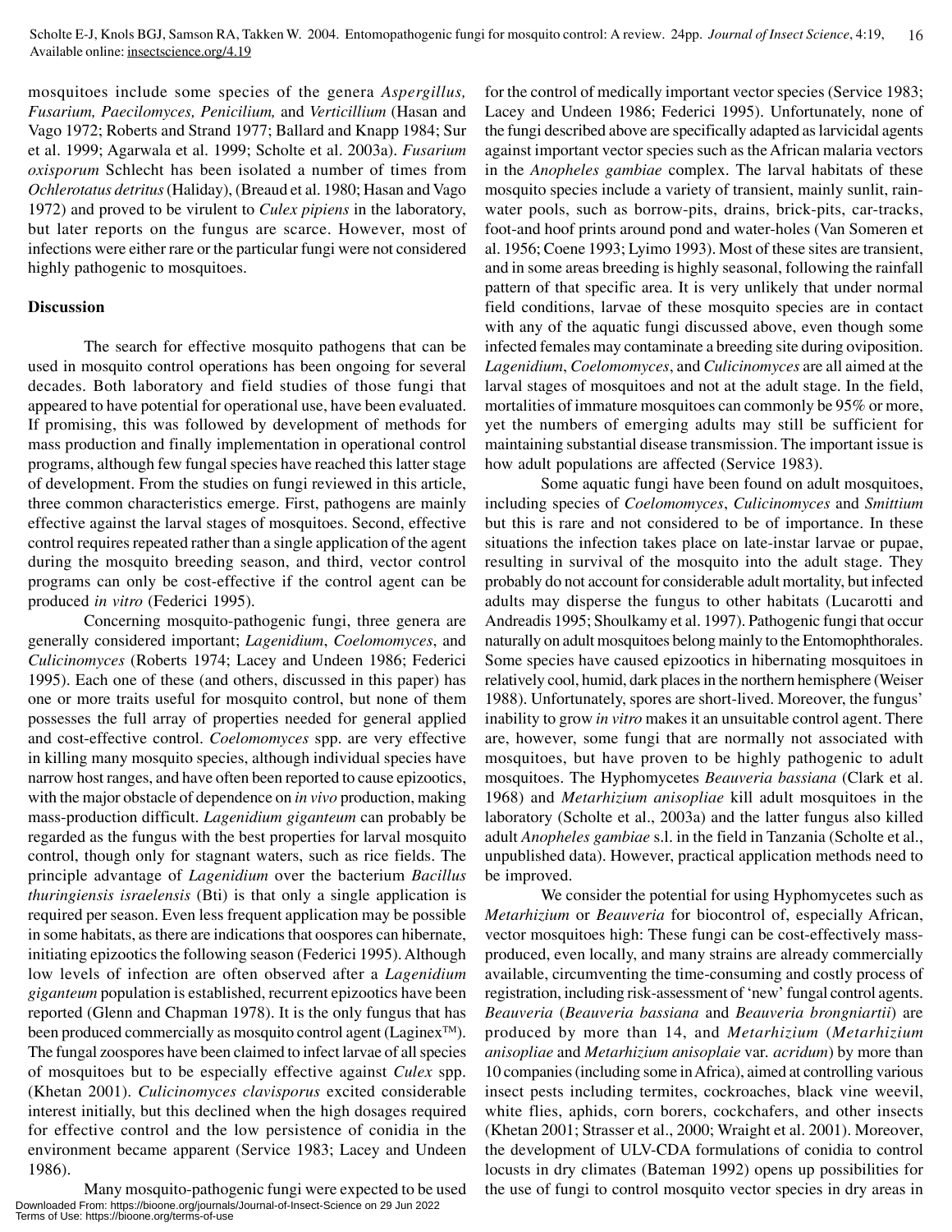mosquitoes include some species of the genera *Aspergillus, Fusarium, Paecilomyces, Penicilium,* and *Verticillium* (Hasan and Vago 1972; Roberts and Strand 1977; Ballard and Knapp 1984; Sur et al. 1999; Agarwala et al. 1999; Scholte et al. 2003a). *Fusarium oxisporum* Schlecht has been isolated a number of times from *Ochlerotatus detritus* (Haliday), (Breaud et al. 1980; Hasan and Vago 1972) and proved to be virulent to *Culex pipiens* in the laboratory, but later reports on the fungus are scarce. However, most of infections were either rare or the particular fungi were not considered highly pathogenic to mosquitoes.

**Discussion**

The search for effective mosquito pathogens that can be used in mosquito control operations has been ongoing for several decades. Both laboratory and field studies of those fungi that appeared to have potential for operational use, have been evaluated. If promising, this was followed by development of methods for mass production and finally implementation in operational control programs, although few fungal species have reached this latter stage of development. From the studies on fungi reviewed in this article, three common characteristics emerge. First, pathogens are mainly effective against the larval stages of mosquitoes. Second, effective control requires repeated rather than a single application of the agent during the mosquito breeding season, and third, vector control programs can only be cost-effective if the control agent can be produced *in vitro* (Federici 1995).

Concerning mosquito-pathogenic fungi, three genera are generally considered important; *Lagenidium*, *Coelomomyces*, and *Culicinomyces* (Roberts 1974; Lacey and Undeen 1986; Federici 1995). Each one of these (and others, discussed in this paper) has one or more traits useful for mosquito control, but none of them possesses the full array of properties needed for general applied and cost-effective control. *Coelomomyces* spp. are very effective in killing many mosquito species, although individual species have narrow host ranges, and have often been reported to cause epizootics, with the major obstacle of dependence on *in vivo* production, making mass-production difficult. *Lagenidium giganteum* can probably be regarded as the fungus with the best properties for larval mosquito control, though only for stagnant waters, such as rice fields. The principle advantage of *Lagenidium* over the bacterium *Bacillus thuringiensis israelensis* (Bti) is that only a single application is required per season. Even less frequent application may be possible in some habitats, as there are indications that oospores can hibernate, initiating epizootics the following season (Federici 1995). Although low levels of infection are often observed after a *Lagenidium giganteum* population is established, recurrent epizootics have been reported (Glenn and Chapman 1978). It is the only fungus that has been produced commercially as mosquito control agent (Laginex™). The fungal zoospores have been claimed to infect larvae of all species of mosquitoes but to be especially effective against *Culex* spp. (Khetan 2001). *Culicinomyces clavisporus* excited considerable interest initially, but this declined when the high dosages required for effective control and the low persistence of conidia in the environment became apparent (Service 1983; Lacey and Undeen 1986).

Many mosquito-pathogenic fungi were expected to be used for the control of medically important vector species (Service 1983; Lacey and Undeen 1986; Federici 1995). Unfortunately, none of the fungi described above are specifically adapted as larvicidal agents against important vector species such as the African malaria vectors in the *Anopheles gambiae* complex. The larval habitats of these mosquito species include a variety of transient, mainly sunlit, rain-water pools, such as borrow-pits, drains, brick-pits, car-tracks, foot-and hoof prints around pond and water-holes (Van Someren et al. 1956; Coene 1993; Lyimo 1993). Most of these sites are transient, and in some areas breeding is highly seasonal, following the rainfall pattern of that specific area. It is very unlikely that under normal field conditions, larvae of these mosquito species are in contact with any of the aquatic fungi discussed above, even though some infected females may contaminate a breeding site during oviposition. *Lagenidium*, *Coelomomyces*, and *Culicinomyces* are all aimed at the larval stages of mosquitoes and not at the adult stage. In the field, mortalities of immature mosquitoes can commonly be 95% or more, yet the numbers of emerging adults may still be sufficient for maintaining substantial disease transmission. The important issue is how adult populations are affected (Service 1983).

Some aquatic fungi have been found on adult mosquitoes, including species of *Coelomomyces*, *Culicinomyces* and *Smittium* but this is rare and not considered to be of importance. In these situations the infection takes place on late-instar larvae or pupae, resulting in survival of the mosquito into the adult stage. They probably do not account for considerable adult mortality, but infected adults may disperse the fungus to other habitats (Lucarotti and Andreadis 1995; Shoulkamy et al. 1997). Pathogenic fungi that occur naturally on adult mosquitoes belong mainly to the Entomophthorales. Some species have caused epizootics in hibernating mosquitoes in relatively cool, humid, dark places in the northern hemisphere (Weiser 1988). Unfortunately, spores are short-lived. Moreover, the fungus' inability to grow *in vitro* makes it an unsuitable control agent. There are, however, some fungi that are normally not associated with mosquitoes, but have proven to be highly pathogenic to adult mosquitoes. The Hyphomycetes *Beauveria bassiana* (Clark et al. 1968) and *Metarhizium anisopliae* kill adult mosquitoes in the laboratory (Scholte et al., 2003a) and the latter fungus also killed adult *Anopheles gambiae* s.l. in the field in Tanzania (Scholte et al., unpublished data). However, practical application methods need to be improved.

We consider the potential for using Hyphomycetes such as *Metarhizium* or *Beauveria* for biocontrol of, especially African, vector mosquitoes high: These fungi can be cost-effectively mass-produced, even locally, and many strains are already commercially available, circumventing the time-consuming and costly process of registration, including risk-assessment of 'new' fungal control agents. *Beauveria* (*Beauveria bassiana* and *Beauveria brongniartii*) are produced by more than 14, and *Metarhizium* (*Metarhizium anisopliae* and *Metarhizium anisoplaie* var. *acridum*) by more than 10 companies (including some in Africa), aimed at controlling various insect pests including termites, cockroaches, black vine weevil, white flies, aphids, corn borers, cockchafers, and other insects (Khetan 2001; Strasser et al., 2000; Wraight et al. 2001). Moreover, the development of ULV-CDA formulations of conidia to control locusts in dry climates (Bateman 1992) opens up possibilities for the use of fungi to control mosquito vector species in dry areas in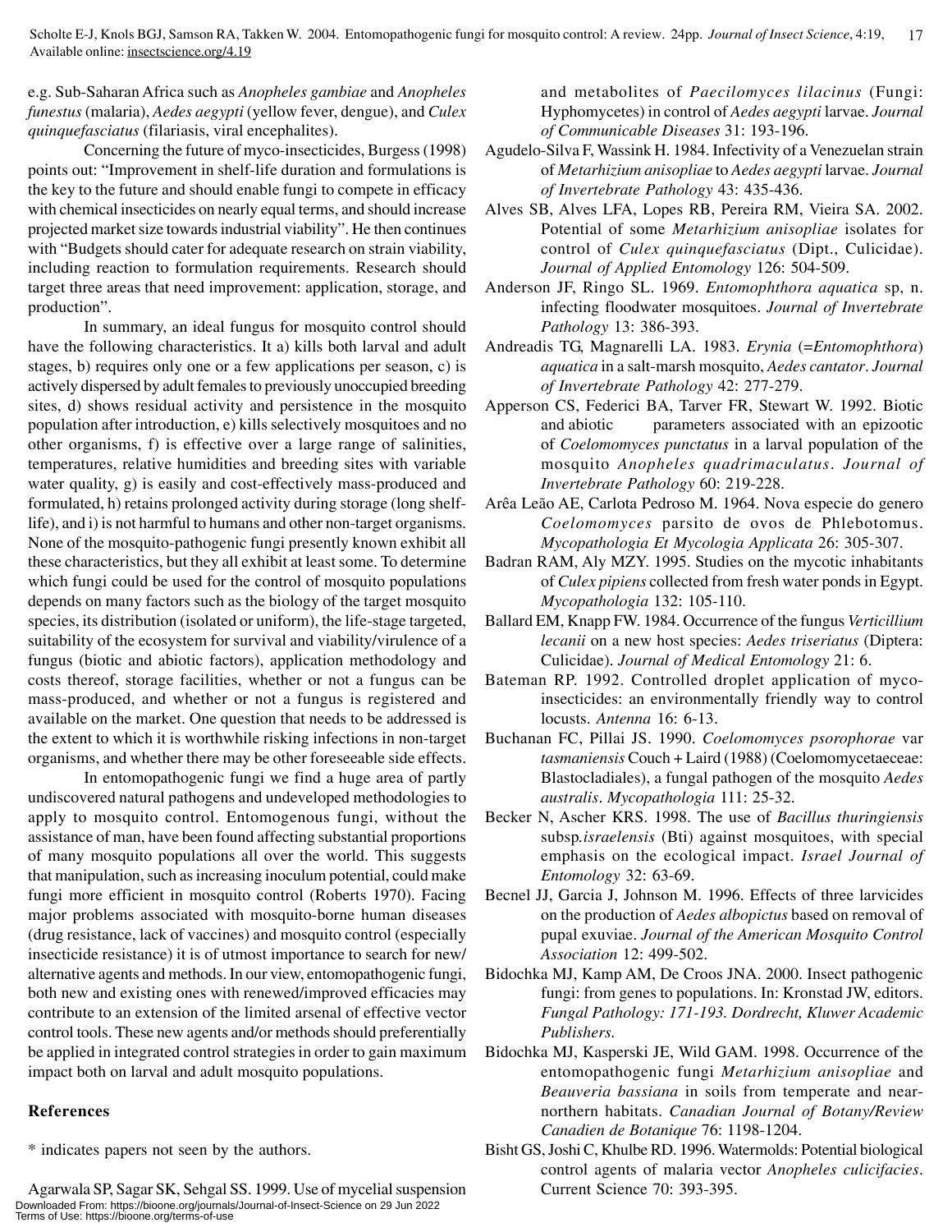e.g. Sub-Saharan Africa such as *Anopheles gambiae* and *Anopheles funestus* (malaria), *Aedes aegypti* (yellow fever, dengue), and *Culex quinquefasciatus* (filariasis, viral encephalites).

Concerning the future of myco-insecticides, Burgess (1998) points out: "Improvement in shelf-life duration and formulations is the key to the future and should enable fungi to compete in efficacy with chemical insecticides on nearly equal terms, and should increase projected market size towards industrial viability". He then continues with "Budgets should cater for adequate research on strain viability, including reaction to formulation requirements. Research should target three areas that need improvement: application, storage, and production".

In summary, an ideal fungus for mosquito control should have the following characteristics. It a) kills both larval and adult stages, b) requires only one or a few applications per season, c) is actively dispersed by adult females to previously unoccupied breeding sites, d) shows residual activity and persistence in the mosquito population after introduction, e) kills selectively mosquitoes and no other organisms, f) is effective over a large range of salinities, temperatures, relative humidities and breeding sites with variable water quality, g) is easily and cost-effectively mass-produced and formulated, h) retains prolonged activity during storage (long shelf-life), and i) is not harmful to humans and other non-target organisms. None of the mosquito-pathogenic fungi presently known exhibit all these characteristics, but they all exhibit at least some. To determine which fungi could be used for the control of mosquito populations depends on many factors such as the biology of the target mosquito species, its distribution (isolated or uniform), the life-stage targeted, suitability of the ecosystem for survival and viability/virulence of a fungus (biotic and abiotic factors), application methodology and costs thereof, storage facilities, whether or not a fungus can be mass-produced, and whether or not a fungus is registered and available on the market. One question that needs to be addressed is the extent to which it is worthwhile risking infections in non-target organisms, and whether there may be other foreseeable side effects.

In entomopathogenic fungi we find a huge area of partly undiscovered natural pathogens and undeveloped methodologies to apply to mosquito control. Entomogenous fungi, without the assistance of man, have been found affecting substantial proportions of many mosquito populations all over the world. This suggests that manipulation, such as increasing inoculum potential, could make fungi more efficient in mosquito control (Roberts 1970). Facing major problems associated with mosquito-borne human diseases (drug resistance, lack of vaccines) and mosquito control (especially insecticide resistance) it is of utmost importance to search for new/alternative agents and methods. In our view, entomopathogenic fungi, both new and existing ones with renewed/improved efficacies may contribute to an extension of the limited arsenal of effective vector control tools. These new agents and/or methods should preferentially be applied in integrated control strategies in order to gain maximum impact both on larval and adult mosquito populations.

## References

* indicates papers not seen by the authors.

Agarwala SP, Sagar SK, Sehgal SS. 1999. Use of mycelial suspension and metabolites of *Paecilomyces lilacinus* (Fungi: Hyphomycetes) in control of *Aedes aegypti* larvae. *Journal of Communicable Diseases* 31: 193-196.

Agudelo-Silva F, Wassink H. 1984. Infectivity of a Venezuelan strain of *Metarhizium anisopliae* to *Aedes aegypti* larvae. *Journal of Invertebrate Pathology* 43: 435-436.

Alves SB, Alves LFA, Lopes RB, Pereira RM, Vieira SA. 2002. Potential of some *Metarhizium anisopliae* isolates for control of *Culex quinquefasciatus* (Dipt., Culicidae). *Journal of Applied Entomology* 126: 504-509.

Anderson JF, Ringo SL. 1969. *Entomophthora aquatica* sp, n. infecting floodwater mosquitoes. *Journal of Invertebrate Pathology* 13: 386-393.

Andreadis TG, Magnarelli LA. 1983. *Erynia* (=*Entomophthora*) *aquatica* in a salt-marsh mosquito, *Aedes cantator*. *Journal of Invertebrate Pathology* 42: 277-279.

Apperson CS, Federici BA, Tarver FR, Stewart W. 1992. Biotic and abiotic parameters associated with an epizootic of *Coelomomyces punctatus* in a larval population of the mosquito *Anopheles quadrimaculatus*. *Journal of Invertebrate Pathology* 60: 219-228.

Arêa Leão AE, Carlota Pedroso M. 1964. Nova especie do genero *Coelomomyces* parsito de ovos de Phlebotomus. *Mycopathologia Et Mycologia Applicata* 26: 305-307.

Badran RAM, Aly MZY. 1995. Studies on the mycotic inhabitants of *Culex pipiens* collected from fresh water ponds in Egypt. *Mycopathologia* 132: 105-110.

Ballard EM, Knapp FW. 1984. Occurrence of the fungus *Verticillium lecanii* on a new host species: *Aedes triseriatus* (Diptera: Culicidae). *Journal of Medical Entomology* 21: 6.

Bateman RP. 1992. Controlled droplet application of myco-insecticides: an environmentally friendly way to control locusts. *Antenna* 16: 6-13.

Buchanan FC, Pillai JS. 1990. *Coelomomyces psorophorae* var *tasmaniensis* Couch + Laird (1988) (Coelomomycetaeceae: Blastocladiales), a fungal pathogen of the mosquito *Aedes australis*. *Mycopathologia* 111: 25-32.

Becker N, Ascher KRS. 1998. The use of *Bacillus thuringiensis* subsp.*israelensis* (Bti) against mosquitoes, with special emphasis on the ecological impact. *Israel Journal of Entomology* 32: 63-69.

Becnel JJ, Garcia J, Johnson M. 1996. Effects of three larvicides on the production of *Aedes albopictus* based on removal of pupal exuviae. *Journal of the American Mosquito Control Association* 12: 499-502.

Bidochka MJ, Kamp AM, De Croos JNA. 2000. Insect pathogenic fungi: from genes to populations. In: Kronstad JW, editors. *Fungal Pathology: 171-193. Dordrecht, Kluwer Academic Publishers.*

Bidochka MJ, Kasperski JE, Wild GAM. 1998. Occurrence of the entomopathogenic fungi *Metarhizium anisopliae* and *Beauveria bassiana* in soils from temperate and near-northern habitats. *Canadian Journal of Botany/Review Canadien de Botanique* 76: 1198-1204.

Bisht GS, Joshi C, Khulbe RD. 1996. Watermolds: Potential biological control agents of malaria vector *Anopheles culicifacies*. Current Science 70: 393-395.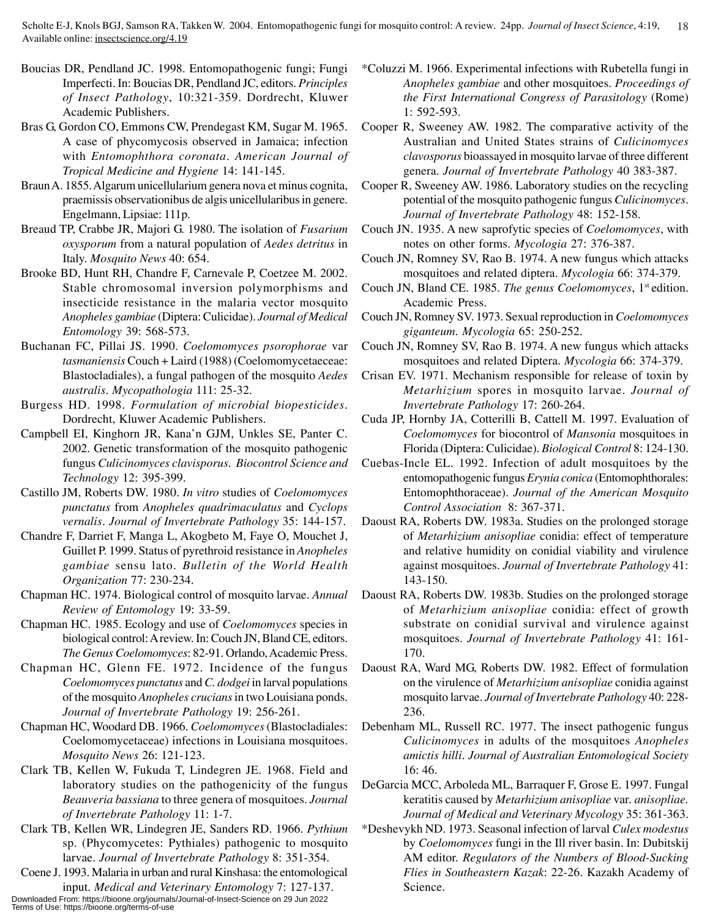Boucias DR, Pendland JC. 1998. Entomopathogenic fungi; Fungi Imperfecti. In: Boucias DR, Pendland JC, editors. *Principles of Insect Pathology*, 10:321-359. Dordrecht, Kluwer Academic Publishers.

Bras G, Gordon CO, Emmons CW, Prendegast KM, Sugar M. 1965. A case of phycomycosis observed in Jamaica; infection with *Entomophthora coronata*. *American Journal of Tropical Medicine and Hygiene* 14: 141-145.

Braun A. 1855. Algarum unicellularium genera nova et minus cognita, praemissis observationibus de algis unicellularibus in genere. Engelmann, Lipsiae: 111p.

Breaud TP, Crabbe JR, Majori G. 1980. The isolation of *Fusarium oxysporum* from a natural population of *Aedes detritus* in Italy. *Mosquito News* 40: 654.

Brooke BD, Hunt RH, Chandre F, Carnevale P, Coetzee M. 2002. Stable chromosomal inversion polymorphisms and insecticide resistance in the malaria vector mosquito *Anopheles gambiae* (Diptera: Culicidae). *Journal of Medical Entomology* 39: 568-573.

Buchanan FC, Pillai JS. 1990. *Coelomomyces psorophorae* var *tasmaniensis* Couch + Laird (1988) (Coelomomycetaeceae: Blastocladiales), a fungal pathogen of the mosquito *Aedes australis*. *Mycopathologia* 111: 25-32.

Burgess HD. 1998. *Formulation of microbial biopesticides*. Dordrecht, Kluwer Academic Publishers.

Campbell EI, Kinghorn JR, Kana'n GJM, Unkles SE, Panter C. 2002. Genetic transformation of the mosquito pathogenic fungus *Culicinomyces clavisporus*. *Biocontrol Science and Technology* 12: 395-399.

Castillo JM, Roberts DW. 1980. *In vitro* studies of *Coelomomyces punctatus* from *Anopheles quadrimaculatus* and *Cyclops vernalis*. *Journal of Invertebrate Pathology* 35: 144-157.

Chandre F, Darriet F, Manga L, Akogbeto M, Faye O, Mouchet J, Guillet P. 1999. Status of pyrethroid resistance in *Anopheles gambiae* sensu lato. *Bulletin of the World Health Organization* 77: 230-234.

Chapman HC. 1974. Biological control of mosquito larvae. *Annual Review of Entomology* 19: 33-59.

Chapman HC. 1985. Ecology and use of *Coelomomyces* species in biological control: A review. In: Couch JN, Bland CE, editors. *The Genus Coelomomyces*: 82-91. Orlando, Academic Press.

Chapman HC, Glenn FE. 1972. Incidence of the fungus *Coelomomyces punctatus* and *C. dodgei* in larval populations of the mosquito *Anopheles crucians* in two Louisiana ponds. *Journal of Invertebrate Pathology* 19: 256-261.

Chapman HC, Woodard DB. 1966. *Coelomomyces* (Blastocladiales: Coelomomycetaceae) infections in Louisiana mosquitoes. *Mosquito News* 26: 121-123.

Clark TB, Kellen W, Fukuda T, Lindegren JE. 1968. Field and laboratory studies on the pathogenicity of the fungus *Beauveria bassiana* to three genera of mosquitoes. *Journal of Invertebrate Pathology* 11: 1-7.

Clark TB, Kellen WR, Lindegren JE, Sanders RD. 1966. *Pythium* sp. (Phycomycetes: Pythiales) pathogenic to mosquito larvae. *Journal of Invertebrate Pathology* 8: 351-354.

Coene J. 1993. Malaria in urban and rural Kinshasa: the entomological input. *Medical and Veterinary Entomology* 7: 127-137.

*Coluzzi M. 1966. Experimental infections with Rubetella fungi in *Anopheles gambiae* and other mosquitoes. *Proceedings of the First International Congress of Parasitology* (Rome) 1: 592-593.

Cooper R, Sweeney AW. 1982. The comparative activity of the Australian and United States strains of *Culicinomyces clavosporus* bioassayed in mosquito larvae of three different genera. *Journal of Invertebrate Pathology* 40 383-387.

Cooper R, Sweeney AW. 1986. Laboratory studies on the recycling potential of the mosquito pathogenic fungus *Culicinomyces*. *Journal of Invertebrate Pathology* 48: 152-158.

Couch JN. 1935. A new saprofytic species of *Coelomomyces*, with notes on other forms. *Mycologia* 27: 376-387.

Couch JN, Romney SV, Rao B. 1974. A new fungus which attacks mosquitoes and related diptera. *Mycologia* 66: 374-379.

Couch JN, Bland CE. 1985. *The genus Coelomomyces*, 1st edition. Academic Press.

Couch JN, Romney SV. 1973. Sexual reproduction in *Coelomomyces giganteum*. *Mycologia* 65: 250-252.

Couch JN, Romney SV, Rao B. 1974. A new fungus which attacks mosquitoes and related Diptera. *Mycologia* 66: 374-379.

Crisan EV. 1971. Mechanism responsible for release of toxin by *Metarhizium* spores in mosquito larvae. *Journal of Invertebrate Pathology* 17: 260-264.

Cuda JP, Hornby JA, Cotterilli B, Cattell M. 1997. Evaluation of *Coelomomyces* for biocontrol of *Mansonia* mosquitoes in Florida (Diptera: Culicidae). *Biological Control* 8: 124-130.

Cuebas-Incle EL. 1992. Infection of adult mosquitoes by the entomopathogenic fungus *Erynia conica* (Entomophthorales: Entomophthoraceae). *Journal of the American Mosquito Control Association* 8: 367-371.

Daoust RA, Roberts DW. 1983a. Studies on the prolonged storage of *Metarhizium anisopliae* conidia: effect of temperature and relative humidity on conidial viability and virulence against mosquitoes. *Journal of Invertebrate Pathology* 41: 143-150.

Daoust RA, Roberts DW. 1983b. Studies on the prolonged storage of *Metarhizium anisopliae* conidia: effect of growth substrate on conidial survival and virulence against mosquitoes. *Journal of Invertebrate Pathology* 41: 161-170.

Daoust RA, Ward MG, Roberts DW. 1982. Effect of formulation on the virulence of *Metarhizium anisopliae* conidia against mosquito larvae. *Journal of Invertebrate Pathology* 40: 228-236.

Debenham ML, Russell RC. 1977. The insect pathogenic fungus *Culicinomyces* in adults of the mosquitoes *Anopheles amictis hilli*. *Journal of Australian Entomological Society* 16: 46.

DeGarcia MCC, Arboleda ML, Barraquer F, Grose E. 1997. Fungal keratitis caused by *Metarhizium anisopliae* var. *anisopliae*. *Journal of Medical and Veterinary Mycology* 35: 361-363.

*Deshevykh ND. 1973. Seasonal infection of larval *Culex modestus* by *Coelomomyces* fungi in the Ill river basin. In: Dubitskij AM editor. *Regulators of the Numbers of Blood-Sucking Flies in Southeastern Kazak*: 22-26. Kazakh Academy of Science.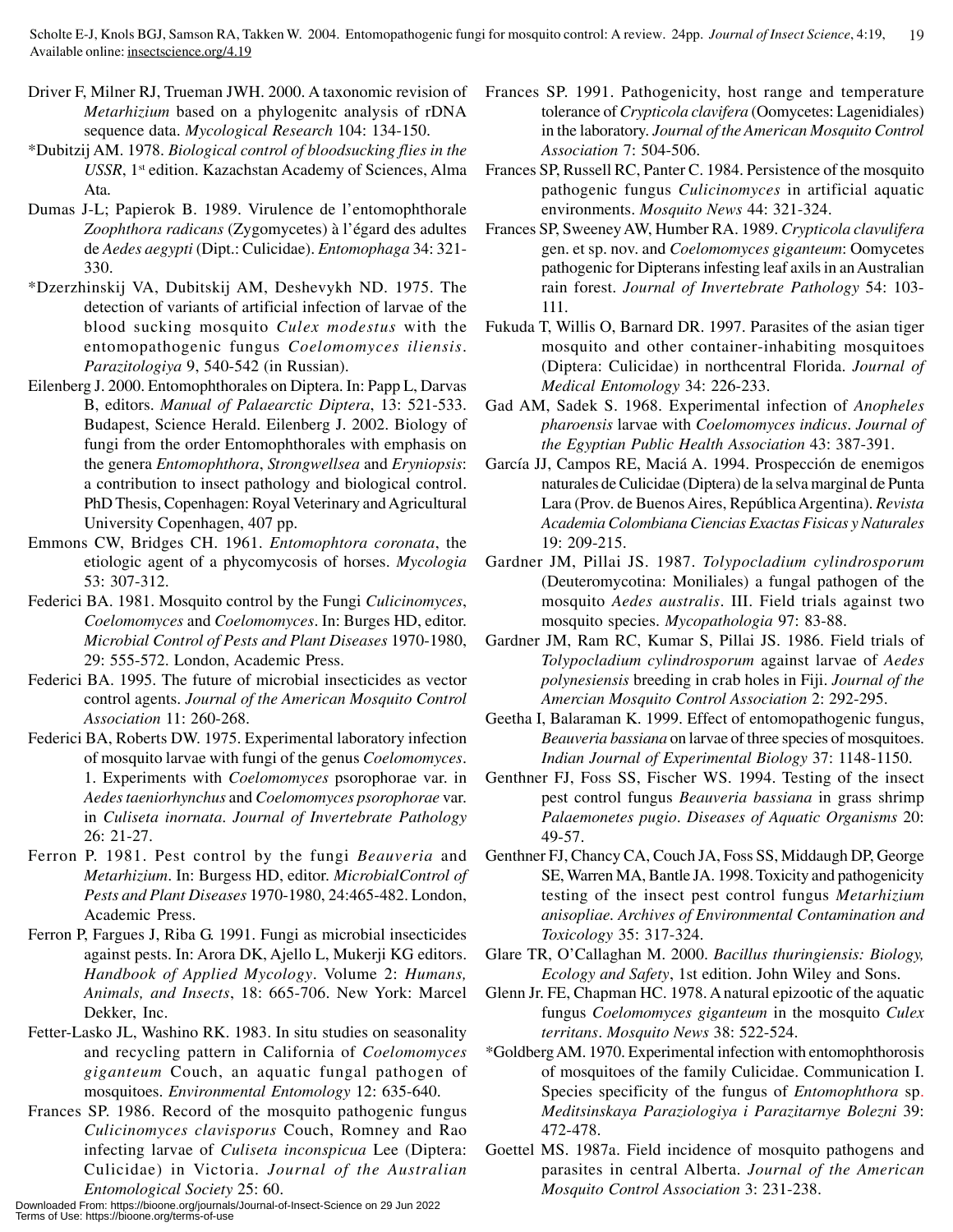Driver F, Milner RJ, Trueman JWH. 2000. A taxonomic revision of *Metarhizium* based on a phylogenitc analysis of rDNA sequence data. *Mycological Research* 104: 134-150.

*Dubitzij AM. 1978. *Biological control of bloodsucking flies in the USSR*, 1st edition. Kazachstan Academy of Sciences, Alma Ata.

Dumas J-L; Papierok B. 1989. Virulence de l'entomophthorale *Zoophthora radicans* (Zygomycetes) à l'égard des adultes de *Aedes aegypti* (Dipt.: Culicidae). *Entomophaga* 34: 321-330.

*Dzerzhinskij VA, Dubitskij AM, Deshevykh ND. 1975. The detection of variants of artificial infection of larvae of the blood sucking mosquito *Culex modestus* with the entomopathogenic fungus *Coelomomyces iliensis*. *Parazitologiya* 9, 540-542 (in Russian).

Eilenberg J. 2000. Entomophthorales on Diptera. In: Papp L, Darvas B, editors. *Manual of Palaearctic Diptera*, 13: 521-533. Budapest, Science Herald. Eilenberg J. 2002. Biology of fungi from the order Entomophthorales with emphasis on the genera *Entomophthora*, *Strongwellsea* and *Eryniopsis*: a contribution to insect pathology and biological control. PhD Thesis, Copenhagen: Royal Veterinary and Agricultural University Copenhagen, 407 pp.

Emmons CW, Bridges CH. 1961. *Entomophtora coronata*, the etiologic agent of a phycomycosis of horses. *Mycologia* 53: 307-312.

Federici BA. 1981. Mosquito control by the Fungi *Culicinomyces*, *Coelomomyces* and *Coelomomyces*. In: Burges HD, editor. *Microbial Control of Pests and Plant Diseases* 1970-1980, 29: 555-572. London, Academic Press.

Federici BA. 1995. The future of microbial insecticides as vector control agents. *Journal of the American Mosquito Control Association* 11: 260-268.

Federici BA, Roberts DW. 1975. Experimental laboratory infection of mosquito larvae with fungi of the genus *Coelomomyces*. 1. Experiments with *Coelomomyces* psorophorae var. in *Aedes taeniorhynchus* and *Coelomomyces psorophorae* var. in *Culiseta inornata*. *Journal of Invertebrate Pathology* 26: 21-27.

Ferron P. 1981. Pest control by the fungi *Beauveria* and *Metarhizium*. In: Burgess HD, editor. *MicrobialControl of Pests and Plant Diseases* 1970-1980, 24:465-482. London, Academic Press.

Ferron P, Fargues J, Riba G. 1991. Fungi as microbial insecticides against pests. In: Arora DK, Ajello L, Mukerji KG editors. *Handbook of Applied Mycology*. Volume 2: *Humans, Animals, and Insects*, 18: 665-706. New York: Marcel Dekker, Inc.

Fetter-Lasko JL, Washino RK. 1983. In situ studies on seasonality and recycling pattern in California of *Coelomomyces giganteum* Couch, an aquatic fungal pathogen of mosquitoes. *Environmental Entomology* 12: 635-640.

Frances SP. 1986. Record of the mosquito pathogenic fungus *Culicinomyces clavisporus* Couch, Romney and Rao infecting larvae of *Culiseta inconspicua* Lee (Diptera: Culicidae) in Victoria. *Journal of the Australian Entomological Society* 25: 60.

Frances SP. 1991. Pathogenicity, host range and temperature tolerance of *Crypticola clavifera* (Oomycetes: Lagenidiales) in the laboratory. *Journal of the American Mosquito Control Association* 7: 504-506.

Frances SP, Russell RC, Panter C. 1984. Persistence of the mosquito pathogenic fungus *Culicinomyces* in artificial aquatic environments. *Mosquito News* 44: 321-324.

Frances SP, Sweeney AW, Humber RA. 1989. *Crypticola clavulifera* gen. et sp. nov. and *Coelomomyces giganteum*: Oomycetes pathogenic for Dipterans infesting leaf axils in an Australian rain forest. *Journal of Invertebrate Pathology* 54: 103-111.

Fukuda T, Willis O, Barnard DR. 1997. Parasites of the asian tiger mosquito and other container-inhabiting mosquitoes (Diptera: Culicidae) in northcentral Florida. *Journal of Medical Entomology* 34: 226-233.

Gad AM, Sadek S. 1968. Experimental infection of *Anopheles pharoensis* larvae with *Coelomomyces indicus*. *Journal of the Egyptian Public Health Association* 43: 387-391.

García JJ, Campos RE, Maciá A. 1994. Prospección de enemigos naturales de Culicidae (Diptera) de la selva marginal de Punta Lara (Prov. de Buenos Aires, República Argentina). *Revista Academia Colombiana Ciencias Exactas Fisicas y Naturales* 19: 209-215.

Gardner JM, Pillai JS. 1987. *Tolypocladium cylindrosporum* (Deuteromycotina: Moniliales) a fungal pathogen of the mosquito *Aedes australis*. III. Field trials against two mosquito species. *Mycopathologia* 97: 83-88.

Gardner JM, Ram RC, Kumar S, Pillai JS. 1986. Field trials of *Tolypocladium cylindrosporum* against larvae of *Aedes polynesiensis* breeding in crab holes in Fiji. *Journal of the Amercian Mosquito Control Association* 2: 292-295.

Geetha I, Balaraman K. 1999. Effect of entomopathogenic fungus, *Beauveria bassiana* on larvae of three species of mosquitoes. *Indian Journal of Experimental Biology* 37: 1148-1150.

Genthner FJ, Foss SS, Fischer WS. 1994. Testing of the insect pest control fungus *Beauveria bassiana* in grass shrimp *Palaemonetes pugio*. *Diseases of Aquatic Organisms* 20: 49-57.

Genthner FJ, Chancy CA, Couch JA, Foss SS, Middaugh DP, George SE, Warren MA, Bantle JA. 1998. Toxicity and pathogenicity testing of the insect pest control fungus *Metarhizium anisopliae*. *Archives of Environmental Contamination and Toxicology* 35: 317-324.

Glare TR, O'Callaghan M. 2000. *Bacillus thuringiensis: Biology, Ecology and Safety*, 1st edition. John Wiley and Sons.

Glenn Jr. FE, Chapman HC. 1978. A natural epizootic of the aquatic fungus *Coelomomyces giganteum* in the mosquito *Culex territans*. *Mosquito News* 38: 522-524.

*Goldberg AM. 1970. Experimental infection with entomophthorosis of mosquitoes of the family Culicidae. Communication I. Species specificity of the fungus of *Entomophthora* sp. *Meditsinskaya Paraziologiya i Parazitarnye Bolezni* 39: 472-478.

Goettel MS. 1987a. Field incidence of mosquito pathogens and parasites in central Alberta. *Journal of the American Mosquito Control Association* 3: 231-238.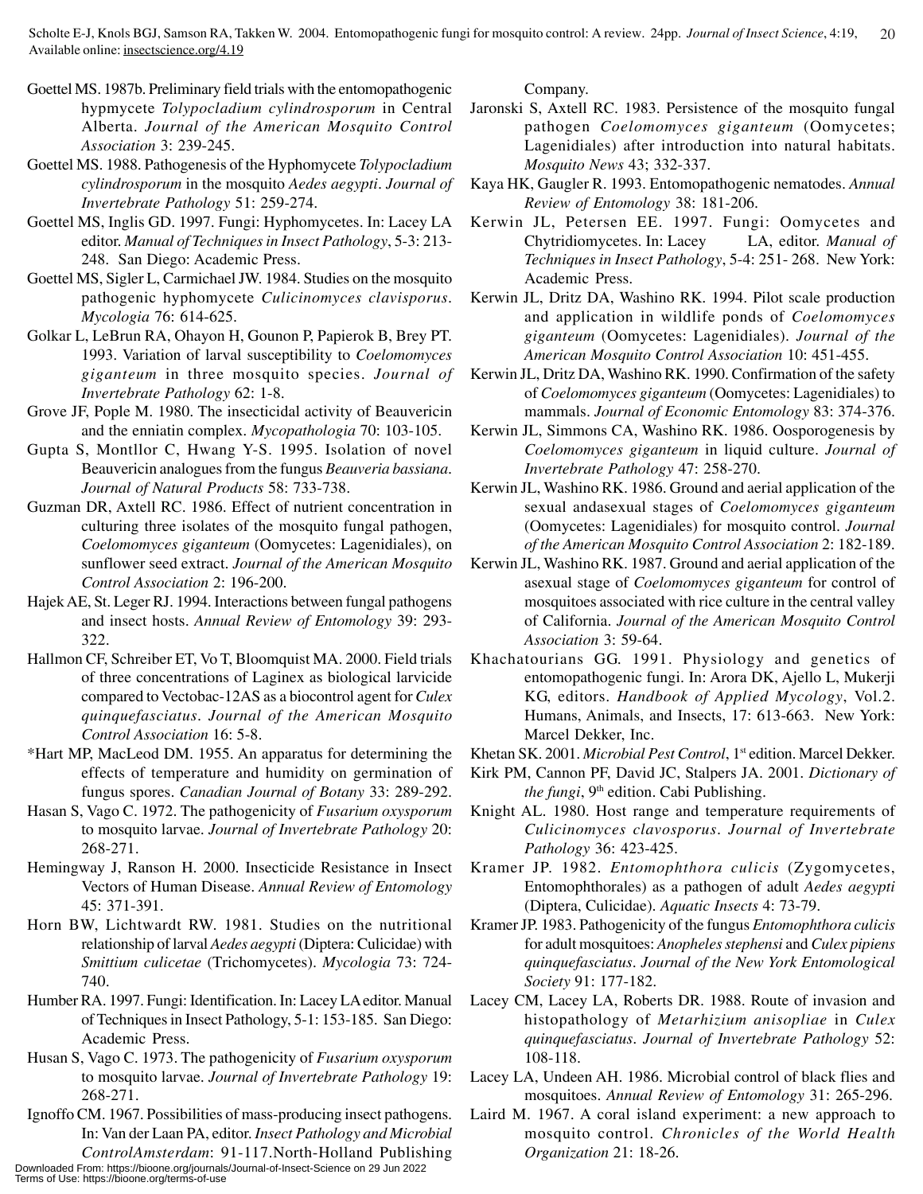Goettel MS. 1987b. Preliminary field trials with the entomopathogenic hypmycete *Tolypocladium cylindrosporum* in Central Alberta. *Journal of the American Mosquito Control Association* 3: 239-245.

Goettel MS. 1988. Pathogenesis of the Hyphomycete *Tolypocladium cylindrosporum* in the mosquito *Aedes aegypti*. *Journal of Invertebrate Pathology* 51: 259-274.

Goettel MS, Inglis GD. 1997. Fungi: Hyphomycetes. In: Lacey LA editor. *Manual of Techniques in Insect Pathology*, 5-3: 213-248. San Diego: Academic Press.

Goettel MS, Sigler L, Carmichael JW. 1984. Studies on the mosquito pathogenic hyphomycete *Culicinomyces clavisporus*. *Mycologia* 76: 614-625.

Golkar L, LeBrun RA, Ohayon H, Gounon P, Papierok B, Brey PT. 1993. Variation of larval susceptibility to *Coelomomyces giganteum* in three mosquito species. *Journal of Invertebrate Pathology* 62: 1-8.

Grove JF, Pople M. 1980. The insecticidal activity of Beauvericin and the enniatin complex. *Mycopathologia* 70: 103-105.

Gupta S, Montllor C, Hwang Y-S. 1995. Isolation of novel Beauvericin analogues from the fungus *Beauveria bassiana*. *Journal of Natural Products* 58: 733-738.

Guzman DR, Axtell RC. 1986. Effect of nutrient concentration in culturing three isolates of the mosquito fungal pathogen, *Coelomomyces giganteum* (Oomycetes: Lagenidiales), on sunflower seed extract. *Journal of the American Mosquito Control Association* 2: 196-200.

Hajek AE, St. Leger RJ. 1994. Interactions between fungal pathogens and insect hosts. *Annual Review of Entomology* 39: 293-322.

Hallmon CF, Schreiber ET, Vo T, Bloomquist MA. 2000. Field trials of three concentrations of Laginex as biological larvicide compared to Vectobac-12AS as a biocontrol agent for *Culex quinquefasciatus*. *Journal of the American Mosquito Control Association* 16: 5-8.

*Hart MP, MacLeod DM. 1955. An apparatus for determining the effects of temperature and humidity on germination of fungus spores. *Canadian Journal of Botany* 33: 289-292.

Hasan S, Vago C. 1972. The pathogenicity of *Fusarium oxysporum* to mosquito larvae. *Journal of Invertebrate Pathology* 20: 268-271.

Hemingway J, Ranson H. 2000. Insecticide Resistance in Insect Vectors of Human Disease. *Annual Review of Entomology* 45: 371-391.

Horn BW, Lichtwardt RW. 1981. Studies on the nutritional relationship of larval *Aedes aegypti* (Diptera: Culicidae) with *Smittium culicetae* (Trichomycetes). *Mycologia* 73: 724-740.

Humber RA. 1997. Fungi: Identification. In: Lacey LA editor. Manual of Techniques in Insect Pathology, 5-1: 153-185. San Diego: Academic Press.

Husan S, Vago C. 1973. The pathogenicity of *Fusarium oxysporum* to mosquito larvae. *Journal of Invertebrate Pathology* 19: 268-271.

Ignoffo CM. 1967. Possibilities of mass-producing insect pathogens. In: Van der Laan PA, editor. *Insect Pathology and Microbial ControlAmsterdam*: 91-117.North-Holland Publishing Company.

Jaronski S, Axtell RC. 1983. Persistence of the mosquito fungal pathogen *Coelomomyces giganteum* (Oomycetes; Lagenidiales) after introduction into natural habitats. *Mosquito News* 43; 332-337.

Kaya HK, Gaugler R. 1993. Entomopathogenic nematodes. *Annual Review of Entomology* 38: 181-206.

Kerwin JL, Petersen EE. 1997. Fungi: Oomycetes and Chytridiomycetes. In: Lacey LA, editor. *Manual of Techniques in Insect Pathology*, 5-4: 251- 268. New York: Academic Press.

Kerwin JL, Dritz DA, Washino RK. 1994. Pilot scale production and application in wildlife ponds of *Coelomomyces giganteum* (Oomycetes: Lagenidiales). *Journal of the American Mosquito Control Association* 10: 451-455.

Kerwin JL, Dritz DA, Washino RK. 1990. Confirmation of the safety of *Coelomomyces giganteum* (Oomycetes: Lagenidiales) to mammals. *Journal of Economic Entomology* 83: 374-376.

Kerwin JL, Simmons CA, Washino RK. 1986. Oosporogenesis by *Coelomomyces giganteum* in liquid culture. *Journal of Invertebrate Pathology* 47: 258-270.

Kerwin JL, Washino RK. 1986. Ground and aerial application of the sexual andasexual stages of *Coelomomyces giganteum* (Oomycetes: Lagenidiales) for mosquito control. *Journal of the American Mosquito Control Association* 2: 182-189.

Kerwin JL, Washino RK. 1987. Ground and aerial application of the asexual stage of *Coelomomyces giganteum* for control of mosquitoes associated with rice culture in the central valley of California. *Journal of the American Mosquito Control Association* 3: 59-64.

Khachatourians GG. 1991. Physiology and genetics of entomopathogenic fungi. In: Arora DK, Ajello L, Mukerji KG, editors. *Handbook of Applied Mycology*, Vol.2. Humans, Animals, and Insects, 17: 613-663. New York: Marcel Dekker, Inc.

Khetan SK. 2001. *Microbial Pest Control*, 1st edition. Marcel Dekker.

Kirk PM, Cannon PF, David JC, Stalpers JA. 2001. *Dictionary of the fungi*, 9th edition. Cabi Publishing.

Knight AL. 1980. Host range and temperature requirements of *Culicinomyces clavosporus*. *Journal of Invertebrate Pathology* 36: 423-425.

Kramer JP. 1982. *Entomophthora culicis* (Zygomycetes, Entomophthorales) as a pathogen of adult *Aedes aegypti* (Diptera, Culicidae). *Aquatic Insects* 4: 73-79.

Kramer JP. 1983. Pathogenicity of the fungus *Entomophthora culicis* for adult mosquitoes: *Anopheles stephensi* and *Culex pipiens quinquefasciatus*. *Journal of the New York Entomological Society* 91: 177-182.

Lacey CM, Lacey LA, Roberts DR. 1988. Route of invasion and histopathology of *Metarhizium anisopliae* in *Culex quinquefasciatus*. *Journal of Invertebrate Pathology* 52: 108-118.

Lacey LA, Undeen AH. 1986. Microbial control of black flies and mosquitoes. *Annual Review of Entomology* 31: 265-296.

Laird M. 1967. A coral island experiment: a new approach to mosquito control. *Chronicles of the World Health Organization* 21: 18-26.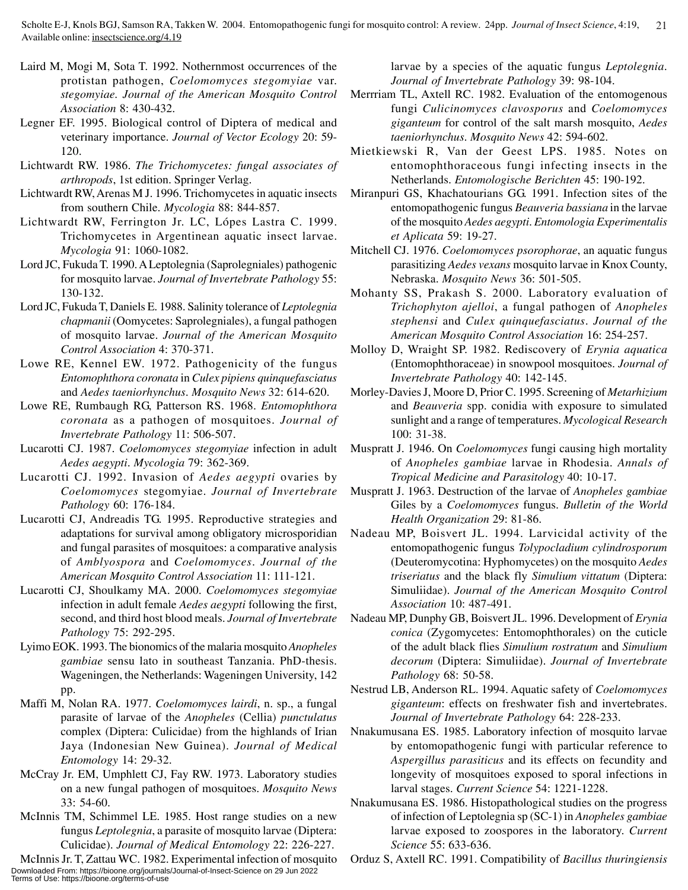Laird M, Mogi M, Sota T. 1992. Nothernmost occurrences of the protistan pathogen, *Coelomomyces stegomyiae* var. *stegomyiae*. *Journal of the American Mosquito Control Association* 8: 430-432.

Legner EF. 1995. Biological control of Diptera of medical and veterinary importance. *Journal of Vector Ecology* 20: 59-120.

Lichtwardt RW. 1986. *The Trichomycetes: fungal associates of arthropods*, 1st edition. Springer Verlag.

Lichtwardt RW, Arenas M J. 1996. Trichomycetes in aquatic insects from southern Chile. *Mycologia* 88: 844-857.

Lichtwardt RW, Ferrington Jr. LC, Lópes Lastra C. 1999. Trichomycetes in Argentinean aquatic insect larvae. *Mycologia* 91: 1060-1082.

Lord JC, Fukuda T. 1990. A Leptolegnia (Saprolegniales) pathogenic for mosquito larvae. *Journal of Invertebrate Pathology* 55: 130-132.

Lord JC, Fukuda T, Daniels E. 1988. Salinity tolerance of *Leptolegnia chapmanii* (Oomycetes: Saprolegniales), a fungal pathogen of mosquito larvae. *Journal of the American Mosquito Control Association* 4: 370-371.

Lowe RE, Kennel EW. 1972. Pathogenicity of the fungus *Entomophthora coronata* in *Culex pipiens quinquefasciatus* and *Aedes taeniorhynchus*. *Mosquito News* 32: 614-620.

Lowe RE, Rumbaugh RG, Patterson RS. 1968. *Entomophthora coronata* as a pathogen of mosquitoes. *Journal of Invertebrate Pathology* 11: 506-507.

Lucarotti CJ. 1987. *Coelomomyces stegomyiae* infection in adult *Aedes aegypti*. *Mycologia* 79: 362-369.

Lucarotti CJ. 1992. Invasion of *Aedes aegypti* ovaries by *Coelomomyces* stegomyiae. *Journal of Invertebrate Pathology* 60: 176-184.

Lucarotti CJ, Andreadis TG. 1995. Reproductive strategies and adaptations for survival among obligatory microsporidian and fungal parasites of mosquitoes: a comparative analysis of *Amblyospora* and *Coelomomyces*. *Journal of the American Mosquito Control Association* 11: 111-121.

Lucarotti CJ, Shoulkamy MA. 2000. *Coelomomyces stegomyiae* infection in adult female *Aedes aegypti* following the first, second, and third host blood meals. *Journal of Invertebrate Pathology* 75: 292-295.

Lyimo EOK. 1993. The bionomics of the malaria mosquito *Anopheles gambiae* sensu lato in southeast Tanzania. PhD-thesis. Wageningen, the Netherlands: Wageningen University, 142 pp.

Maffi M, Nolan RA. 1977. *Coelomomyces lairdi*, n. sp., a fungal parasite of larvae of the *Anopheles* (Cellia) *punctulatus* complex (Diptera: Culicidae) from the highlands of Irian Jaya (Indonesian New Guinea). *Journal of Medical Entomology* 14: 29-32.

McCray Jr. EM, Umphlett CJ, Fay RW. 1973. Laboratory studies on a new fungal pathogen of mosquitoes. *Mosquito News* 33: 54-60.

McInnis TM, Schimmel LE. 1985. Host range studies on a new fungus *Leptolegnia*, a parasite of mosquito larvae (Diptera: Culicidae). *Journal of Medical Entomology* 22: 226-227.

McInnis Jr. T, Zattau WC. 1982. Experimental infection of mosquito larvae by a species of the aquatic fungus *Leptolegnia*. *Journal of Invertebrate Pathology* 39: 98-104.

Merrriam TL, Axtell RC. 1982. Evaluation of the entomogenous fungi *Culicinomyces clavosporus* and *Coelomomyces giganteum* for control of the salt marsh mosquito, *Aedes taeniorhynchus*. *Mosquito News* 42: 594-602.

Mietkiewski R, Van der Geest LPS. 1985. Notes on entomophthoraceous fungi infecting insects in the Netherlands. *Entomologische Berichten* 45: 190-192.

Miranpuri GS, Khachatourians GG. 1991. Infection sites of the entomopathogenic fungus *Beauveria bassiana* in the larvae of the mosquito *Aedes aegypti*. *Entomologia Experimentalis et Aplicata* 59: 19-27.

Mitchell CJ. 1976. *Coelomomyces psorophorae*, an aquatic fungus parasitizing *Aedes vexans* mosquito larvae in Knox County, Nebraska. *Mosquito News* 36: 501-505.

Mohanty SS, Prakash S. 2000. Laboratory evaluation of *Trichophyton ajelloi*, a fungal pathogen of *Anopheles stephensi* and *Culex quinquefasciatus*. *Journal of the American Mosquito Control Association* 16: 254-257.

Molloy D, Wraight SP. 1982. Rediscovery of *Erynia aquatica* (Entomophthoraceae) in snowpool mosquitoes. *Journal of Invertebrate Pathology* 40: 142-145.

Morley-Davies J, Moore D, Prior C. 1995. Screening of *Metarhizium* and *Beauveria* spp. conidia with exposure to simulated sunlight and a range of temperatures. *Mycological Research* 100: 31-38.

Muspratt J. 1946. On *Coelomomyces* fungi causing high mortality of *Anopheles gambiae* larvae in Rhodesia. *Annals of Tropical Medicine and Parasitology* 40: 10-17.

Muspratt J. 1963. Destruction of the larvae of *Anopheles gambiae* Giles by a *Coelomomyces* fungus. *Bulletin of the World Health Organization* 29: 81-86.

Nadeau MP, Boisvert JL. 1994. Larvicidal activity of the entomopathogenic fungus *Tolypocladium cylindrosporum* (Deuteromycotina: Hyphomycetes) on the mosquito *Aedes triseriatus* and the black fly *Simulium vittatum* (Diptera: Simuliidae). *Journal of the American Mosquito Control Association* 10: 487-491.

Nadeau MP, Dunphy GB, Boisvert JL. 1996. Development of *Erynia conica* (Zygomycetes: Entomophthorales) on the cuticle of the adult black flies *Simulium rostratum* and *Simulium decorum* (Diptera: Simuliidae). *Journal of Invertebrate Pathology* 68: 50-58.

Nestrud LB, Anderson RL. 1994. Aquatic safety of *Coelomomyces giganteum*: effects on freshwater fish and invertebrates. *Journal of Invertebrate Pathology* 64: 228-233.

Nnakumusana ES. 1985. Laboratory infection of mosquito larvae by entomopathogenic fungi with particular reference to *Aspergillus parasiticus* and its effects on fecundity and longevity of mosquitoes exposed to sporal infections in larval stages. *Current Science* 54: 1221-1228.

Nnakumusana ES. 1986. Histopathological studies on the progress of infection of Leptolegnia sp (SC-1) in *Anopheles gambiae* larvae exposed to zoospores in the laboratory. *Current Science* 55: 633-636.

Orduz S, Axtell RC. 1991. Compatibility of *Bacillus thuringiensis*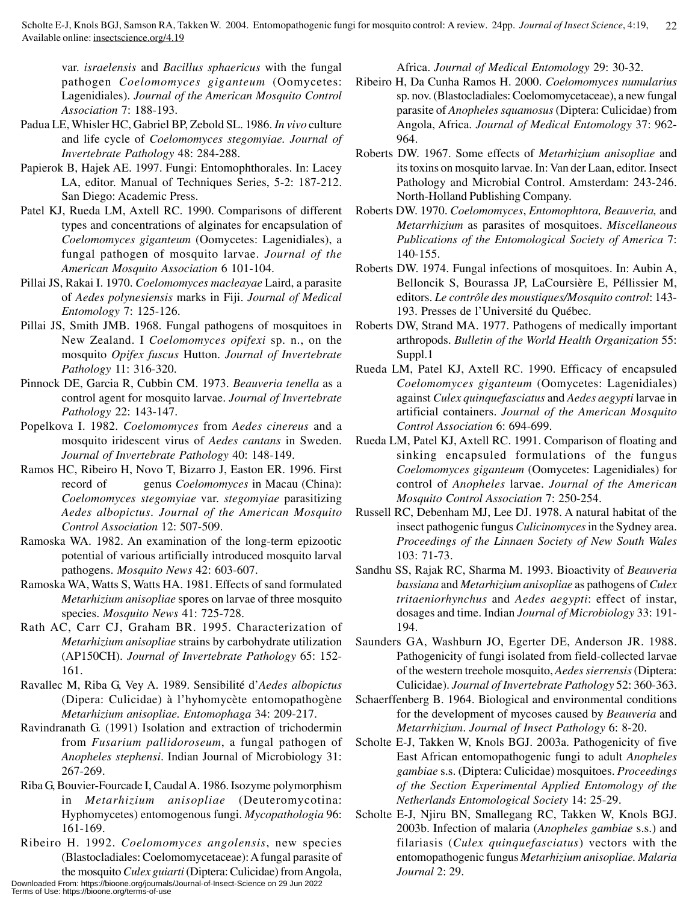var. *israelensis* and *Bacillus sphaericus* with the fungal pathogen *Coelomomyces giganteum* (Oomycetes: Lagenidiales). *Journal of the American Mosquito Control Association* 7: 188-193.

Padua LE, Whisler HC, Gabriel BP, Zebold SL. 1986. *In vivo* culture and life cycle of *Coelomomyces stegomyiae. Journal of Invertebrate Pathology* 48: 284-288.

Papierok B, Hajek AE. 1997. Fungi: Entomophthorales. In: Lacey LA, editor. Manual of Techniques Series, 5-2: 187-212. San Diego: Academic Press.

Patel KJ, Rueda LM, Axtell RC. 1990. Comparisons of different types and concentrations of alginates for encapsulation of *Coelomomyces giganteum* (Oomycetes: Lagenidiales), a fungal pathogen of mosquito larvae. *Journal of the American Mosquito Association* 6 101-104.

Pillai JS, Rakai I. 1970. *Coelomomyces macleayae* Laird, a parasite of *Aedes polynesiensis* marks in Fiji. *Journal of Medical Entomology* 7: 125-126.

Pillai JS, Smith JMB. 1968. Fungal pathogens of mosquitoes in New Zealand. I *Coelomomyces opifexi* sp. n., on the mosquito *Opifex fuscus* Hutton. *Journal of Invertebrate Pathology* 11: 316-320.

Pinnock DE, Garcia R, Cubbin CM. 1973. *Beauveria tenella* as a control agent for mosquito larvae. *Journal of Invertebrate Pathology* 22: 143-147.

Popelkova I. 1982. *Coelomomyces* from *Aedes cinereus* and a mosquito iridescent virus of *Aedes cantans* in Sweden. *Journal of Invertebrate Pathology* 40: 148-149.

Ramos HC, Ribeiro H, Novo T, Bizarro J, Easton ER. 1996. First record of genus *Coelomomyces* in Macau (China): *Coelomomyces stegomyiae* var. *stegomyiae* parasitizing *Aedes albopictus*. *Journal of the American Mosquito Control Association* 12: 507-509.

Ramoska WA. 1982. An examination of the long-term epizootic potential of various artificially introduced mosquito larval pathogens. *Mosquito News* 42: 603-607.

Ramoska WA, Watts S, Watts HA. 1981. Effects of sand formulated *Metarhizium anisopliae* spores on larvae of three mosquito species. *Mosquito News* 41: 725-728.

Rath AC, Carr CJ, Graham BR. 1995. Characterization of *Metarhizium anisopliae* strains by carbohydrate utilization (AP150CH). *Journal of Invertebrate Pathology* 65: 152-161.

Ravallec M, Riba G, Vey A. 1989. Sensibilité d'*Aedes albopictus* (Dipera: Culicidae) à l'hyhomycète entomopathogène *Metarhizium anisopliae. Entomophaga* 34: 209-217.

Ravindranath G. (1991) Isolation and extraction of trichodermin from *Fusarium pallidoroseum*, a fungal pathogen of *Anopheles stephensi*. Indian Journal of Microbiology 31: 267-269.

Riba G, Bouvier-Fourcade I, Caudal A. 1986. Isozyme polymorphism in *Metarhizium anisopliae* (Deuteromycotina: Hyphomycetes) entomogenous fungi. *Mycopathologia* 96: 161-169.

Ribeiro H. 1992. *Coelomomyces angolensis*, new species (Blastocladiales: Coelomomycetaceae): A fungal parasite of the mosquito *Culex guiarti* (Diptera: Culicidae) from Angola, Africa. *Journal of Medical Entomology* 29: 30-32.

Ribeiro H, Da Cunha Ramos H. 2000. *Coelomomyces numularius* sp. nov. (Blastocladiales: Coelomomycetaceae), a new fungal parasite of *Anopheles squamosus* (Diptera: Culicidae) from Angola, Africa. *Journal of Medical Entomology* 37: 962-964.

Roberts DW. 1967. Some effects of *Metarhizium anisopliae* and its toxins on mosquito larvae. In: Van der Laan, editor. Insect Pathology and Microbial Control. Amsterdam: 243-246. North-Holland Publishing Company.

Roberts DW. 1970. *Coelomomyces*, *Entomophtora, Beauveria,* and *Metarrhizium* as parasites of mosquitoes. *Miscellaneous Publications of the Entomological Society of America* 7: 140-155.

Roberts DW. 1974. Fungal infections of mosquitoes. In: Aubin A, Belloncik S, Bourassa JP, LaCoursière E, Péllissier M, editors. *Le contrôle des moustiques/Mosquito control*: 143-193. Presses de l'Université du Québec.

Roberts DW, Strand MA. 1977. Pathogens of medically important arthropods. *Bulletin of the World Health Organization* 55: Suppl.1

Rueda LM, Patel KJ, Axtell RC. 1990. Efficacy of encapsuled *Coelomomyces giganteum* (Oomycetes: Lagenidiales) against *Culex quinquefasciatus* and *Aedes aegypti* larvae in artificial containers. *Journal of the American Mosquito Control Association* 6: 694-699.

Rueda LM, Patel KJ, Axtell RC. 1991. Comparison of floating and sinking encapsuled formulations of the fungus *Coelomomyces giganteum* (Oomycetes: Lagenidiales) for control of *Anopheles* larvae. *Journal of the American Mosquito Control Association* 7: 250-254.

Russell RC, Debenham MJ, Lee DJ. 1978. A natural habitat of the insect pathogenic fungus *Culicinomyces* in the Sydney area. *Proceedings of the Linnaen Society of New South Wales* 103: 71-73.

Sandhu SS, Rajak RC, Sharma M. 1993. Bioactivity of *Beauveria bassiana* and *Metarhizium anisopliae* as pathogens of *Culex tritaeniorhynchus* and *Aedes aegypti*: effect of instar, dosages and time. Indian *Journal of Microbiology* 33: 191-194.

Saunders GA, Washburn JO, Egerter DE, Anderson JR. 1988. Pathogenicity of fungi isolated from field-collected larvae of the western treehole mosquito, *Aedes sierrensis* (Diptera: Culicidae). *Journal of Invertebrate Pathology* 52: 360-363.

Schaerffenberg B. 1964. Biological and environmental conditions for the development of mycoses caused by *Beauveria* and *Metarrhizium*. *Journal of Insect Pathology* 6: 8-20.

Scholte E-J, Takken W, Knols BGJ. 2003a. Pathogenicity of five East African entomopathogenic fungi to adult *Anopheles gambiae* s.s. (Diptera: Culicidae) mosquitoes. *Proceedings of the Section Experimental Applied Entomology of the Netherlands Entomological Society* 14: 25-29.

Scholte E-J, Njiru BN, Smallegang RC, Takken W, Knols BGJ. 2003b. Infection of malaria (*Anopheles gambiae* s.s.) and filariasis (*Culex quinquefasciatus*) vectors with the entomopathogenic fungus *Metarhizium anisopliae. Malaria Journal* 2: 29.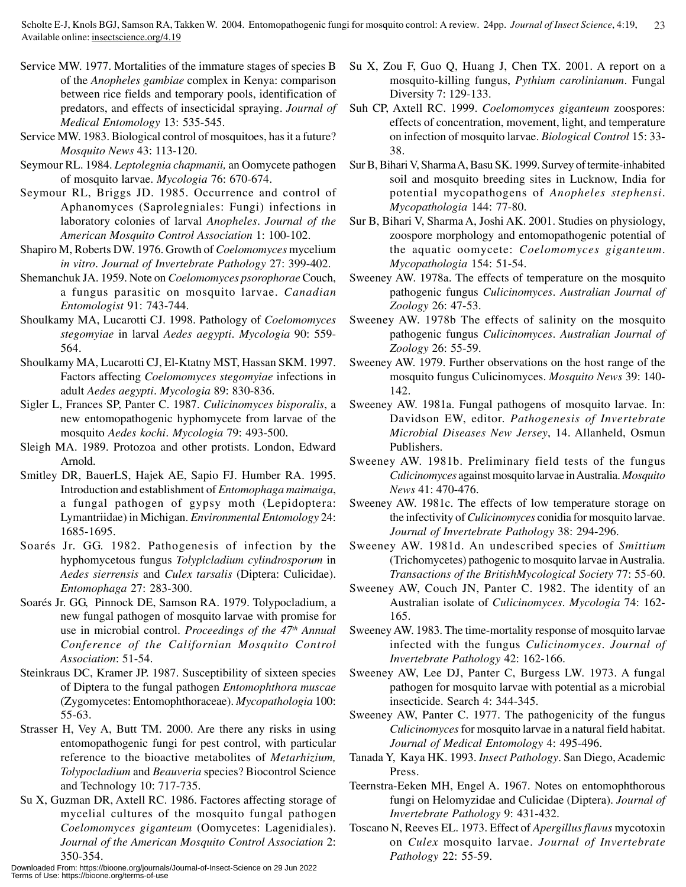Service MW. 1977. Mortalities of the immature stages of species B of the *Anopheles gambiae* complex in Kenya: comparison between rice fields and temporary pools, identification of predators, and effects of insecticidal spraying. *Journal of Medical Entomology* 13: 535-545.

Service MW. 1983. Biological control of mosquitoes, has it a future? *Mosquito News* 43: 113-120.

Seymour RL. 1984. *Leptolegnia chapmanii,* an Oomycete pathogen of mosquito larvae. *Mycologia* 76: 670-674.

Seymour RL, Briggs JD. 1985. Occurrence and control of Aphanomyces (Saprolegniales: Fungi) infections in laboratory colonies of larval *Anopheles*. *Journal of the American Mosquito Control Association* 1: 100-102.

Shapiro M, Roberts DW. 1976. Growth of *Coelomomyces* mycelium *in vitro*. *Journal of Invertebrate Pathology* 27: 399-402.

Shemanchuk JA. 1959. Note on *Coelomomyces psorophorae* Couch, a fungus parasitic on mosquito larvae. *Canadian Entomologist* 91: 743-744.

Shoulkamy MA, Lucarotti CJ. 1998. Pathology of *Coelomomyces stegomyiae* in larval *Aedes aegypti*. *Mycologia* 90: 559-564.

Shoulkamy MA, Lucarotti CJ, El-Ktatny MST, Hassan SKM. 1997. Factors affecting *Coelomomyces stegomyiae* infections in adult *Aedes aegypti*. *Mycologia* 89: 830-836.

Sigler L, Frances SP, Panter C. 1987. *Culicinomyces bisporalis*, a new entomopathogenic hyphomycete from larvae of the mosquito *Aedes kochi*. *Mycologia* 79: 493-500.

Sleigh MA. 1989. Protozoa and other protists. London, Edward Arnold.

Smitley DR, BauerLS, Hajek AE, Sapio FJ. Humber RA. 1995. Introduction and establishment of *Entomophaga maimaiga*, a fungal pathogen of gypsy moth (Lepidoptera: Lymantriidae) in Michigan. *Environmental Entomology* 24: 1685-1695.

Soarés Jr. GG. 1982. Pathogenesis of infection by the hyphomycetous fungus *Tolyplcladium cylindrosporum* in *Aedes sierrensis* and *Culex tarsalis* (Diptera: Culicidae). *Entomophaga* 27: 283-300.

Soarés Jr. GG, Pinnock DE, Samson RA. 1979. Tolypocladium, a new fungal pathogen of mosquito larvae with promise for use in microbial control. *Proceedings of the 47th Annual Conference of the Californian Mosquito Control Association*: 51-54.

Steinkraus DC, Kramer JP. 1987. Susceptibility of sixteen species of Diptera to the fungal pathogen *Entomophthora muscae* (Zygomycetes: Entomophthoraceae). *Mycopathologia* 100: 55-63.

Strasser H, Vey A, Butt TM. 2000. Are there any risks in using entomopathogenic fungi for pest control, with particular reference to the bioactive metabolites of *Metarhizium, Tolypocladium* and *Beauveria* species? Biocontrol Science and Technology 10: 717-735.

Su X, Guzman DR, Axtell RC. 1986. Factores affecting storage of mycelial cultures of the mosquito fungal pathogen *Coelomomyces giganteum* (Oomycetes: Lagenidiales). *Journal of the American Mosquito Control Association* 2: 350-354.

Su X, Zou F, Guo Q, Huang J, Chen TX. 2001. A report on a mosquito-killing fungus, *Pythium carolinianum*. Fungal Diversity 7: 129-133.

Suh CP, Axtell RC. 1999. *Coelomomyces giganteum* zoospores: effects of concentration, movement, light, and temperature on infection of mosquito larvae. *Biological Control* 15: 33-38.

Sur B, Bihari V, Sharma A, Basu SK. 1999. Survey of termite-inhabited soil and mosquito breeding sites in Lucknow, India for potential mycopathogens of *Anopheles stephensi*. *Mycopathologia* 144: 77-80.

Sur B, Bihari V, Sharma A, Joshi AK. 2001. Studies on physiology, zoospore morphology and entomopathogenic potential of the aquatic oomycete: *Coelomomyces giganteum*. *Mycopathologia* 154: 51-54.

Sweeney AW. 1978a. The effects of temperature on the mosquito pathogenic fungus *Culicinomyces*. *Australian Journal of Zoology* 26: 47-53.

Sweeney AW. 1978b The effects of salinity on the mosquito pathogenic fungus *Culicinomyces*. *Australian Journal of Zoology* 26: 55-59.

Sweeney AW. 1979. Further observations on the host range of the mosquito fungus Culicinomyces. *Mosquito News* 39: 140-142.

Sweeney AW. 1981a. Fungal pathogens of mosquito larvae. In: Davidson EW, editor. *Pathogenesis of Invertebrate Microbial Diseases New Jersey*, 14. Allanheld, Osmun Publishers.

Sweeney AW. 1981b. Preliminary field tests of the fungus *Culicinomyces* against mosquito larvae in Australia. *Mosquito News* 41: 470-476.

Sweeney AW. 1981c. The effects of low temperature storage on the infectivity of *Culicinomyces* conidia for mosquito larvae. *Journal of Invertebrate Pathology* 38: 294-296.

Sweeney AW. 1981d. An undescribed species of *Smittium* (Trichomycetes) pathogenic to mosquito larvae in Australia. *Transactions of the BritishMycological Society* 77: 55-60.

Sweeney AW, Couch JN, Panter C. 1982. The identity of an Australian isolate of *Culicinomyces*. *Mycologia* 74: 162-165.

Sweeney AW. 1983. The time-mortality response of mosquito larvae infected with the fungus *Culicinomyces*. *Journal of Invertebrate Pathology* 42: 162-166.

Sweeney AW, Lee DJ, Panter C, Burgess LW. 1973. A fungal pathogen for mosquito larvae with potential as a microbial insecticide. Search 4: 344-345.

Sweeney AW, Panter C. 1977. The pathogenicity of the fungus *Culicinomyces* for mosquito larvae in a natural field habitat. *Journal of Medical Entomology* 4: 495-496.

Tanada Y, Kaya HK. 1993. *Insect Pathology*. San Diego, Academic Press.

Teernstra-Eeken MH, Engel A. 1967. Notes on entomophthorous fungi on Helomyzidae and Culicidae (Diptera). *Journal of Invertebrate Pathology* 9: 431-432.

Toscano N, Reeves EL. 1973. Effect of *Apergillus flavus* mycotoxin on *Culex* mosquito larvae. *Journal of Invertebrate Pathology* 22: 55-59.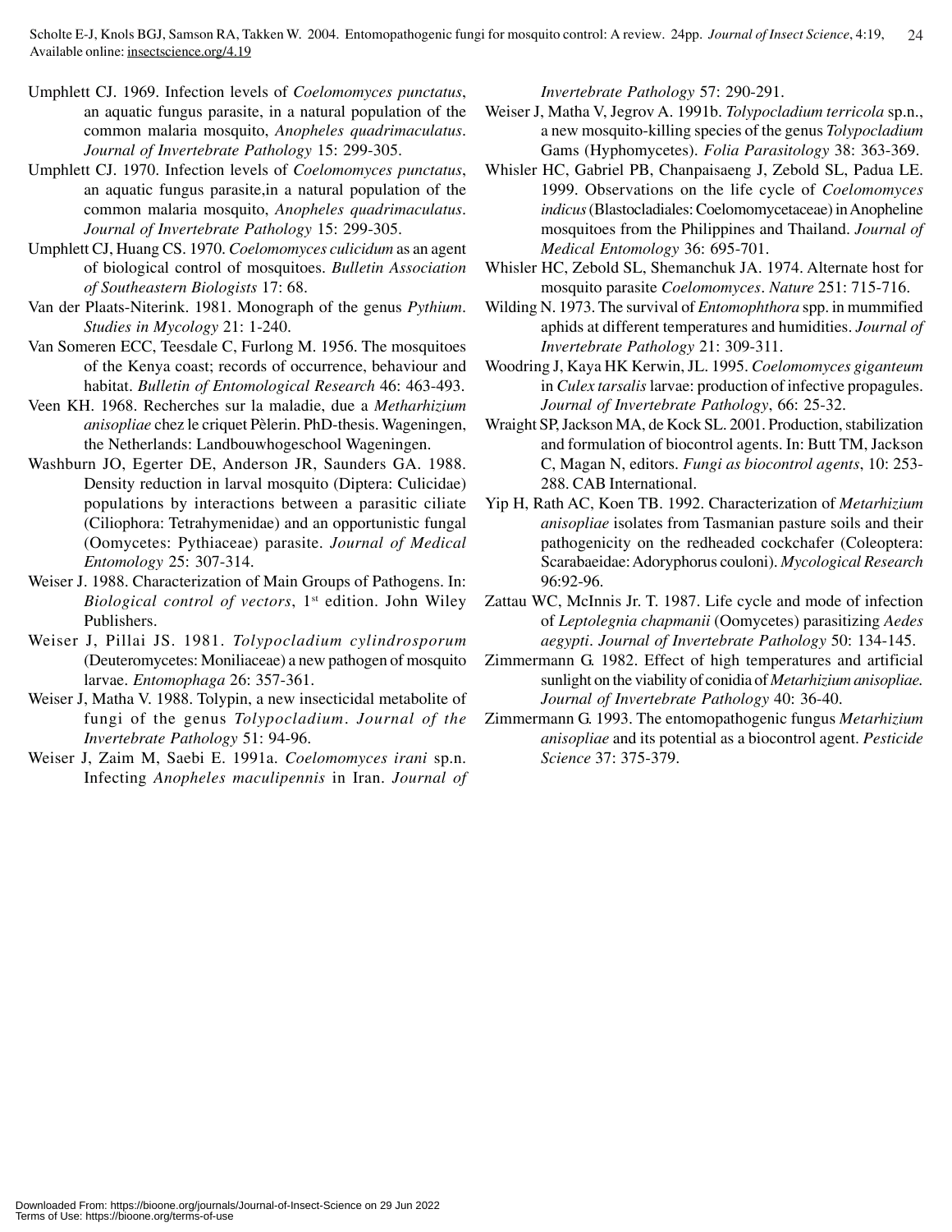Umphlett CJ. 1969. Infection levels of *Coelomomyces punctatus*, an aquatic fungus parasite, in a natural population of the common malaria mosquito, *Anopheles quadrimaculatus*. *Journal of Invertebrate Pathology* 15: 299-305.

Umphlett CJ. 1970. Infection levels of *Coelomomyces punctatus*, an aquatic fungus parasite,in a natural population of the common malaria mosquito, *Anopheles quadrimaculatus*. *Journal of Invertebrate Pathology* 15: 299-305.

Umphlett CJ, Huang CS. 1970. *Coelomomyces culicidum* as an agent of biological control of mosquitoes. *Bulletin Association of Southeastern Biologists* 17: 68.

Van der Plaats-Niterink. 1981. Monograph of the genus *Pythium*. *Studies in Mycology* 21: 1-240.

Van Someren ECC, Teesdale C, Furlong M. 1956. The mosquitoes of the Kenya coast; records of occurrence, behaviour and habitat. *Bulletin of Entomological Research* 46: 463-493.

Veen KH. 1968. Recherches sur la maladie, due a *Metharhizium anisopliae* chez le criquet Pèlerin. PhD-thesis. Wageningen, the Netherlands: Landbouwhogeschool Wageningen.

Washburn JO, Egerter DE, Anderson JR, Saunders GA. 1988. Density reduction in larval mosquito (Diptera: Culicidae) populations by interactions between a parasitic ciliate (Ciliophora: Tetrahymenidae) and an opportunistic fungal (Oomycetes: Pythiaceae) parasite. *Journal of Medical Entomology* 25: 307-314.

Weiser J. 1988. Characterization of Main Groups of Pathogens. In: *Biological control of vectors*, 1st edition. John Wiley Publishers.

Weiser J, Pillai JS. 1981. *Tolypocladium cylindrosporum* (Deuteromycetes: Moniliaceae) a new pathogen of mosquito larvae. *Entomophaga* 26: 357-361.

Weiser J, Matha V. 1988. Tolypin, a new insecticidal metabolite of fungi of the genus *Tolypocladium*. *Journal of the Invertebrate Pathology* 51: 94-96.

Weiser J, Zaim M, Saebi E. 1991a. *Coelomomyces irani* sp.n. Infecting *Anopheles maculipennis* in Iran. *Journal of Invertebrate Pathology* 57: 290-291.

Weiser J, Matha V, Jegrov A. 1991b. *Tolypocladium terricola* sp.n., a new mosquito-killing species of the genus *Tolypocladium* Gams (Hyphomycetes). *Folia Parasitology* 38: 363-369.

Whisler HC, Gabriel PB, Chanpaisaeng J, Zebold SL, Padua LE. 1999. Observations on the life cycle of *Coelomomyces indicus* (Blastocladiales: Coelomomycetaceae) in Anopheline mosquitoes from the Philippines and Thailand. *Journal of Medical Entomology* 36: 695-701.

Whisler HC, Zebold SL, Shemanchuk JA. 1974. Alternate host for mosquito parasite *Coelomomyces*. *Nature* 251: 715-716.

Wilding N. 1973. The survival of *Entomophthora* spp. in mummified aphids at different temperatures and humidities. *Journal of Invertebrate Pathology* 21: 309-311.

Woodring J, Kaya HK Kerwin, JL. 1995. *Coelomomyces giganteum* in *Culex tarsalis* larvae: production of infective propagules. *Journal of Invertebrate Pathology*, 66: 25-32.

Wraight SP, Jackson MA, de Kock SL. 2001. Production, stabilization and formulation of biocontrol agents. In: Butt TM, Jackson C, Magan N, editors. *Fungi as biocontrol agents*, 10: 253-288. CAB International.

Yip H, Rath AC, Koen TB. 1992. Characterization of *Metarhizium anisopliae* isolates from Tasmanian pasture soils and their pathogenicity on the redheaded cockchafer (Coleoptera: Scarabaeidae: Adoryphorus couloni). *Mycological Research* 96:92-96.

Zattau WC, McInnis Jr. T. 1987. Life cycle and mode of infection of *Leptolegnia chapmanii* (Oomycetes) parasitizing *Aedes aegypti*. *Journal of Invertebrate Pathology* 50: 134-145.

Zimmermann G. 1982. Effect of high temperatures and artificial sunlight on the viability of conidia of *Metarhizium anisopliae*. *Journal of Invertebrate Pathology* 40: 36-40.

Zimmermann G. 1993. The entomopathogenic fungus *Metarhizium anisopliae* and its potential as a biocontrol agent. *Pesticide Science* 37: 375-379.